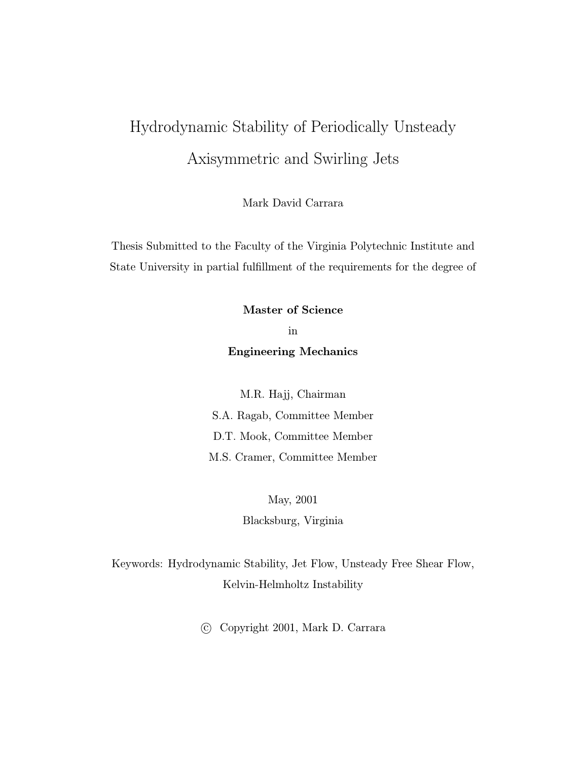# Hydrodynamic Stability of Periodically Unsteady Axisymmetric and Swirling Jets

Mark David Carrara

Thesis Submitted to the Faculty of the Virginia Polytechnic Institute and State University in partial fulfillment of the requirements for the degree of

**Master of Science**

in

**Engineering Mechanics**

M.R. Hajj, Chairman

S.A. Ragab, Committee Member

D.T. Mook, Committee Member

M.S. Cramer, Committee Member

May, 2001

Blacksburg, Virginia

Keywords: Hydrodynamic Stability, Jet Flow, Unsteady Free Shear Flow, Kelvin-Helmholtz Instability

© Copyright 2001, Mark D. Carrara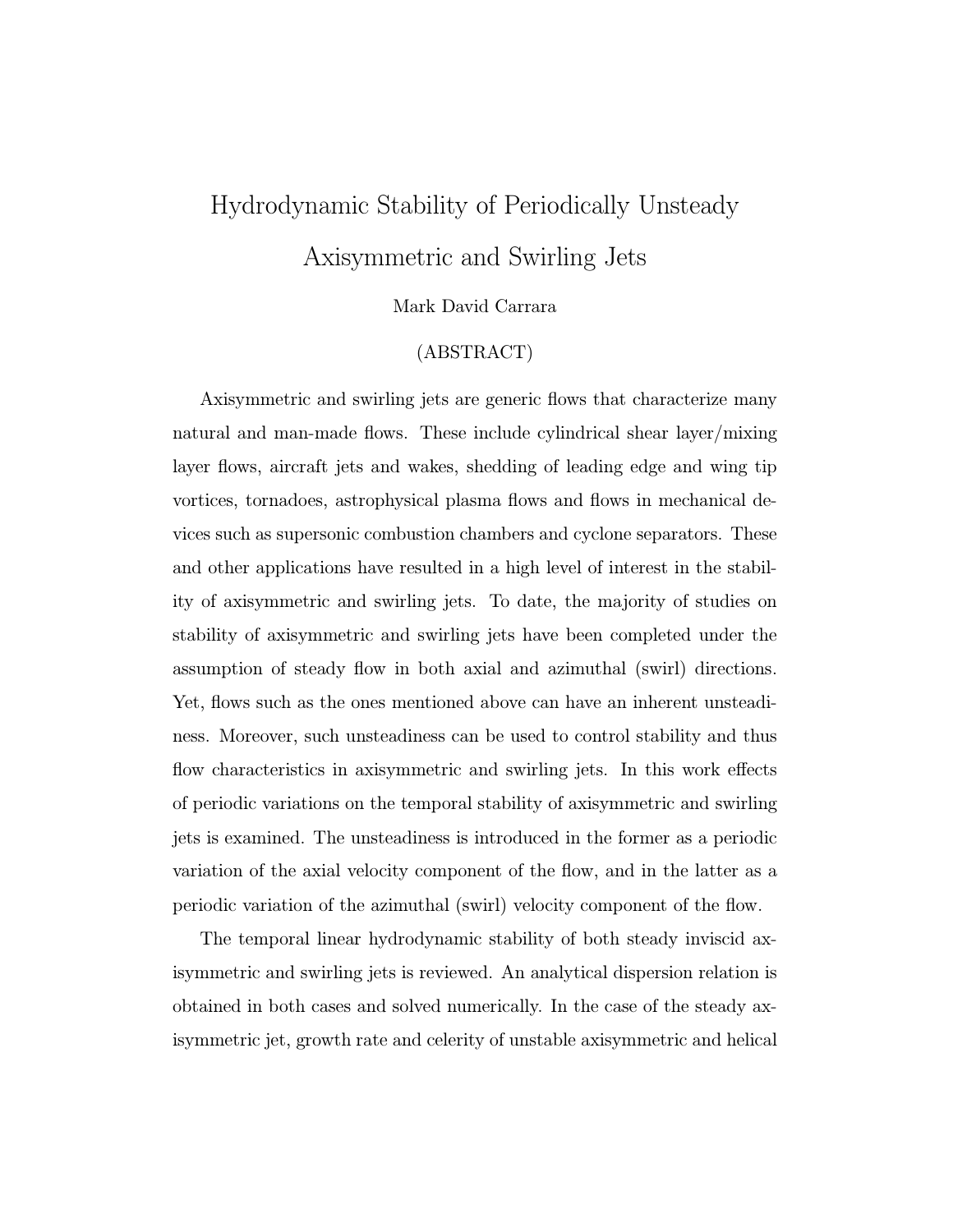# Hydrodynamic Stability of Periodically Unsteady Axisymmetric and Swirling Jets

Mark David Carrara

(ABSTRACT)

Axisymmetric and swirling jets are generic flows that characterize many natural and man-made flows. These include cylindrical shear layer/mixing layer flows, aircraft jets and wakes, shedding of leading edge and wing tip vortices, tornadoes, astrophysical plasma flows and flows in mechanical devices such as supersonic combustion chambers and cyclone separators. These and other applications have resulted in a high level of interest in the stability of axisymmetric and swirling jets. To date, the majority of studies on stability of axisymmetric and swirling jets have been completed under the assumption of steady flow in both axial and azimuthal (swirl) directions. Yet, flows such as the ones mentioned above can have an inherent unsteadiness. Moreover, such unsteadiness can be used to control stability and thus flow characteristics in axisymmetric and swirling jets. In this work effects of periodic variations on the temporal stability of axisymmetric and swirling jets is examined. The unsteadiness is introduced in the former as a periodic variation of the axial velocity component of the flow, and in the latter as a periodic variation of the azimuthal (swirl) velocity component of the flow.

The temporal linear hydrodynamic stability of both steady inviscid axisymmetric and swirling jets is reviewed. An analytical dispersion relation is obtained in both cases and solved numerically. In the case of the steady axisymmetric jet, growth rate and celerity of unstable axisymmetric and helical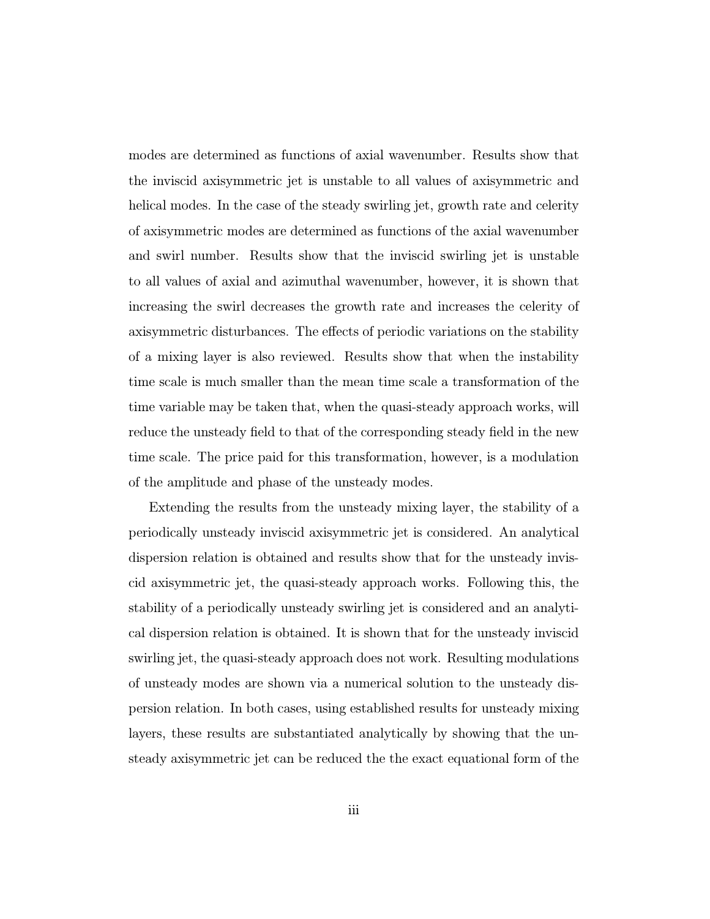modes are determined as functions of axial wavenumber. Results show that the inviscid axisymmetric jet is unstable to all values of axisymmetric and helical modes. In the case of the steady swirling jet, growth rate and celerity of axisymmetric modes are determined as functions of the axial wavenumber and swirl number. Results show that the inviscid swirling jet is unstable to all values of axial and azimuthal wavenumber, however, it is shown that increasing the swirl decreases the growth rate and increases the celerity of axisymmetric disturbances. The effects of periodic variations on the stability of a mixing layer is also reviewed. Results show that when the instability time scale is much smaller than the mean time scale a transformation of the time variable may be taken that, when the quasi-steady approach works, will reduce the unsteady field to that of the corresponding steady field in the new time scale. The price paid for this transformation, however, is a modulation of the amplitude and phase of the unsteady modes.

Extending the results from the unsteady mixing layer, the stability of a periodically unsteady inviscid axisymmetric jet is considered. An analytical dispersion relation is obtained and results show that for the unsteady inviscid axisymmetric jet, the quasi-steady approach works. Following this, the stability of a periodically unsteady swirling jet is considered and an analytical dispersion relation is obtained. It is shown that for the unsteady inviscid swirling jet, the quasi-steady approach does not work. Resulting modulations of unsteady modes are shown via a numerical solution to the unsteady dispersion relation. In both cases, using established results for unsteady mixing layers, these results are substantiated analytically by showing that the unsteady axisymmetric jet can be reduced the the exact equational form of the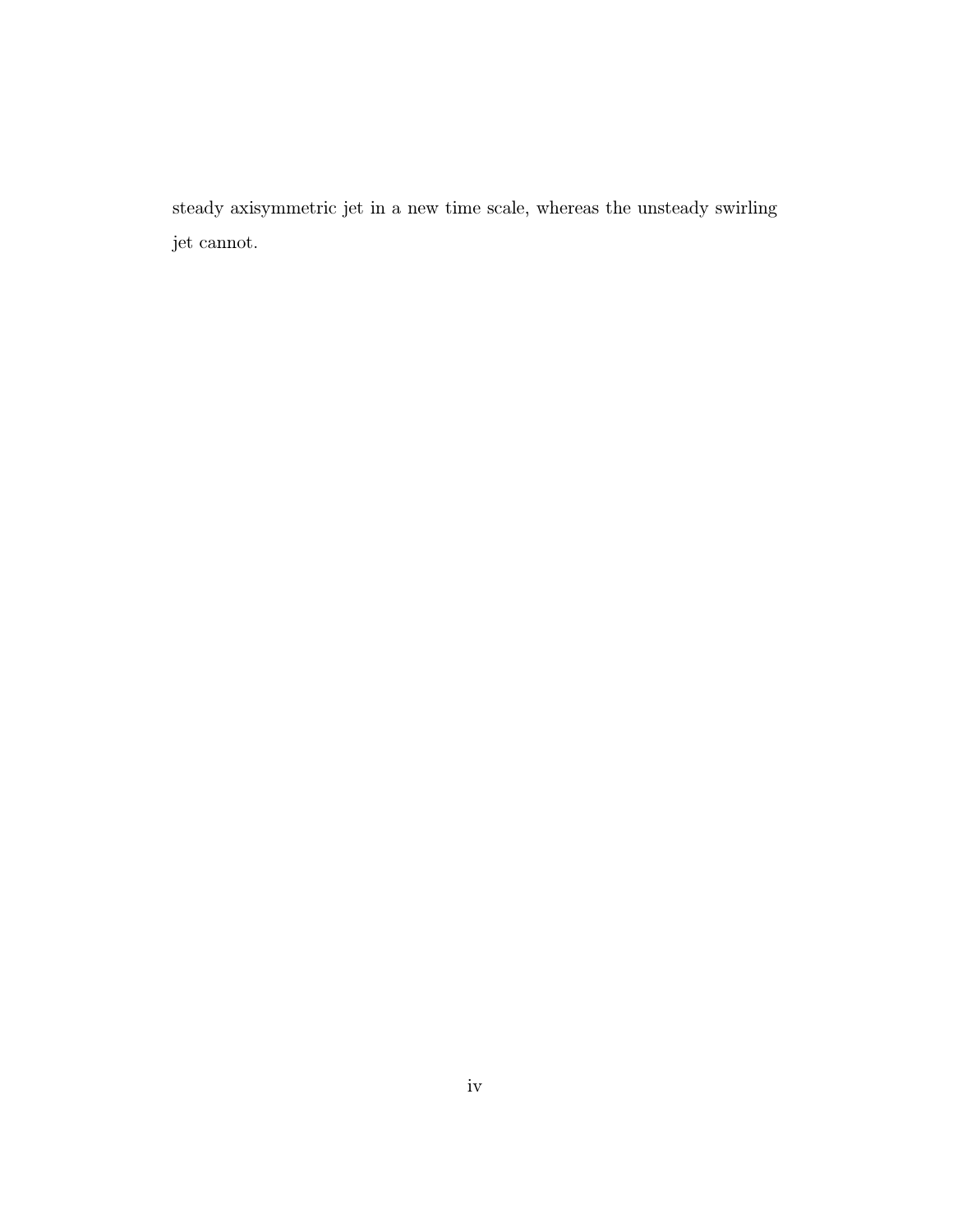steady axisymmetric jet in a new time scale, whereas the unsteady swirling jet cannot.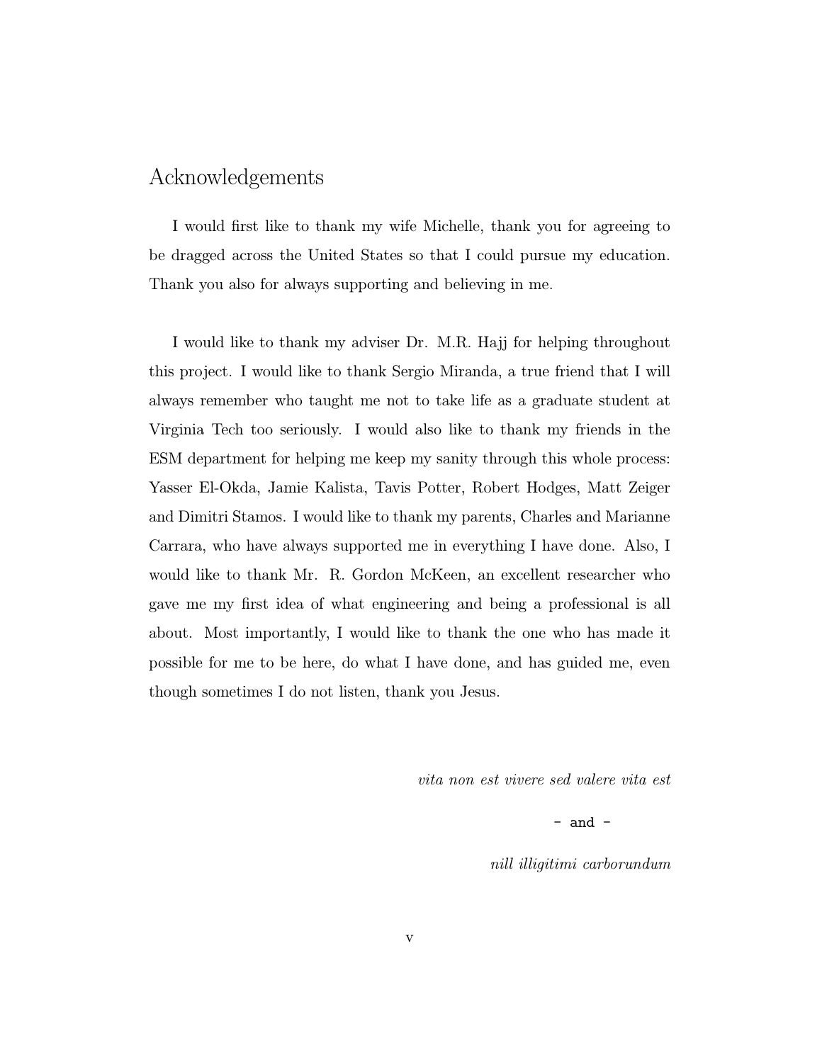# Acknowledgements

I would first like to thank my wife Michelle, thank you for agreeing to be dragged across the United States so that I could pursue my education. Thank you also for always supporting and believing in me.

I would like to thank my adviser Dr. M.R. Hajj for helping throughout this project. I would like to thank Sergio Miranda, a true friend that I will always remember who taught me not to take life as a graduate student at Virginia Tech too seriously. I would also like to thank my friends in the ESM department for helping me keep my sanity through this whole process: Yasser El-Okda, Jamie Kalista, Tavis Potter, Robert Hodges, Matt Zeiger and Dimitri Stamos. I would like to thank my parents, Charles and Marianne Carrara, who have always supported me in everything I have done. Also, I would like to thank Mr. R. Gordon McKeen, an excellent researcher who gave me my first idea of what engineering and being a professional is all about. Most importantly, I would like to thank the one who has made it possible for me to be here, do what I have done, and has guided me, even though sometimes I do not listen, thank you Jesus.

*vita non est vivere sed valere vita est*

- and -

*nill illigitimi carborundum*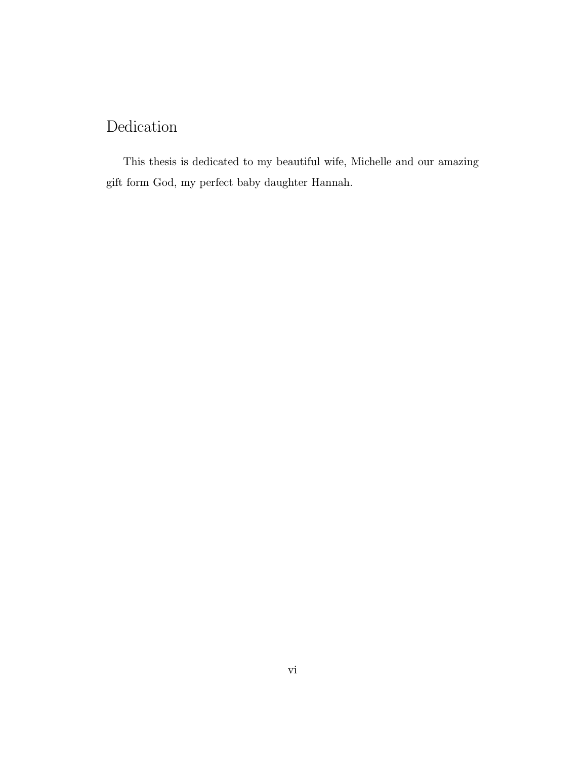# Dedication

This thesis is dedicated to my beautiful wife, Michelle and our amazing gift form God, my perfect baby daughter Hannah.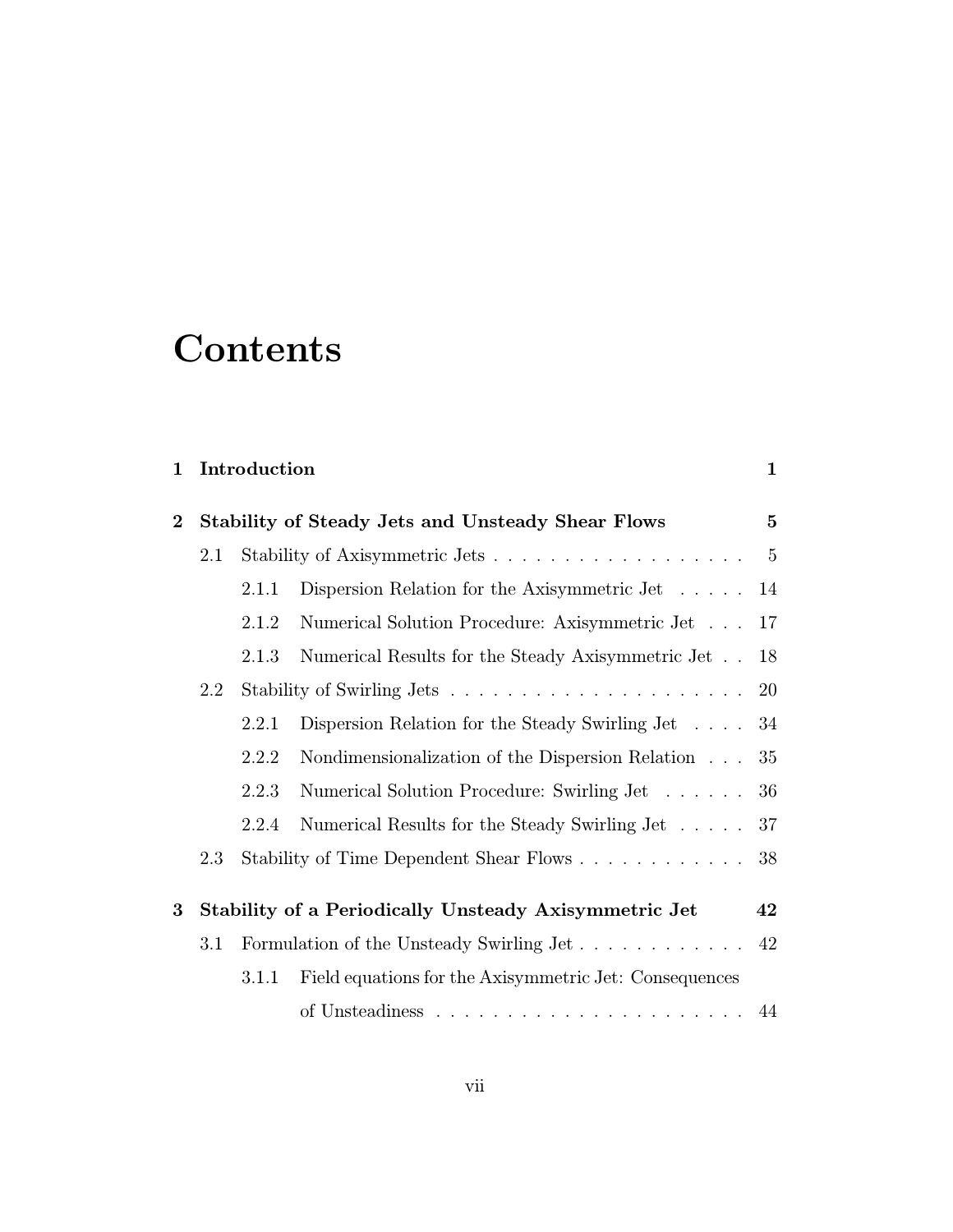# Contents

**1 Introduction** **1**

**2 Stability of Steady Jets and Unsteady Shear Flows** **5**

- 2.1 Stability of Axisymmetric Jets . . . . . . . . . . . . . . . . . . 5
  - 2.1.1 Dispersion Relation for the Axisymmetric Jet . . . . . 14
  - 2.1.2 Numerical Solution Procedure: Axisymmetric Jet . . . 17
  - 2.1.3 Numerical Results for the Steady Axisymmetric Jet . . 18
- 2.2 Stability of Swirling Jets . . . . . . . . . . . . . . . . . . . . . 20
  - 2.2.1 Dispersion Relation for the Steady Swirling Jet . . . . 34
  - 2.2.2 Nondimensionalization of the Dispersion Relation . . . 35
  - 2.2.3 Numerical Solution Procedure: Swirling Jet . . . . . . 36
  - 2.2.4 Numerical Results for the Steady Swirling Jet . . . . . 37
- 2.3 Stability of Time Dependent Shear Flows . . . . . . . . . . . . 38

**3 Stability of a Periodically Unsteady Axisymmetric Jet** **42**

- 3.1 Formulation of the Unsteady Swirling Jet . . . . . . . . . . . . 42
  - 3.1.1 Field equations for the Axisymmetric Jet: Consequences of Unsteadiness . . . . . . . . . . . . . . . . . . . . . . 44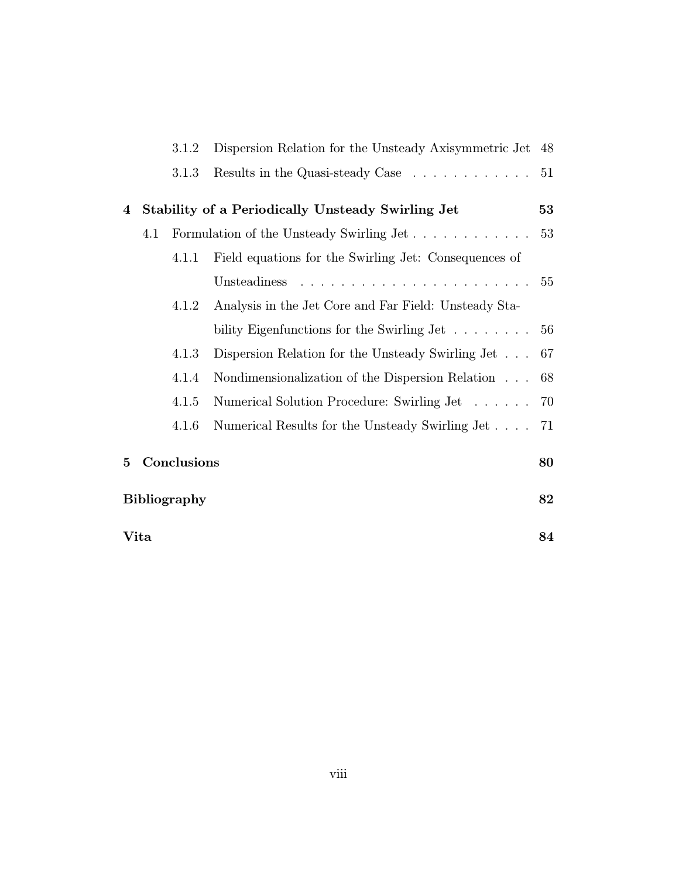3.1.2 Dispersion Relation for the Unsteady Axisymmetric Jet 48

3.1.3 Results in the Quasi-steady Case . . . . . . . . . . . . 51

**4 Stability of a Periodically Unsteady Swirling Jet 53**

4.1 Formulation of the Unsteady Swirling Jet . . . . . . . . . . . . 53

4.1.1 Field equations for the Swirling Jet: Consequences of Unsteadiness . . . . . . . . . . . . . . . . . . . . . . . 55

4.1.2 Analysis in the Jet Core and Far Field: Unsteady Stability Eigenfunctions for the Swirling Jet . . . . . . . . 56

4.1.3 Dispersion Relation for the Unsteady Swirling Jet . . . 67

4.1.4 Nondimensionalization of the Dispersion Relation . . . 68

4.1.5 Numerical Solution Procedure: Swirling Jet . . . . . . 70

4.1.6 Numerical Results for the Unsteady Swirling Jet . . . . 71

**5 Conclusions 80**

**Bibliography 82**

**Vita 84**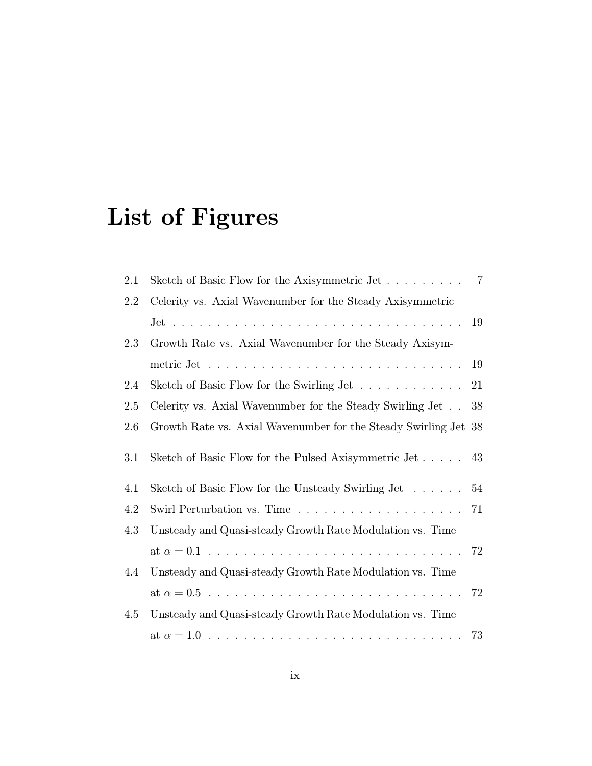# List of Figures

| | | |
|---|---|---|
| 2.1 | Sketch of Basic Flow for the Axisymmetric Jet | 7 |
| 2.2 | Celerity vs. Axial Wavenumber for the Steady Axisymmetric Jet | 19 |
| 2.3 | Growth Rate vs. Axial Wavenumber for the Steady Axisymmetric Jet | 19 |
| 2.4 | Sketch of Basic Flow for the Swirling Jet | 21 |
| 2.5 | Celerity vs. Axial Wavenumber for the Steady Swirling Jet | 38 |
| 2.6 | Growth Rate vs. Axial Wavenumber for the Steady Swirling Jet | 38 |
| 3.1 | Sketch of Basic Flow for the Pulsed Axisymmetric Jet | 43 |
| 4.1 | Sketch of Basic Flow for the Unsteady Swirling Jet | 54 |
| 4.2 | Swirl Perturbation vs. Time | 71 |
| 4.3 | Unsteady and Quasi-steady Growth Rate Modulation vs. Time at $\alpha = 0.1$ | 72 |
| 4.4 | Unsteady and Quasi-steady Growth Rate Modulation vs. Time at $\alpha = 0.5$ | 72 |
| 4.5 | Unsteady and Quasi-steady Growth Rate Modulation vs. Time at $\alpha = 1.0$ | 73 |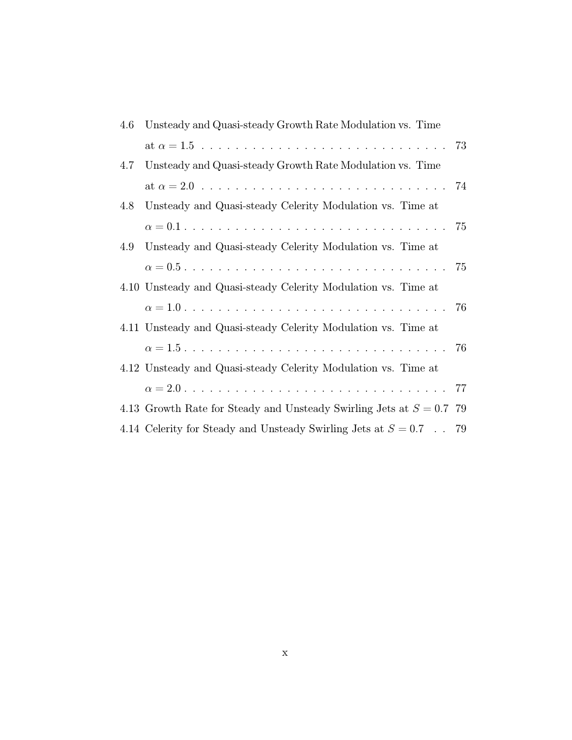4.6 Unsteady and Quasi-steady Growth Rate Modulation vs. Time at $\alpha = 1.5$ . . . . . . . . . . . . . . . . . . . . . . . . . . . . 73

4.7 Unsteady and Quasi-steady Growth Rate Modulation vs. Time at $\alpha = 2.0$ . . . . . . . . . . . . . . . . . . . . . . . . . . . . 74

4.8 Unsteady and Quasi-steady Celerity Modulation vs. Time at $\alpha = 0.1$ . . . . . . . . . . . . . . . . . . . . . . . . . . . . . . 75

4.9 Unsteady and Quasi-steady Celerity Modulation vs. Time at $\alpha = 0.5$ . . . . . . . . . . . . . . . . . . . . . . . . . . . . . . 75

4.10 Unsteady and Quasi-steady Celerity Modulation vs. Time at $\alpha = 1.0$ . . . . . . . . . . . . . . . . . . . . . . . . . . . . . . 76

4.11 Unsteady and Quasi-steady Celerity Modulation vs. Time at $\alpha = 1.5$ . . . . . . . . . . . . . . . . . . . . . . . . . . . . . . 76

4.12 Unsteady and Quasi-steady Celerity Modulation vs. Time at $\alpha = 2.0$ . . . . . . . . . . . . . . . . . . . . . . . . . . . . . . 77

4.13 Growth Rate for Steady and Unsteady Swirling Jets at $S = 0.7$ 79

4.14 Celerity for Steady and Unsteady Swirling Jets at $S = 0.7$ . . 79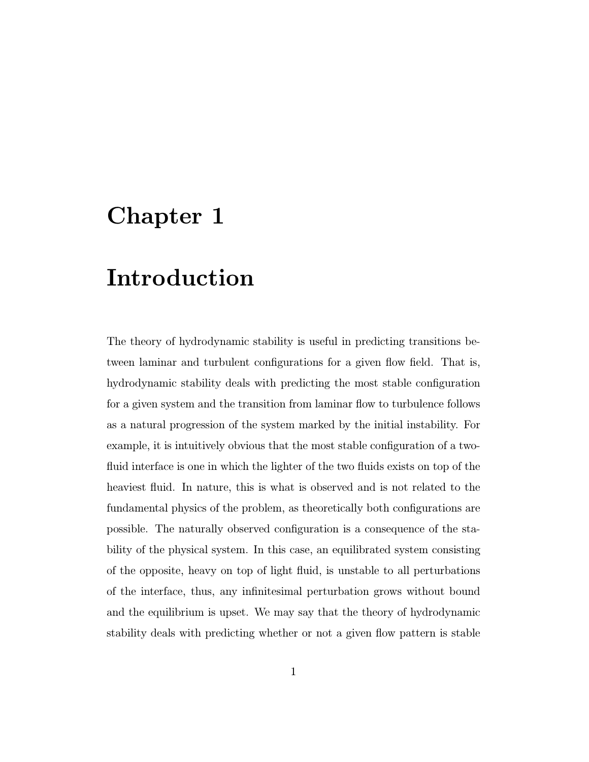# Chapter 1

# Introduction

The theory of hydrodynamic stability is useful in predicting transitions between laminar and turbulent configurations for a given flow field. That is, hydrodynamic stability deals with predicting the most stable configuration for a given system and the transition from laminar flow to turbulence follows as a natural progression of the system marked by the initial instability. For example, it is intuitively obvious that the most stable configuration of a two-fluid interface is one in which the lighter of the two fluids exists on top of the heaviest fluid. In nature, this is what is observed and is not related to the fundamental physics of the problem, as theoretically both configurations are possible. The naturally observed configuration is a consequence of the stability of the physical system. In this case, an equilibrated system consisting of the opposite, heavy on top of light fluid, is unstable to all perturbations of the interface, thus, any infinitesimal perturbation grows without bound and the equilibrium is upset. We may say that the theory of hydrodynamic stability deals with predicting whether or not a given flow pattern is stable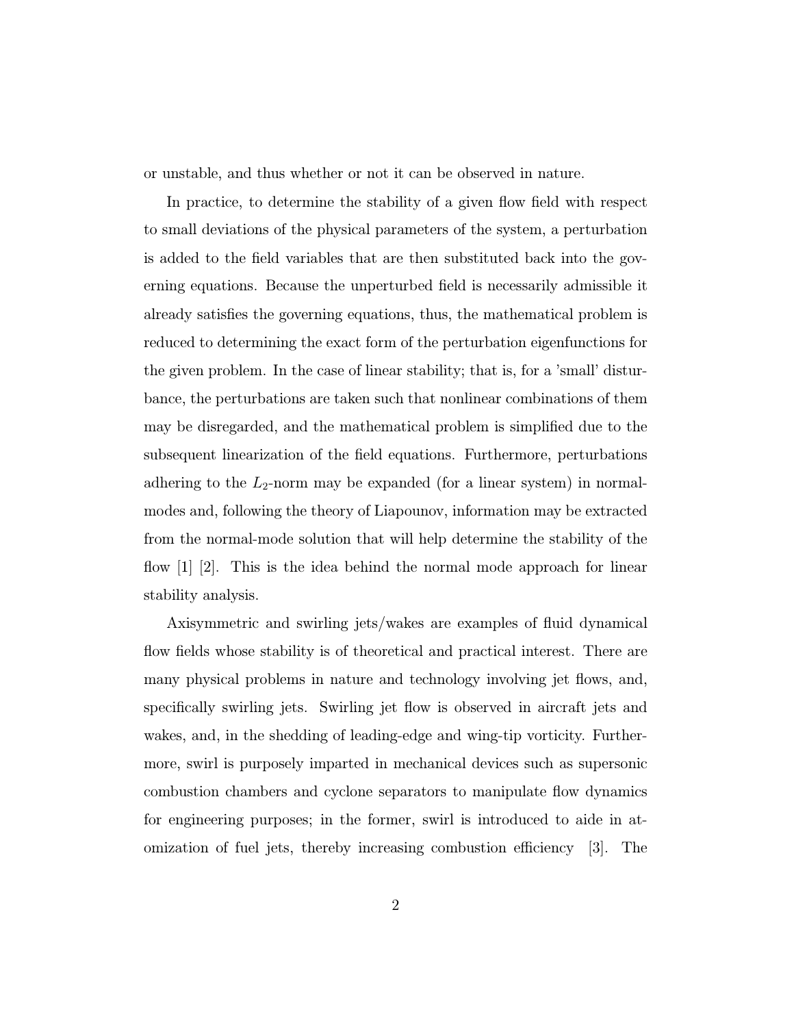or unstable, and thus whether or not it can be observed in nature.

In practice, to determine the stability of a given flow field with respect to small deviations of the physical parameters of the system, a perturbation is added to the field variables that are then substituted back into the governing equations. Because the unperturbed field is necessarily admissible it already satisfies the governing equations, thus, the mathematical problem is reduced to determining the exact form of the perturbation eigenfunctions for the given problem. In the case of linear stability; that is, for a 'small' disturbance, the perturbations are taken such that nonlinear combinations of them may be disregarded, and the mathematical problem is simplified due to the subsequent linearization of the field equations. Furthermore, perturbations adhering to the $L_2$-norm may be expanded (for a linear system) in normal-modes and, following the theory of Liapounov, information may be extracted from the normal-mode solution that will help determine the stability of the flow [1] [2]. This is the idea behind the normal mode approach for linear stability analysis.

Axisymmetric and swirling jets/wakes are examples of fluid dynamical flow fields whose stability is of theoretical and practical interest. There are many physical problems in nature and technology involving jet flows, and, specifically swirling jets. Swirling jet flow is observed in aircraft jets and wakes, and, in the shedding of leading-edge and wing-tip vorticity. Furthermore, swirl is purposely imparted in mechanical devices such as supersonic combustion chambers and cyclone separators to manipulate flow dynamics for engineering purposes; in the former, swirl is introduced to aide in atomization of fuel jets, thereby increasing combustion efficiency [3]. The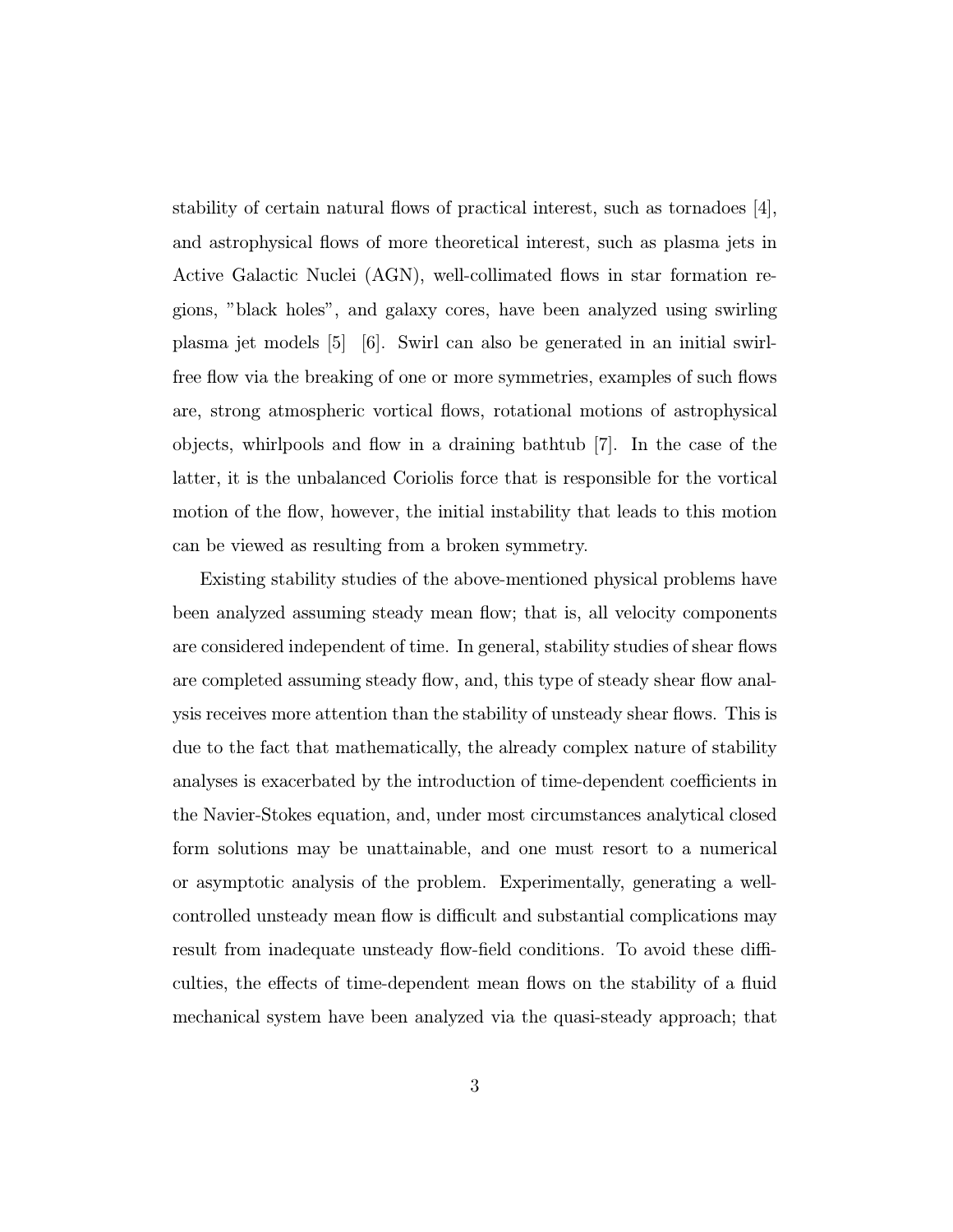stability of certain natural flows of practical interest, such as tornadoes [4], and astrophysical flows of more theoretical interest, such as plasma jets in Active Galactic Nuclei (AGN), well-collimated flows in star formation regions, "black holes", and galaxy cores, have been analyzed using swirling plasma jet models [5] [6]. Swirl can also be generated in an initial swirl-free flow via the breaking of one or more symmetries, examples of such flows are, strong atmospheric vortical flows, rotational motions of astrophysical objects, whirlpools and flow in a draining bathtub [7]. In the case of the latter, it is the unbalanced Coriolis force that is responsible for the vortical motion of the flow, however, the initial instability that leads to this motion can be viewed as resulting from a broken symmetry.

Existing stability studies of the above-mentioned physical problems have been analyzed assuming steady mean flow; that is, all velocity components are considered independent of time. In general, stability studies of shear flows are completed assuming steady flow, and, this type of steady shear flow analysis receives more attention than the stability of unsteady shear flows. This is due to the fact that mathematically, the already complex nature of stability analyses is exacerbated by the introduction of time-dependent coefficients in the Navier-Stokes equation, and, under most circumstances analytical closed form solutions may be unattainable, and one must resort to a numerical or asymptotic analysis of the problem. Experimentally, generating a well-controlled unsteady mean flow is difficult and substantial complications may result from inadequate unsteady flow-field conditions. To avoid these difficulties, the effects of time-dependent mean flows on the stability of a fluid mechanical system have been analyzed via the quasi-steady approach; that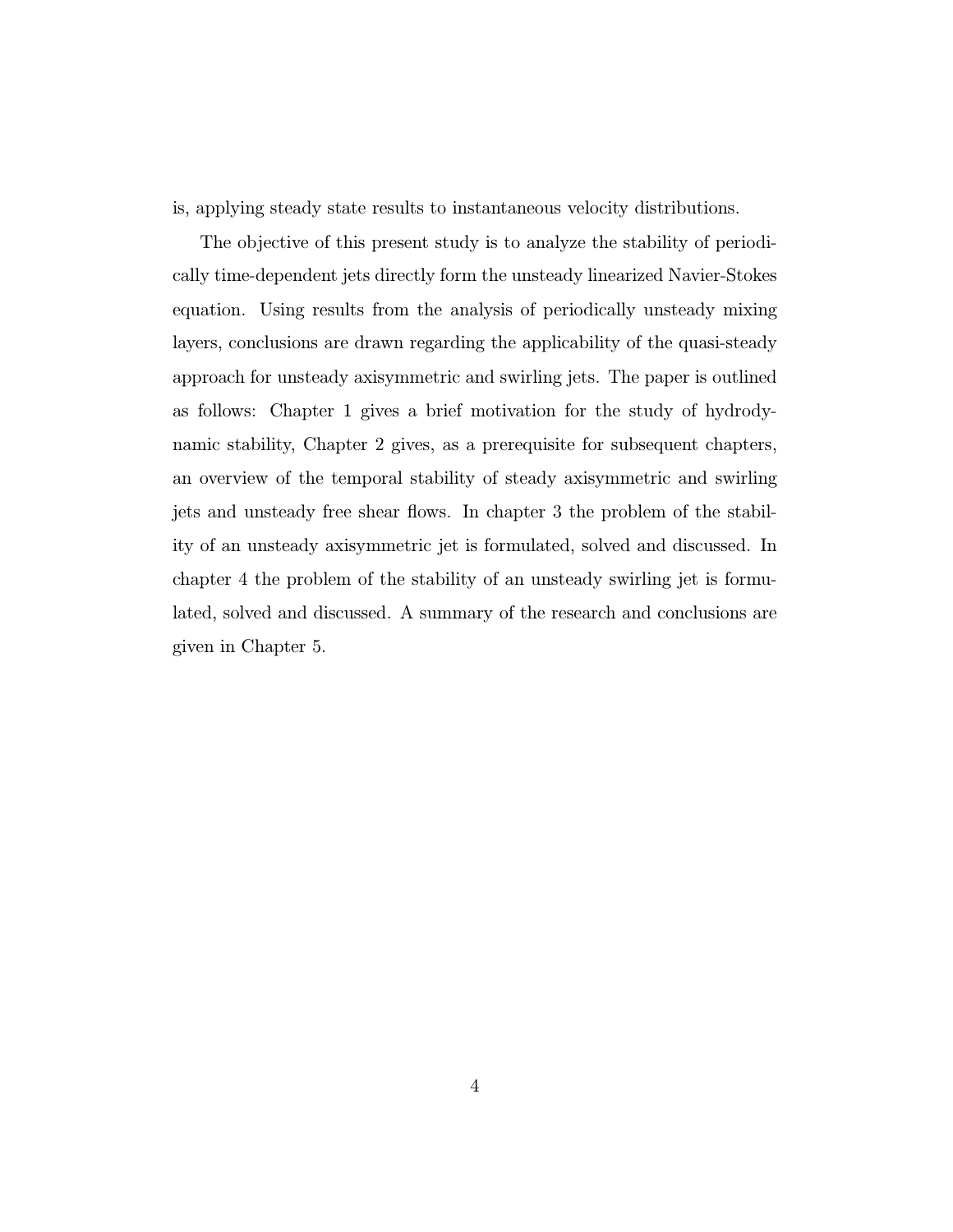is, applying steady state results to instantaneous velocity distributions.

The objective of this present study is to analyze the stability of periodically time-dependent jets directly form the unsteady linearized Navier-Stokes equation. Using results from the analysis of periodically unsteady mixing layers, conclusions are drawn regarding the applicability of the quasi-steady approach for unsteady axisymmetric and swirling jets. The paper is outlined as follows: Chapter 1 gives a brief motivation for the study of hydrodynamic stability, Chapter 2 gives, as a prerequisite for subsequent chapters, an overview of the temporal stability of steady axisymmetric and swirling jets and unsteady free shear flows. In chapter 3 the problem of the stability of an unsteady axisymmetric jet is formulated, solved and discussed. In chapter 4 the problem of the stability of an unsteady swirling jet is formulated, solved and discussed. A summary of the research and conclusions are given in Chapter 5.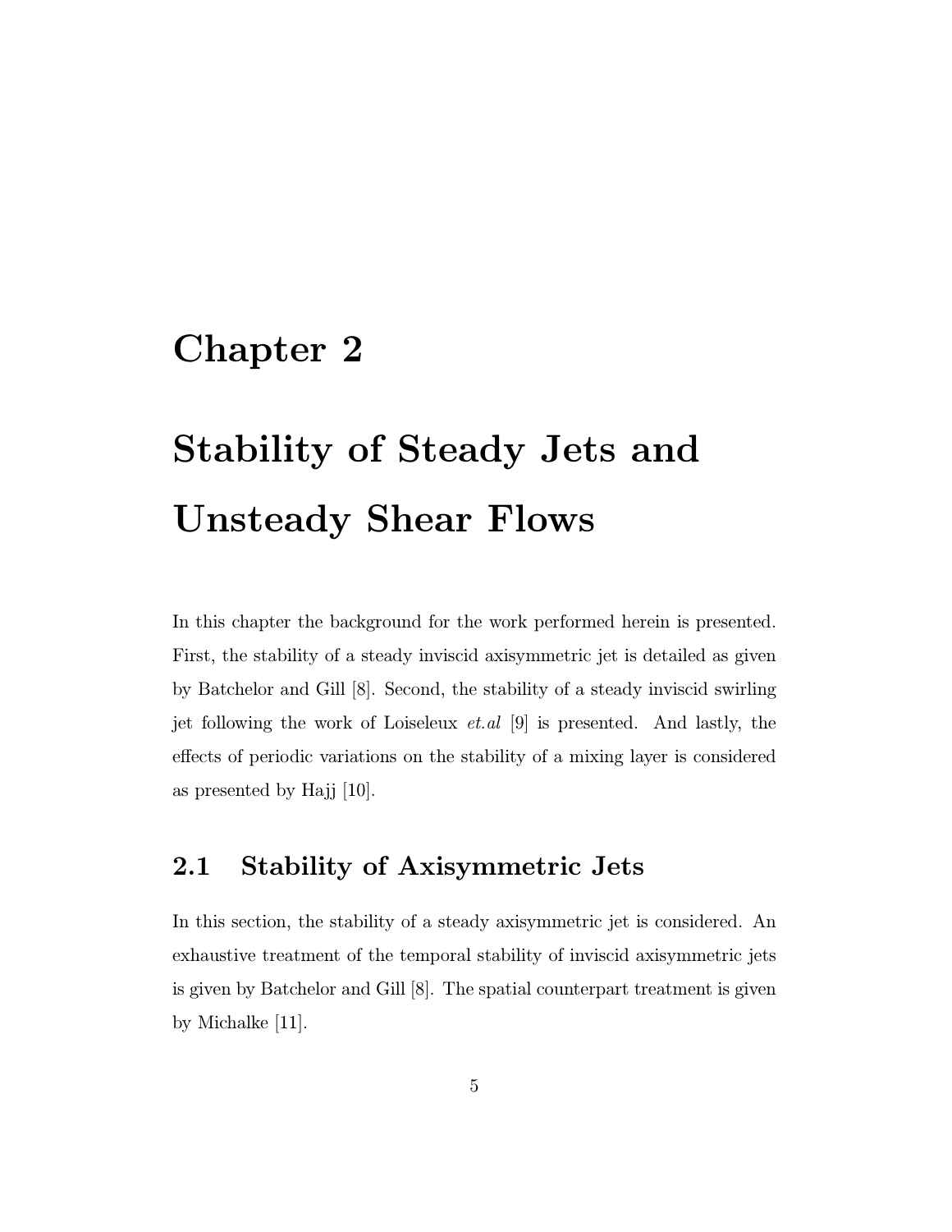# Chapter 2

# Stability of Steady Jets and Unsteady Shear Flows

In this chapter the background for the work performed herein is presented. First, the stability of a steady inviscid axisymmetric jet is detailed as given by Batchelor and Gill [8]. Second, the stability of a steady inviscid swirling jet following the work of Loiseleux *et.al* [9] is presented. And lastly, the effects of periodic variations on the stability of a mixing layer is considered as presented by Hajj [10].

## 2.1 Stability of Axisymmetric Jets

In this section, the stability of a steady axisymmetric jet is considered. An exhaustive treatment of the temporal stability of inviscid axisymmetric jets is given by Batchelor and Gill [8]. The spatial counterpart treatment is given by Michalke [11].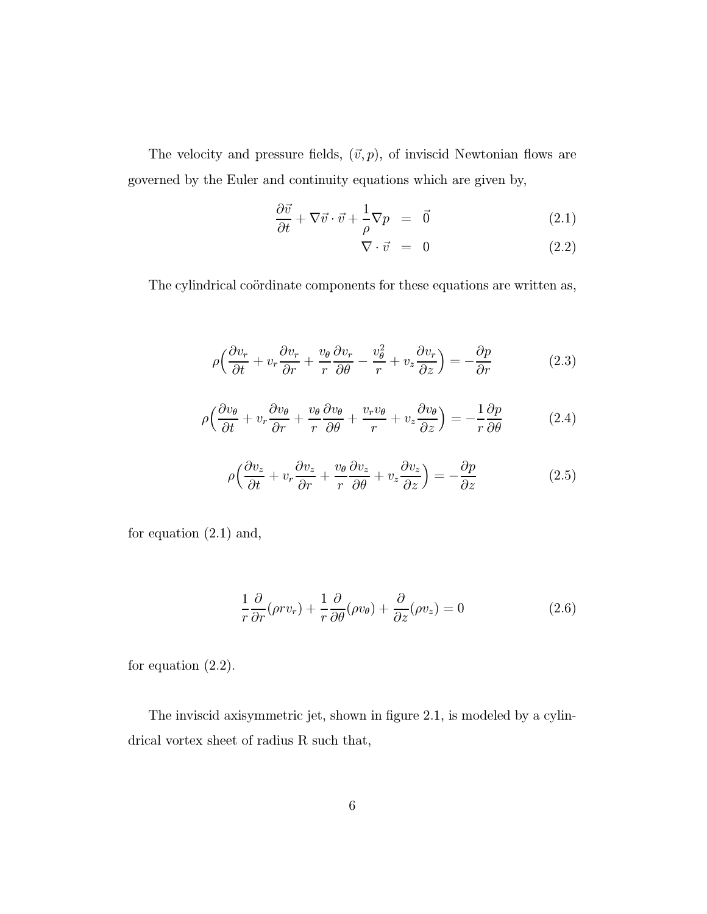The velocity and pressure fields, $(\vec{v}, p)$, of inviscid Newtonian flows are governed by the Euler and continuity equations which are given by,

$$
\begin{aligned}
\frac{\partial \vec{v}}{\partial t} + \nabla \vec{v} \cdot \vec{v} + \frac{1}{\rho} \nabla p &= \vec{0} && (2.1) \\
\nabla \cdot \vec{v} &= 0 && (2.2)
\end{aligned}
$$

The cylindrical coördinate components for these equations are written as,

$$
\rho \Big( \frac{\partial v_r}{\partial t} + v_r \frac{\partial v_r}{\partial r} + \frac{v_\theta}{r} \frac{\partial v_r}{\partial \theta} - \frac{v_\theta^2}{r} + v_z \frac{\partial v_r}{\partial z} \Big) = -\frac{\partial p}{\partial r} \qquad (2.3)
$$

$$
\rho \Big( \frac{\partial v_\theta}{\partial t} + v_r \frac{\partial v_\theta}{\partial r} + \frac{v_\theta}{r} \frac{\partial v_\theta}{\partial \theta} + \frac{v_r v_\theta}{r} + v_z \frac{\partial v_\theta}{\partial z} \Big) = -\frac{1}{r} \frac{\partial p}{\partial \theta} \qquad (2.4)
$$

$$
\rho \Big( \frac{\partial v_z}{\partial t} + v_r \frac{\partial v_z}{\partial r} + \frac{v_\theta}{r} \frac{\partial v_z}{\partial \theta} + v_z \frac{\partial v_z}{\partial z} \Big) = -\frac{\partial p}{\partial z} \qquad (2.5)
$$

for equation (2.1) and,

$$
\frac{1}{r} \frac{\partial}{\partial r}(\rho r v_r) + \frac{1}{r} \frac{\partial}{\partial \theta}(\rho v_\theta) + \frac{\partial}{\partial z}(\rho v_z) = 0 \qquad (2.6)
$$

for equation (2.2).

The inviscid axisymmetric jet, shown in figure 2.1, is modeled by a cylindrical vortex sheet of radius R such that,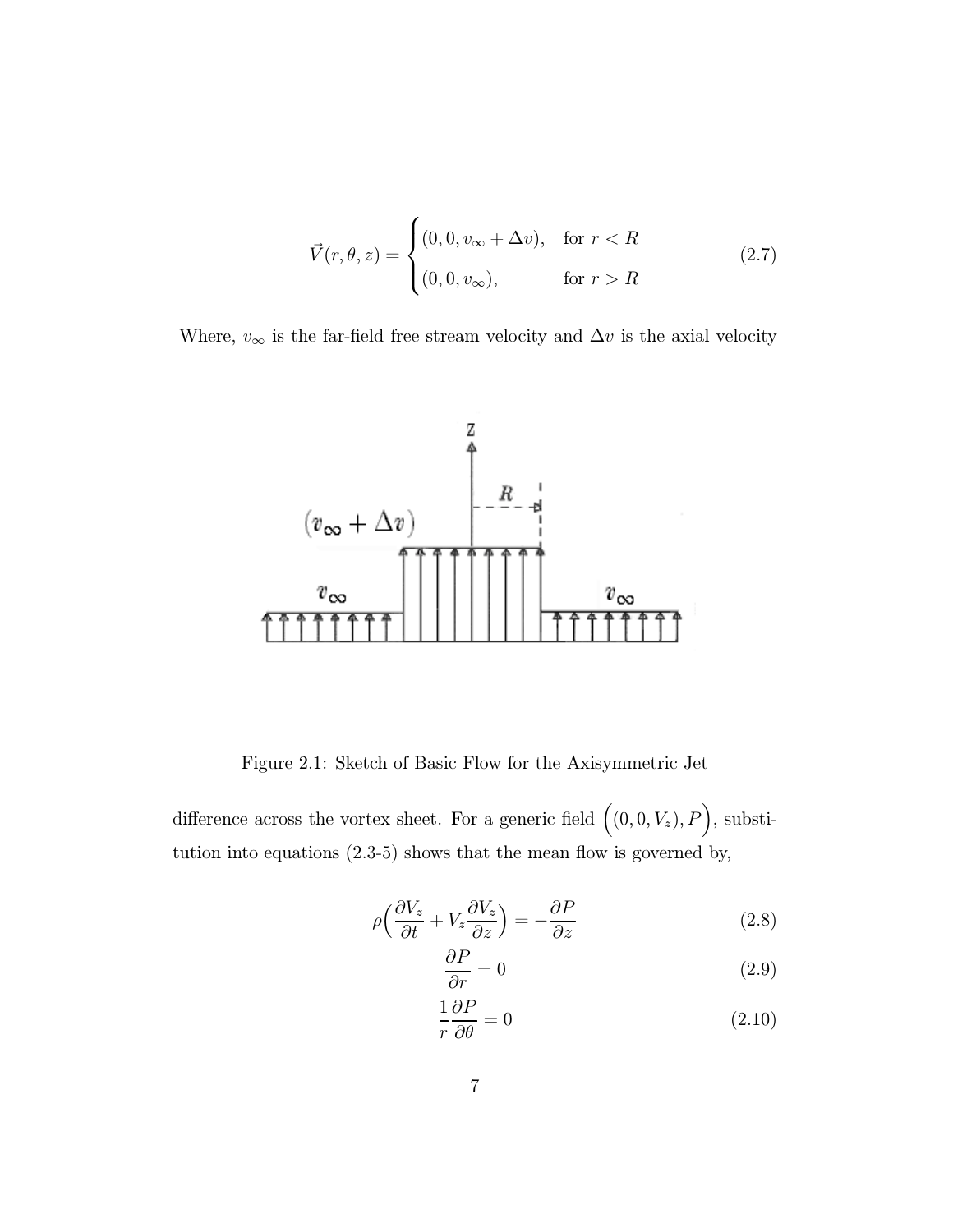$$
\vec{V}(r,\theta,z) = \begin{cases} (0,0,v_\infty + \Delta v), & \text{for } r < R \\ (0,0,v_\infty), & \text{for } r > R \end{cases} \tag{2.7}
$$

Where, $v_\infty$ is the far-field free stream velocity and $\Delta v$ is the axial velocity

Figure 2.1: Sketch of Basic Flow for the Axisymmetric Jet

difference across the vortex sheet. For a generic field $\Big((0,0,V_z),P\Big)$, substitution into equations (2.3-5) shows that the mean flow is governed by,

$$
\rho\Big(\frac{\partial V_z}{\partial t} + V_z\frac{\partial V_z}{\partial z}\Big) = -\frac{\partial P}{\partial z} \tag{2.8}
$$

$$
\frac{\partial P}{\partial r} = 0 \tag{2.9}
$$

$$
\frac{1}{r}\frac{\partial P}{\partial \theta} = 0 \tag{2.10}
$$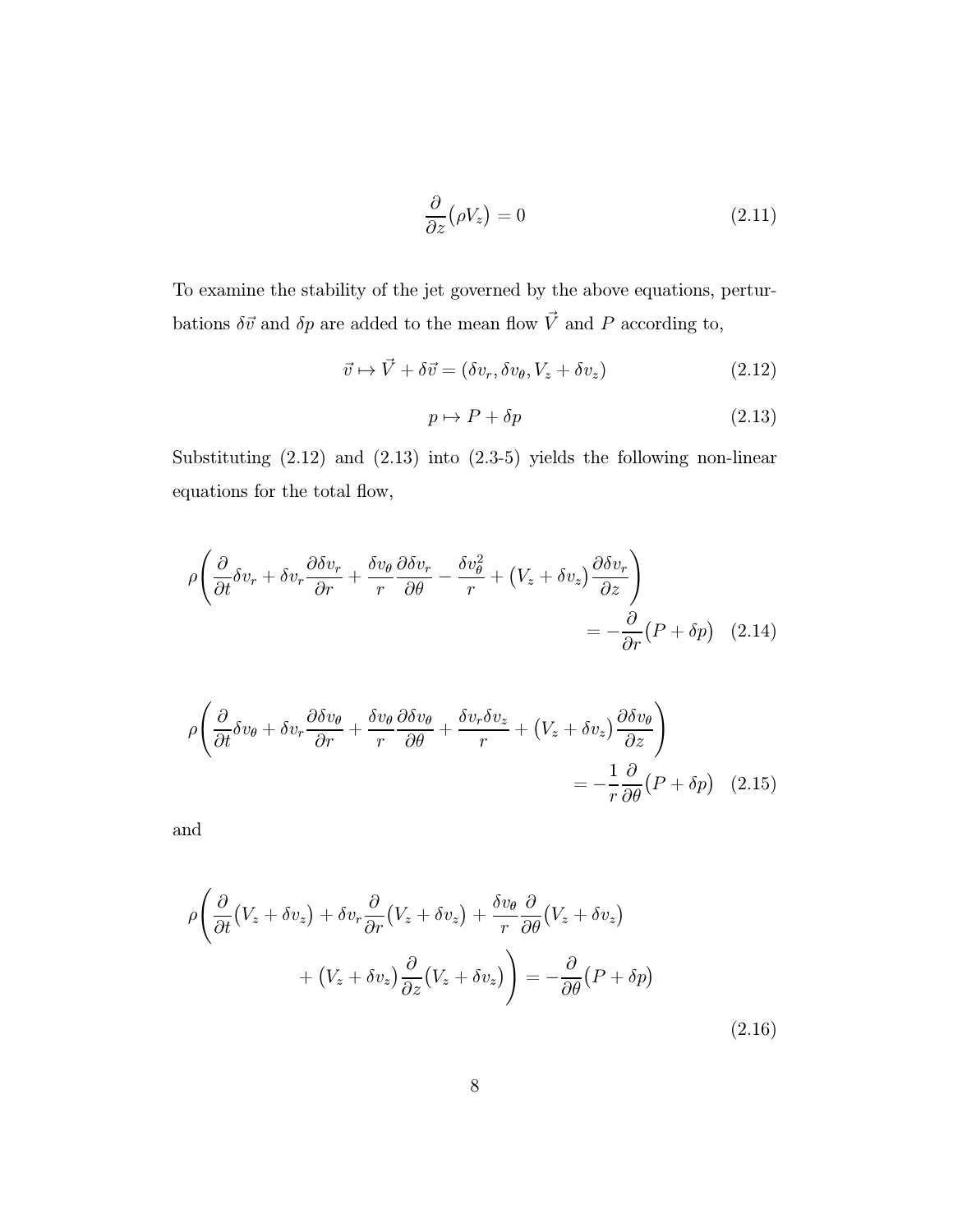$$\frac{\partial}{\partial z}\big(\rho V_z\big) = 0 \tag{2.11}$$

To examine the stability of the jet governed by the above equations, perturbations $\delta\vec{v}$ and $\delta p$ are added to the mean flow $\vec{V}$ and $P$ according to,

$$\vec{v} \mapsto \vec{V} + \delta\vec{v} = (\delta v_r, \delta v_\theta, V_z + \delta v_z) \tag{2.12}$$

$$p \mapsto P + \delta p \tag{2.13}$$

Substituting (2.12) and (2.13) into (2.3-5) yields the following non-linear equations for the total flow,

$$\rho\left(\frac{\partial}{\partial t}\delta v_r + \delta v_r \frac{\partial \delta v_r}{\partial r} + \frac{\delta v_\theta}{r}\frac{\partial \delta v_r}{\partial \theta} - \frac{\delta v_\theta^2}{r} + \big(V_z + \delta v_z\big)\frac{\partial \delta v_r}{\partial z}\right) = -\frac{\partial}{\partial r}\big(P + \delta p\big) \tag{2.14}$$

$$\rho\left(\frac{\partial}{\partial t}\delta v_\theta + \delta v_r \frac{\partial \delta v_\theta}{\partial r} + \frac{\delta v_\theta}{r}\frac{\partial \delta v_\theta}{\partial \theta} + \frac{\delta v_r \delta v_z}{r} + \big(V_z + \delta v_z\big)\frac{\partial \delta v_\theta}{\partial z}\right) = -\frac{1}{r}\frac{\partial}{\partial \theta}\big(P + \delta p\big) \tag{2.15}$$

and

$$\rho\left(\frac{\partial}{\partial t}\big(V_z + \delta v_z\big) + \delta v_r \frac{\partial}{\partial r}\big(V_z + \delta v_z\big) + \frac{\delta v_\theta}{r}\frac{\partial}{\partial \theta}\big(V_z + \delta v_z\big) + \big(V_z + \delta v_z\big)\frac{\partial}{\partial z}\big(V_z + \delta v_z\big)\right) = -\frac{\partial}{\partial \theta}\big(P + \delta p\big) \tag{2.16}$$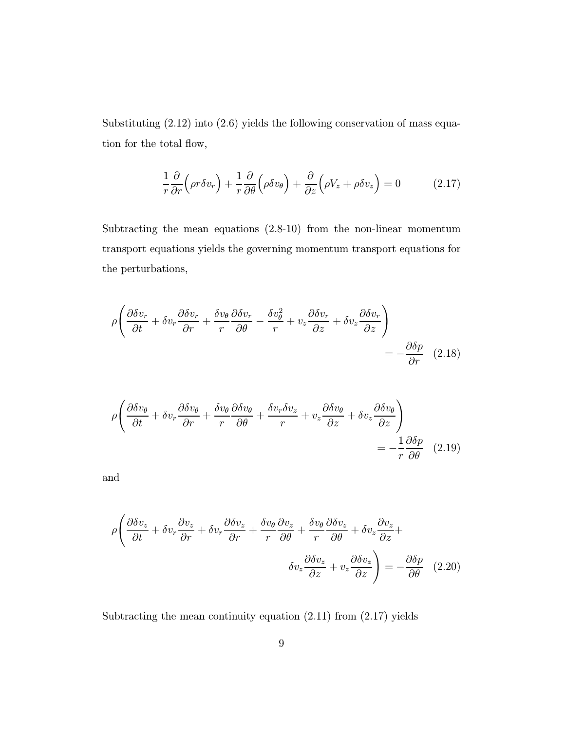Substituting (2.12) into (2.6) yields the following conservation of mass equation for the total flow,

$$\frac{1}{r}\frac{\partial}{\partial r}\Big(\rho r \delta v_r\Big) + \frac{1}{r}\frac{\partial}{\partial \theta}\Big(\rho \delta v_\theta\Big) + \frac{\partial}{\partial z}\Big(\rho V_z + \rho \delta v_z\Big) = 0 \tag{2.17}$$

Subtracting the mean equations (2.8-10) from the non-linear momentum transport equations yields the governing momentum transport equations for the perturbations,

$$\rho\Bigg(\frac{\partial \delta v_r}{\partial t} + \delta v_r \frac{\partial \delta v_r}{\partial r} + \frac{\delta v_\theta}{r}\frac{\partial \delta v_r}{\partial \theta} - \frac{\delta v_\theta^2}{r} + v_z \frac{\partial \delta v_r}{\partial z} + \delta v_z \frac{\partial \delta v_r}{\partial z}\Bigg) = -\frac{\partial \delta p}{\partial r} \tag{2.18}$$

$$\rho\Bigg(\frac{\partial \delta v_\theta}{\partial t} + \delta v_r \frac{\partial \delta v_\theta}{\partial r} + \frac{\delta v_\theta}{r}\frac{\partial \delta v_\theta}{\partial \theta} + \frac{\delta v_r \delta v_z}{r} + v_z \frac{\partial \delta v_\theta}{\partial z} + \delta v_z \frac{\partial \delta v_\theta}{\partial z}\Bigg) = -\frac{1}{r}\frac{\partial \delta p}{\partial \theta} \tag{2.19}$$

and

$$\rho\Bigg(\frac{\partial \delta v_z}{\partial t} + \delta v_r \frac{\partial v_z}{\partial r} + \delta v_r \frac{\partial \delta v_z}{\partial r} + \frac{\delta v_\theta}{r}\frac{\partial v_z}{\partial \theta} + \frac{\delta v_\theta}{r}\frac{\partial \delta v_z}{\partial \theta} + \delta v_z \frac{\partial v_z}{\partial z} + \delta v_z \frac{\partial \delta v_z}{\partial z} + v_z \frac{\partial \delta v_z}{\partial z}\Bigg) = -\frac{\partial \delta p}{\partial \theta} \tag{2.20}$$

Subtracting the mean continuity equation (2.11) from (2.17) yields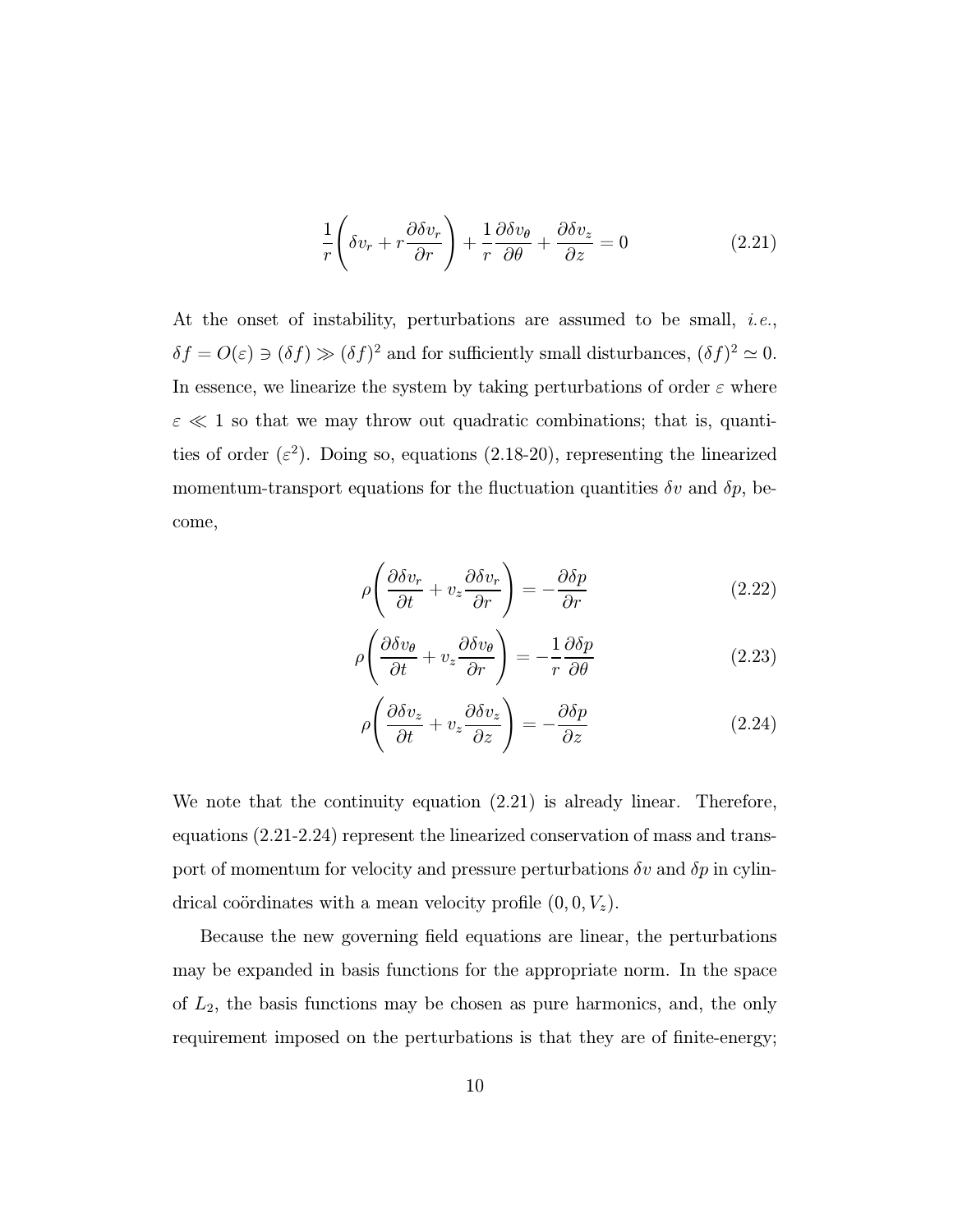$$\frac{1}{r}\left(\delta v_r + r\frac{\partial \delta v_r}{\partial r}\right) + \frac{1}{r}\frac{\partial \delta v_\theta}{\partial \theta} + \frac{\partial \delta v_z}{\partial z} = 0 \tag{2.21}$$

At the onset of instability, perturbations are assumed to be small, *i.e.*, $\delta f = O(\varepsilon) \ni (\delta f) \gg (\delta f)^2$ and for sufficiently small disturbances, $(\delta f)^2 \simeq 0$. In essence, we linearize the system by taking perturbations of order $\varepsilon$ where $\varepsilon \ll 1$ so that we may throw out quadratic combinations; that is, quantities of order $(\varepsilon^2)$. Doing so, equations (2.18-20), representing the linearized momentum-transport equations for the fluctuation quantities $\delta v$ and $\delta p$, become,

$$\rho\left(\frac{\partial \delta v_r}{\partial t} + v_z\frac{\partial \delta v_r}{\partial r}\right) = -\frac{\partial \delta p}{\partial r} \tag{2.22}$$

$$\rho\left(\frac{\partial \delta v_\theta}{\partial t} + v_z\frac{\partial \delta v_\theta}{\partial r}\right) = -\frac{1}{r}\frac{\partial \delta p}{\partial \theta} \tag{2.23}$$

$$\rho\left(\frac{\partial \delta v_z}{\partial t} + v_z\frac{\partial \delta v_z}{\partial z}\right) = -\frac{\partial \delta p}{\partial z} \tag{2.24}$$

We note that the continuity equation (2.21) is already linear. Therefore, equations (2.21-2.24) represent the linearized conservation of mass and transport of momentum for velocity and pressure perturbations $\delta v$ and $\delta p$ in cylindrical coördinates with a mean velocity profile $(0, 0, V_z)$.

Because the new governing field equations are linear, the perturbations may be expanded in basis functions for the appropriate norm. In the space of $L_2$, the basis functions may be chosen as pure harmonics, and, the only requirement imposed on the perturbations is that they are of finite-energy;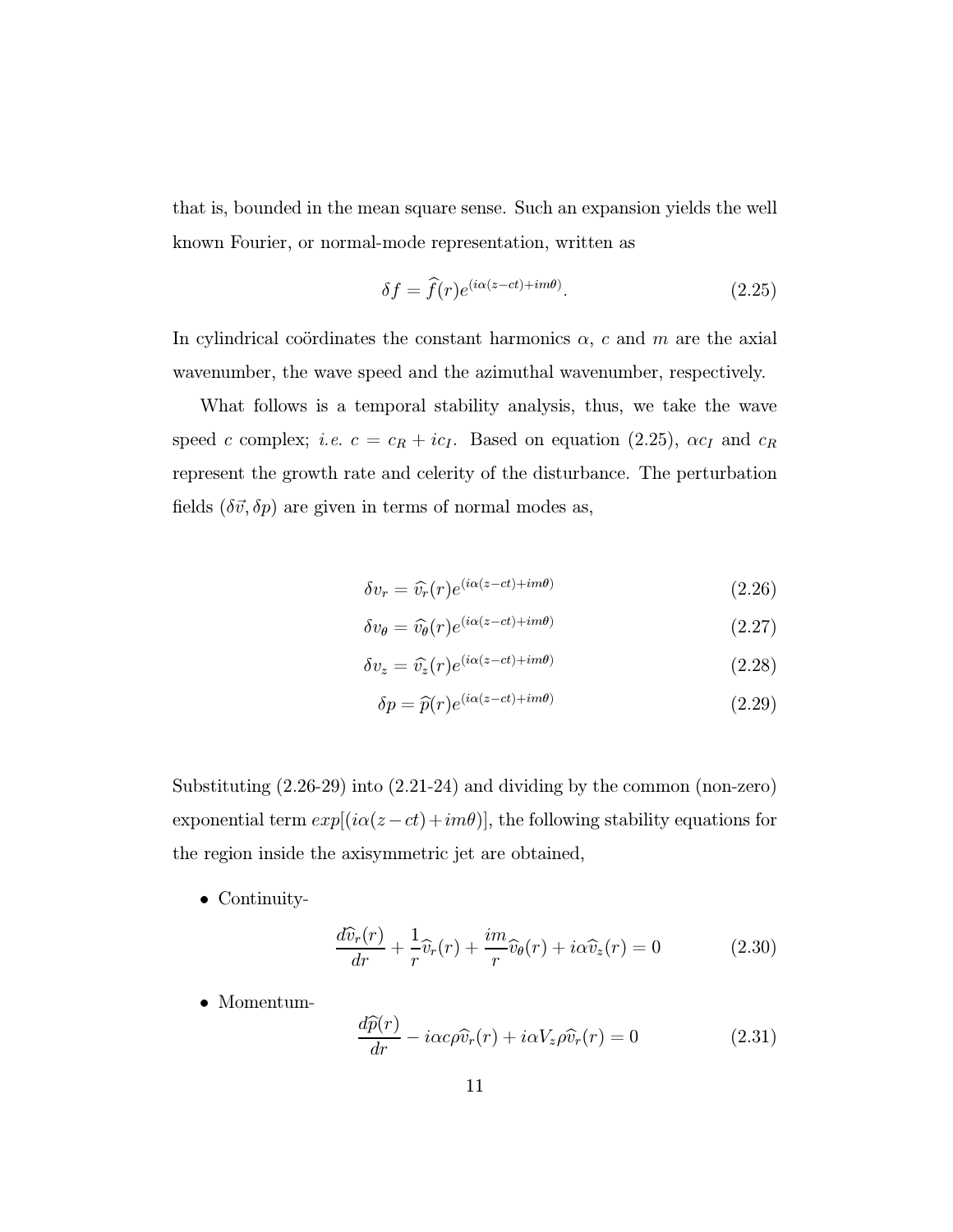that is, bounded in the mean square sense. Such an expansion yields the well known Fourier, or normal-mode representation, written as

$$\delta f = \widehat{f}(r)e^{(i\alpha(z-ct)+im\theta)}. \tag{2.25}$$

In cylindrical coördinates the constant harmonics $\alpha$, $c$ and $m$ are the axial wavenumber, the wave speed and the azimuthal wavenumber, respectively.

What follows is a temporal stability analysis, thus, we take the wave speed $c$ complex; *i.e.* $c = c_R + ic_I$. Based on equation (2.25), $\alpha c_I$ and $c_R$ represent the growth rate and celerity of the disturbance. The perturbation fields $(\delta\vec{v}, \delta p)$ are given in terms of normal modes as,

$$\delta v_r = \widehat{v_r}(r)e^{(i\alpha(z-ct)+im\theta)} \tag{2.26}$$

$$\delta v_\theta = \widehat{v_\theta}(r)e^{(i\alpha(z-ct)+im\theta)} \tag{2.27}$$

$$\delta v_z = \widehat{v_z}(r)e^{(i\alpha(z-ct)+im\theta)} \tag{2.28}$$

$$\delta p = \widehat{p}(r)e^{(i\alpha(z-ct)+im\theta)} \tag{2.29}$$

Substituting (2.26-29) into (2.21-24) and dividing by the common (non-zero) exponential term $exp[(i\alpha(z-ct)+im\theta)]$, the following stability equations for the region inside the axisymmetric jet are obtained,

- Continuity-

$$\frac{d\widehat{v_r}(r)}{dr} + \frac{1}{r}\widehat{v_r}(r) + \frac{im}{r}\widehat{v_\theta}(r) + i\alpha\widehat{v_z}(r) = 0 \tag{2.30}$$

- Momentum-

$$\frac{d\widehat{p}(r)}{dr} - i\alpha c\rho\widehat{v_r}(r) + i\alpha V_z\rho\widehat{v_r}(r) = 0 \tag{2.31}$$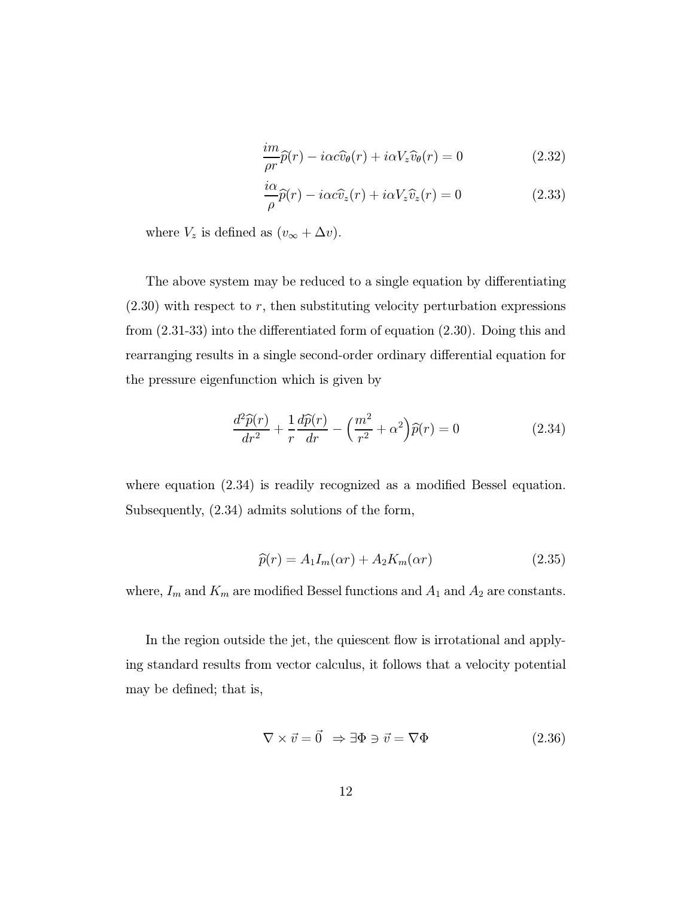$$\frac{im}{\rho r}\widehat{p}(r) - i\alpha c\widehat{v}_{\theta}(r) + i\alpha V_z \widehat{v}_{\theta}(r) = 0 \tag{2.32}$$

$$\frac{i\alpha}{\rho}\widehat{p}(r) - i\alpha c\widehat{v}_z(r) + i\alpha V_z \widehat{v}_z(r) = 0 \tag{2.33}$$

where $V_z$ is defined as $(v_\infty + \Delta v)$.

The above system may be reduced to a single equation by differentiating (2.30) with respect to $r$, then substituting velocity perturbation expressions from (2.31-33) into the differentiated form of equation (2.30). Doing this and rearranging results in a single second-order ordinary differential equation for the pressure eigenfunction which is given by

$$\frac{d^2\widehat{p}(r)}{dr^2} + \frac{1}{r}\frac{d\widehat{p}(r)}{dr} - \Big(\frac{m^2}{r^2} + \alpha^2\Big)\widehat{p}(r) = 0 \tag{2.34}$$

where equation (2.34) is readily recognized as a modified Bessel equation. Subsequently, (2.34) admits solutions of the form,

$$\widehat{p}(r) = A_1 I_m(\alpha r) + A_2 K_m(\alpha r) \tag{2.35}$$

where, $I_m$ and $K_m$ are modified Bessel functions and $A_1$ and $A_2$ are constants.

In the region outside the jet, the quiescent flow is irrotational and applying standard results from vector calculus, it follows that a velocity potential may be defined; that is,

$$\nabla \times \vec{v} = \vec{0} \ \Rightarrow \exists \Phi \ni \vec{v} = \nabla\Phi \tag{2.36}$$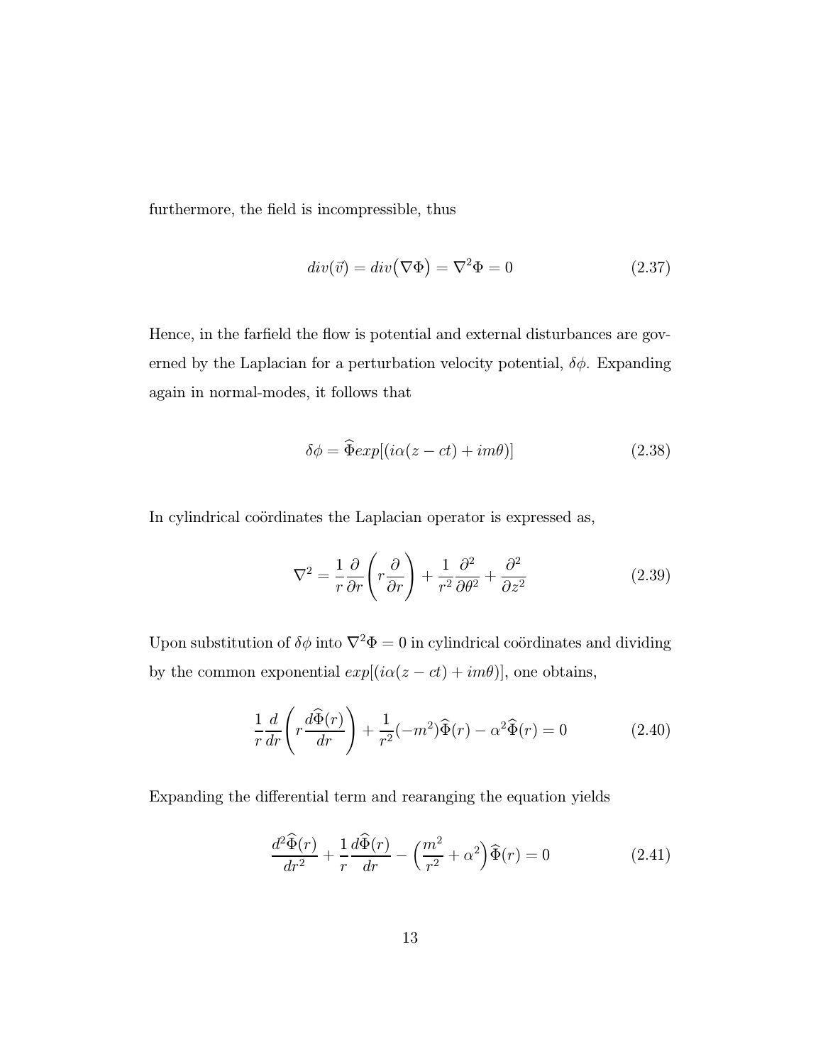furthermore, the field is incompressible, thus

$$div(\vec{v}) = div\big(\nabla\Phi\big) = \nabla^2\Phi = 0 \tag{2.37}$$

Hence, in the farfield the flow is potential and external disturbances are governed by the Laplacian for a perturbation velocity potential, $\delta\phi$. Expanding again in normal-modes, it follows that

$$\delta\phi = \widehat{\Phi}exp[(i\alpha(z - ct) + im\theta)] \tag{2.38}$$

In cylindrical coördinates the Laplacian operator is expressed as,

$$\nabla^2 = \frac{1}{r}\frac{\partial}{\partial r}\left(r\frac{\partial}{\partial r}\right) + \frac{1}{r^2}\frac{\partial^2}{\partial\theta^2} + \frac{\partial^2}{\partial z^2} \tag{2.39}$$

Upon substitution of $\delta\phi$ into $\nabla^2\Phi = 0$ in cylindrical coördinates and dividing by the common exponential $exp[(i\alpha(z - ct) + im\theta)]$, one obtains,

$$\frac{1}{r}\frac{d}{dr}\left(r\frac{d\widehat{\Phi}(r)}{dr}\right) + \frac{1}{r^2}(-m^2)\widehat{\Phi}(r) - \alpha^2\widehat{\Phi}(r) = 0 \tag{2.40}$$

Expanding the differential term and rearanging the equation yields

$$\frac{d^2\widehat{\Phi}(r)}{dr^2} + \frac{1}{r}\frac{d\widehat{\Phi}(r)}{dr} - \Big(\frac{m^2}{r^2} + \alpha^2\Big)\widehat{\Phi}(r) = 0 \tag{2.41}$$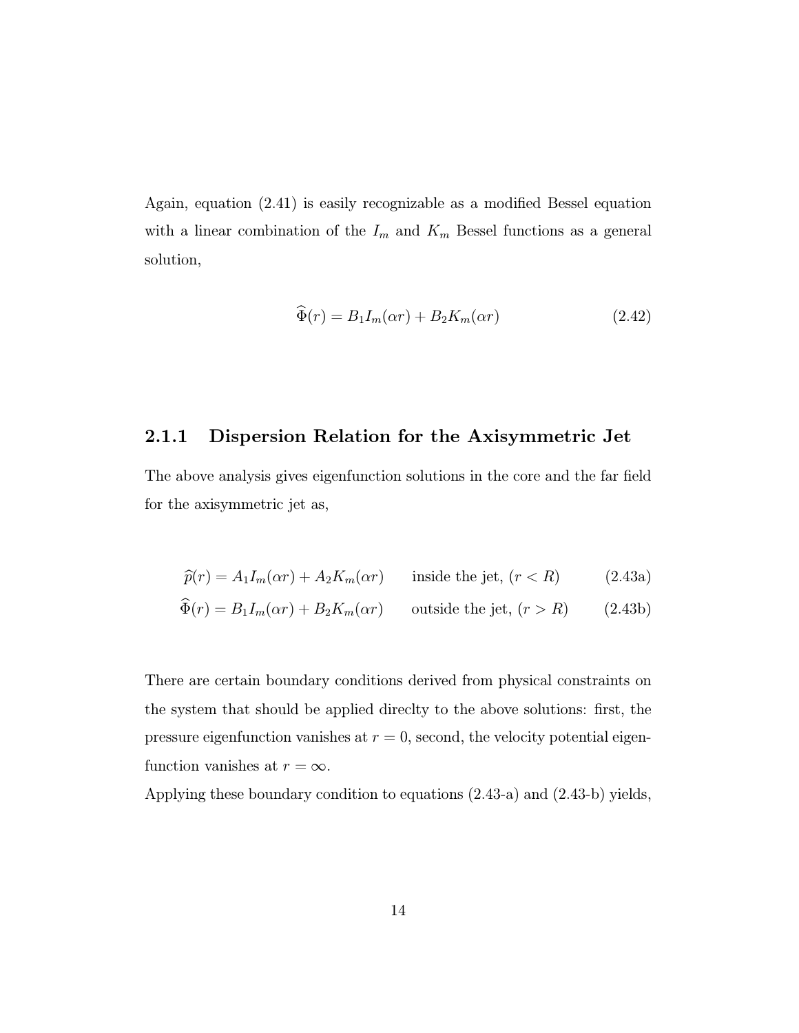Again, equation (2.41) is easily recognizable as a modified Bessel equation with a linear combination of the $I_m$ and $K_m$ Bessel functions as a general solution,

$$\widehat{\Phi}(r) = B_1 I_m(\alpha r) + B_2 K_m(\alpha r) \tag{2.42}$$

### 2.1.1 Dispersion Relation for the Axisymmetric Jet

The above analysis gives eigenfunction solutions in the core and the far field for the axisymmetric jet as,

$$\widehat{p}(r) = A_1 I_m(\alpha r) + A_2 K_m(\alpha r) \qquad \text{inside the jet, } (r < R) \tag{2.43a}$$

$$\widehat{\Phi}(r) = B_1 I_m(\alpha r) + B_2 K_m(\alpha r) \qquad \text{outside the jet, } (r > R) \tag{2.43b}$$

There are certain boundary conditions derived from physical constraints on the system that should be applied direclty to the above solutions: first, the pressure eigenfunction vanishes at $r = 0$, second, the velocity potential eigenfunction vanishes at $r = \infty$.

Applying these boundary condition to equations (2.43-a) and (2.43-b) yields,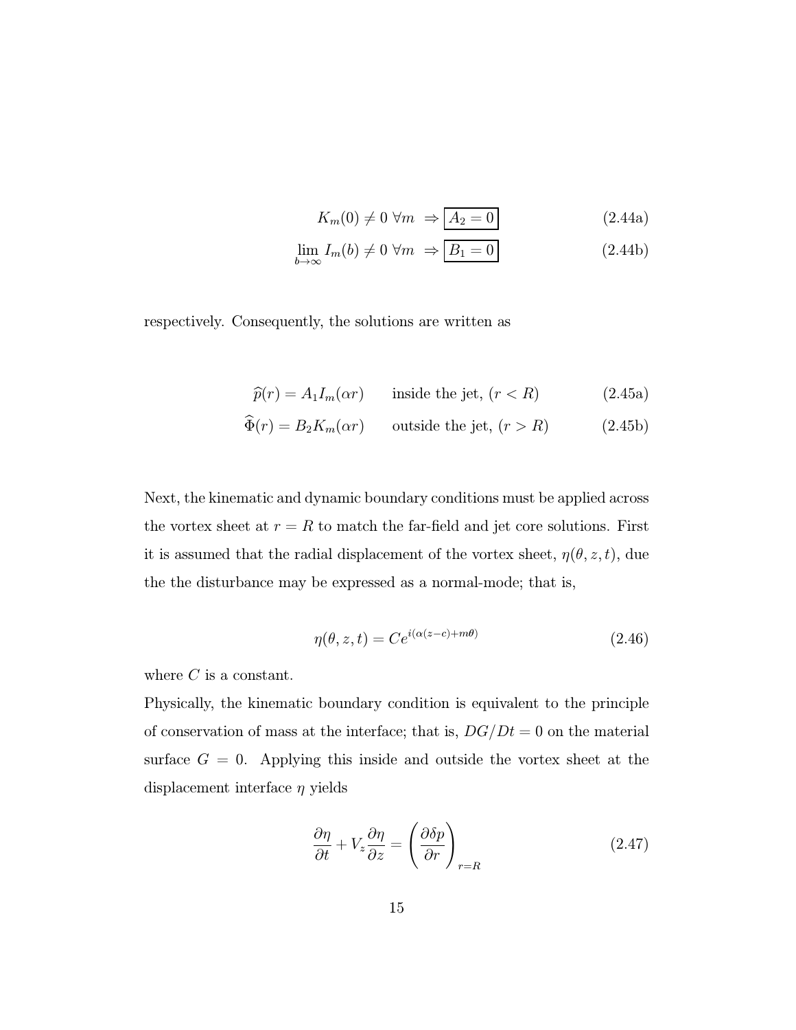$$K_m(0) \neq 0 \;\forall m \;\Rightarrow \boxed{A_2 = 0} \tag{2.44a}$$

$$\lim_{b\to\infty} I_m(b) \neq 0 \;\forall m \;\Rightarrow \boxed{B_1 = 0} \tag{2.44b}$$

respectively. Consequently, the solutions are written as

$$\widehat{p}(r) = A_1 I_m(\alpha r) \qquad \text{inside the jet, } (r < R) \tag{2.45a}$$

$$\widehat{\Phi}(r) = B_2 K_m(\alpha r) \qquad \text{outside the jet, } (r > R) \tag{2.45b}$$

Next, the kinematic and dynamic boundary conditions must be applied across the vortex sheet at $r = R$ to match the far-field and jet core solutions. First it is assumed that the radial displacement of the vortex sheet, $\eta(\theta, z, t)$, due the the disturbance may be expressed as a normal-mode; that is,

$$\eta(\theta, z, t) = Ce^{i(\alpha(z-c)+m\theta)} \tag{2.46}$$

where $C$ is a constant.

Physically, the kinematic boundary condition is equivalent to the principle of conservation of mass at the interface; that is, $DG/Dt = 0$ on the material surface $G = 0$. Applying this inside and outside the vortex sheet at the displacement interface $\eta$ yields

$$\frac{\partial \eta}{\partial t} + V_z \frac{\partial \eta}{\partial z} = \left( \frac{\partial \delta p}{\partial r} \right)_{r=R} \tag{2.47}$$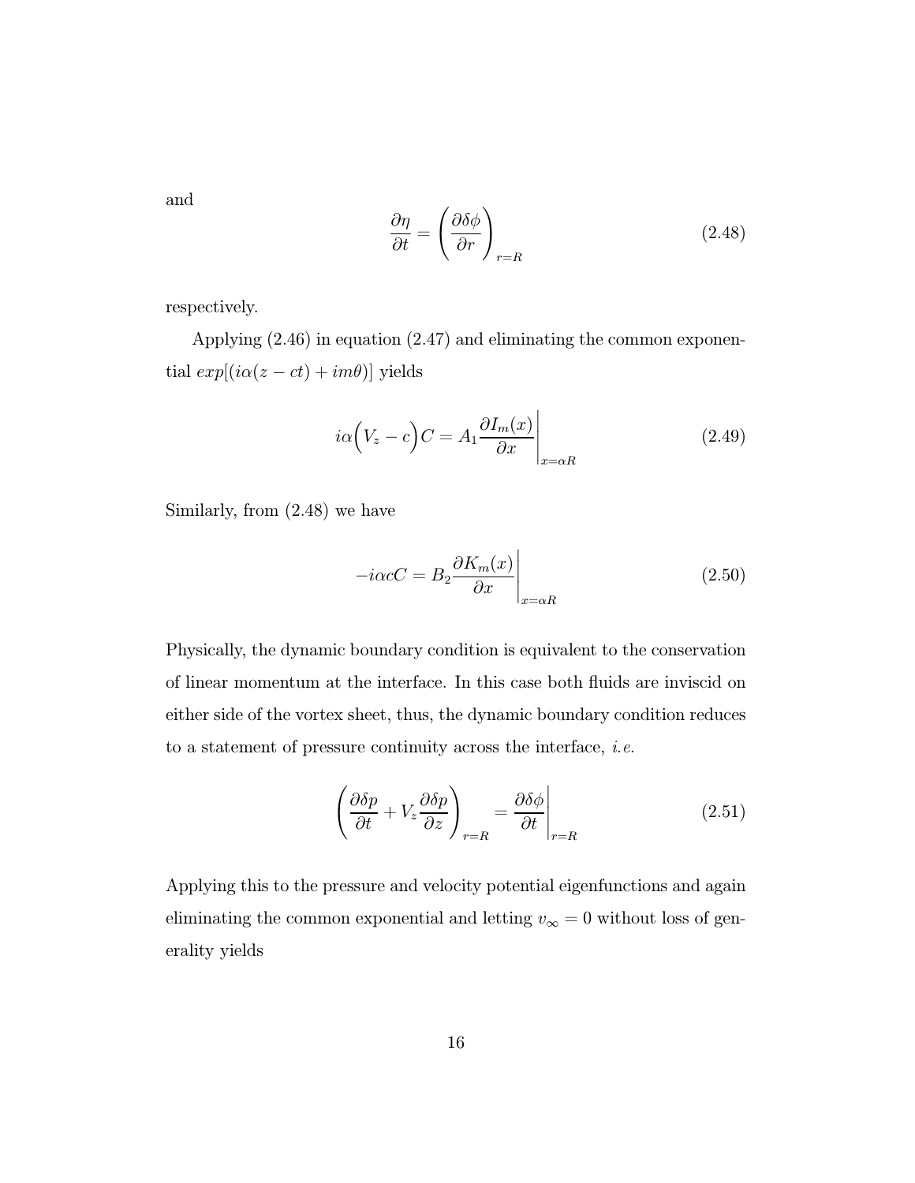and

$$\frac{\partial \eta}{\partial t} = \left( \frac{\partial \delta \phi}{\partial r} \right)_{r=R} \tag{2.48}$$

respectively.

Applying (2.46) in equation (2.47) and eliminating the common exponential $exp[(i\alpha(z - ct) + im\theta)]$ yields

$$i\alpha \Big( V_z - c \Big) C = A_1 \frac{\partial I_m(x)}{\partial x} \Bigg|_{x=\alpha R} \tag{2.49}$$

Similarly, from (2.48) we have

$$-i\alpha c C = B_2 \frac{\partial K_m(x)}{\partial x} \Bigg|_{x=\alpha R} \tag{2.50}$$

Physically, the dynamic boundary condition is equivalent to the conservation of linear momentum at the interface. In this case both fluids are inviscid on either side of the vortex sheet, thus, the dynamic boundary condition reduces to a statement of pressure continuity across the interface, *i.e.*

$$\left( \frac{\partial \delta p}{\partial t} + V_z \frac{\partial \delta p}{\partial z} \right)_{r=R} = \frac{\partial \delta \phi}{\partial t} \Bigg|_{r=R} \tag{2.51}$$

Applying this to the pressure and velocity potential eigenfunctions and again eliminating the common exponential and letting $v_\infty = 0$ without loss of generality yields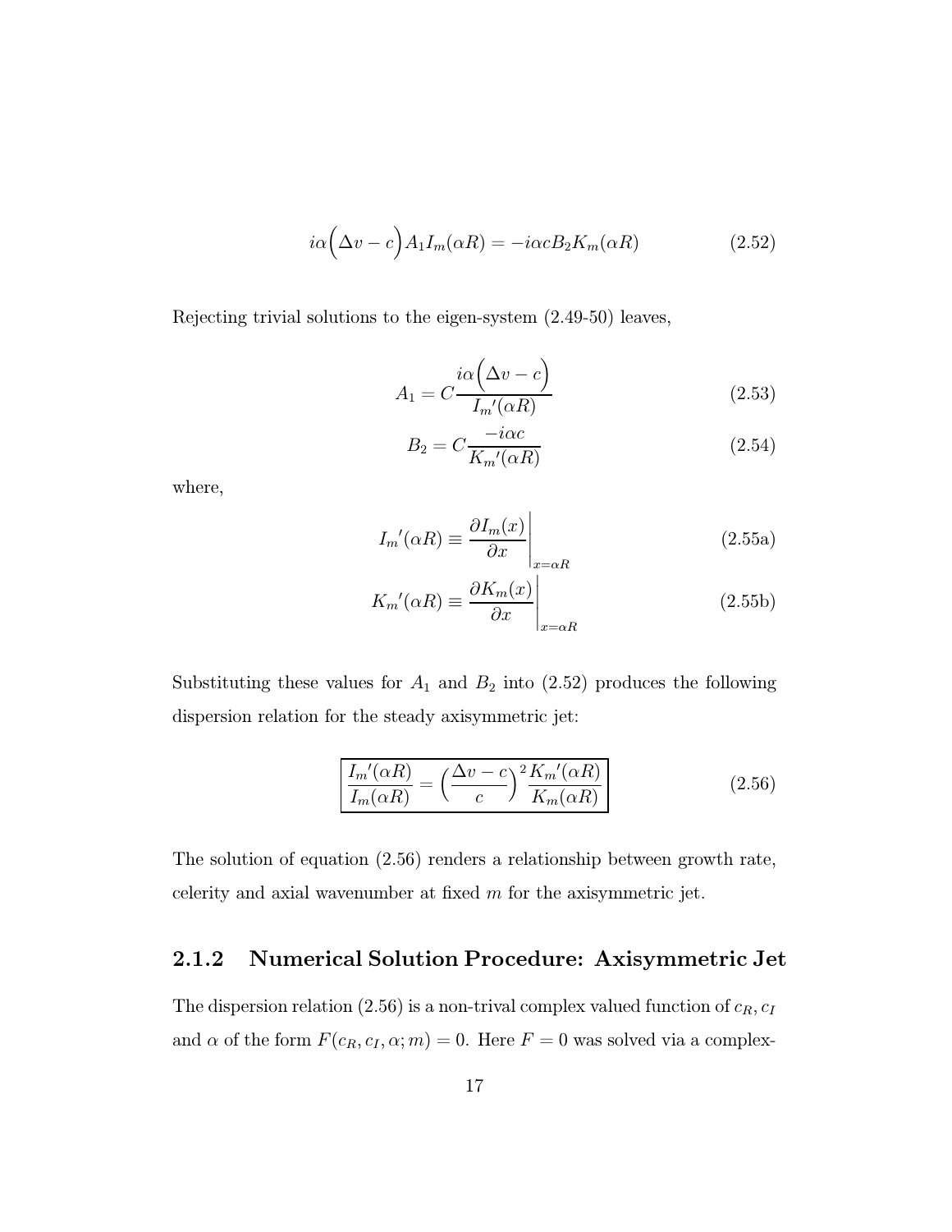$$i\alpha\Big(\Delta v - c\Big)A_1 I_m(\alpha R) = -i\alpha c B_2 K_m(\alpha R) \tag{2.52}$$

Rejecting trivial solutions to the eigen-system (2.49-50) leaves,

$$A_1 = C\frac{i\alpha\Big(\Delta v - c\Big)}{{I_m}'(\alpha R)} \tag{2.53}$$

$$B_2 = C\frac{-i\alpha c}{{K_m}'(\alpha R)} \tag{2.54}$$

where,

$${I_m}'(\alpha R) \equiv \frac{\partial I_m(x)}{\partial x}\Bigg|_{x=\alpha R} \tag{2.55a}$$

$${K_m}'(\alpha R) \equiv \frac{\partial K_m(x)}{\partial x}\Bigg|_{x=\alpha R} \tag{2.55b}$$

Substituting these values for $A_1$ and $B_2$ into (2.52) produces the following dispersion relation for the steady axisymmetric jet:

$$\boxed{\frac{{I_m}'(\alpha R)}{I_m(\alpha R)} = \Big(\frac{\Delta v - c}{c}\Big)^2 \frac{{K_m}'(\alpha R)}{K_m(\alpha R)}} \tag{2.56}$$

The solution of equation (2.56) renders a relationship between growth rate, celerity and axial wavenumber at fixed $m$ for the axisymmetric jet.

### 2.1.2 Numerical Solution Procedure: Axisymmetric Jet

The dispersion relation (2.56) is a non-trival complex valued function of $c_R, c_I$ and $\alpha$ of the form $F(c_R, c_I, \alpha; m) = 0$. Here $F = 0$ was solved via a complex-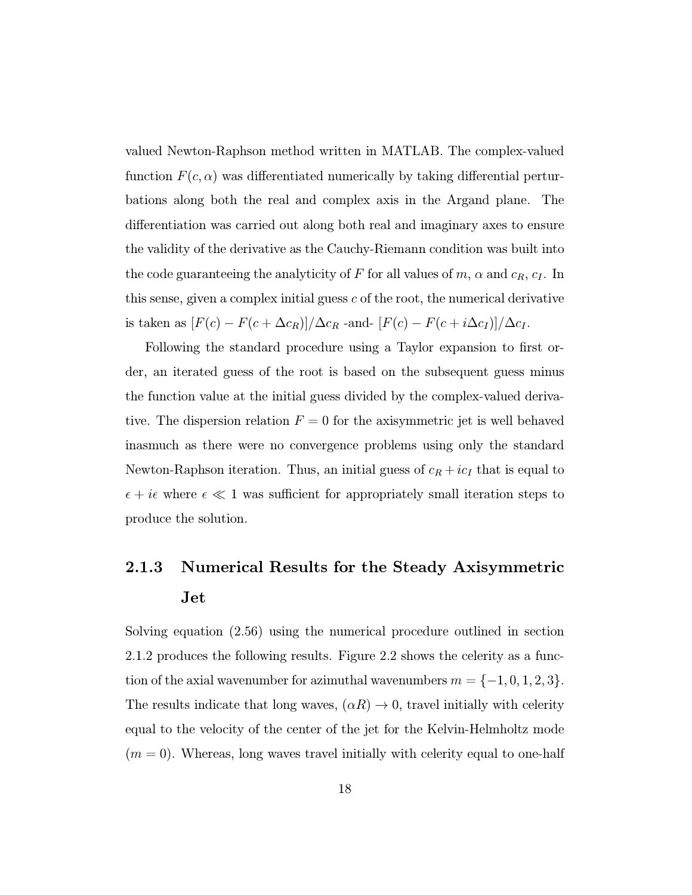valued Newton-Raphson method written in MATLAB. The complex-valued function $F(c, \alpha)$ was differentiated numerically by taking differential perturbations along both the real and complex axis in the Argand plane. The differentiation was carried out along both real and imaginary axes to ensure the validity of the derivative as the Cauchy-Riemann condition was built into the code guaranteeing the analyticity of $F$ for all values of $m$, $\alpha$ and $c_R$, $c_I$. In this sense, given a complex initial guess $c$ of the root, the numerical derivative is taken as $[F(c) - F(c + \Delta c_R)]/\Delta c_R$ -and- $[F(c) - F(c + i\Delta c_I)]/\Delta c_I$.

Following the standard procedure using a Taylor expansion to first order, an iterated guess of the root is based on the subsequent guess minus the function value at the initial guess divided by the complex-valued derivative. The dispersion relation $F = 0$ for the axisymmetric jet is well behaved inasmuch as there were no convergence problems using only the standard Newton-Raphson iteration. Thus, an initial guess of $c_R + ic_I$ that is equal to $\epsilon + i\epsilon$ where $\epsilon \ll 1$ was sufficient for appropriately small iteration steps to produce the solution.

### 2.1.3 Numerical Results for the Steady Axisymmetric Jet

Solving equation (2.56) using the numerical procedure outlined in section 2.1.2 produces the following results. Figure 2.2 shows the celerity as a function of the axial wavenumber for azimuthal wavenumbers $m = \{-1, 0, 1, 2, 3\}$. The results indicate that long waves, $(\alpha R) \to 0$, travel initially with celerity equal to the velocity of the center of the jet for the Kelvin-Helmholtz mode $(m = 0)$. Whereas, long waves travel initially with celerity equal to one-half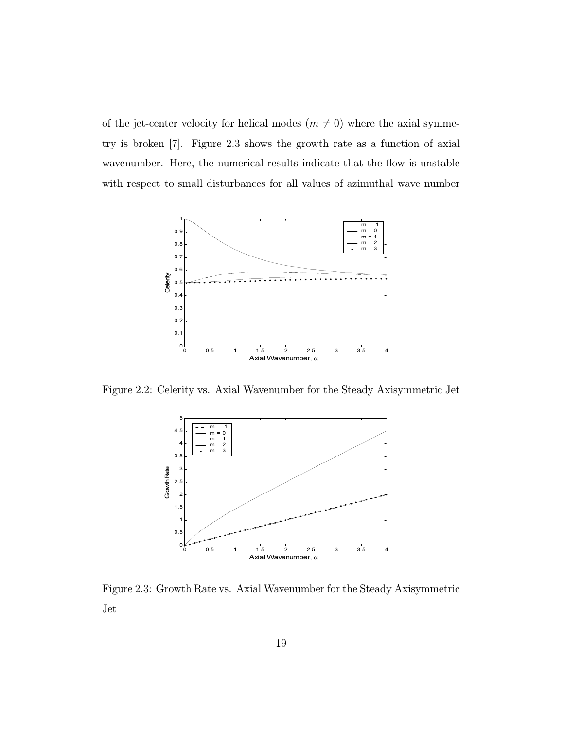of the jet-center velocity for helical modes ($m \neq 0$) where the axial symmetry is broken [7]. Figure 2.3 shows the growth rate as a function of axial wavenumber. Here, the numerical results indicate that the flow is unstable with respect to small disturbances for all values of azimuthal wave number

Figure 2.2: Celerity vs. Axial Wavenumber for the Steady Axisymmetric Jet

Figure 2.3: Growth Rate vs. Axial Wavenumber for the Steady Axisymmetric Jet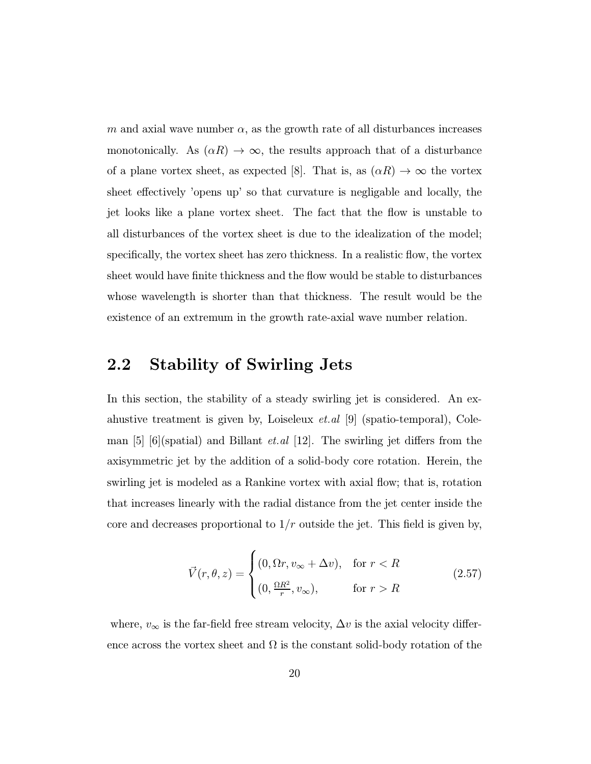$m$ and axial wave number $\alpha$, as the growth rate of all disturbances increases monotonically. As $(\alpha R) \to \infty$, the results approach that of a disturbance of a plane vortex sheet, as expected [8]. That is, as $(\alpha R) \to \infty$ the vortex sheet effectively 'opens up' so that curvature is negligable and locally, the jet looks like a plane vortex sheet. The fact that the flow is unstable to all disturbances of the vortex sheet is due to the idealization of the model; specifically, the vortex sheet has zero thickness. In a realistic flow, the vortex sheet would have finite thickness and the flow would be stable to disturbances whose wavelength is shorter than that thickness. The result would be the existence of an extremum in the growth rate-axial wave number relation.

## 2.2 Stability of Swirling Jets

In this section, the stability of a steady swirling jet is considered. An exahustive treatment is given by, Loiseleux *et.al* [9] (spatio-temporal), Coleman [5] [6](spatial) and Billant *et.al* [12]. The swirling jet differs from the axisymmetric jet by the addition of a solid-body core rotation. Herein, the swirling jet is modeled as a Rankine vortex with axial flow; that is, rotation that increases linearly with the radial distance from the jet center inside the core and decreases proportional to $1/r$ outside the jet. This field is given by,

$$\vec{V}(r,\theta,z) = \begin{cases} (0, \Omega r, v_\infty + \Delta v), & \text{for } r < R \\ (0, \frac{\Omega R^2}{r}, v_\infty), & \text{for } r > R \end{cases} \tag{2.57}$$

where, $v_\infty$ is the far-field free stream velocity, $\Delta v$ is the axial velocity difference across the vortex sheet and $\Omega$ is the constant solid-body rotation of the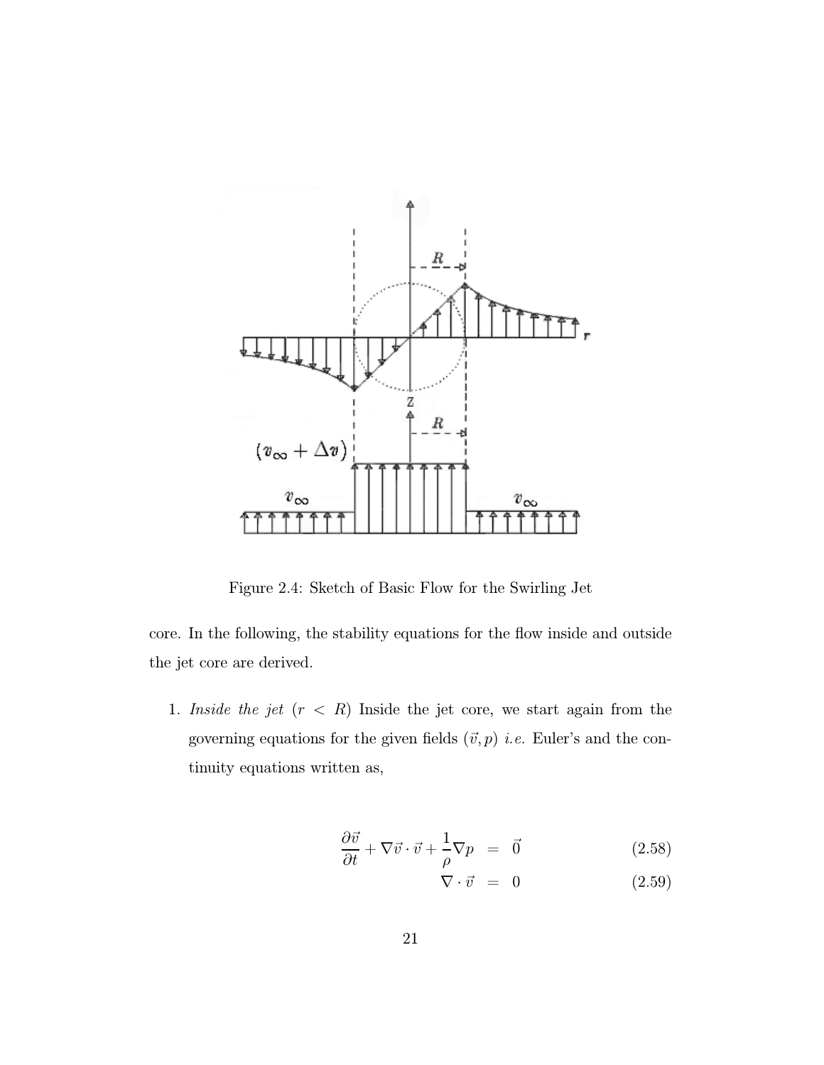Figure 2.4: Sketch of Basic Flow for the Swirling Jet

core. In the following, the stability equations for the flow inside and outside the jet core are derived.

1. *Inside the jet* ($r < R$) Inside the jet core, we start again from the governing equations for the given fields $(\vec{v}, p)$ *i.e.* Euler's and the continuity equations written as,

$$
\begin{aligned}
\frac{\partial \vec{v}}{\partial t} + \nabla \vec{v} \cdot \vec{v} + \frac{1}{\rho} \nabla p &= \vec{0} \qquad (2.58) \\
\nabla \cdot \vec{v} &= 0 \qquad (2.59)
\end{aligned}
$$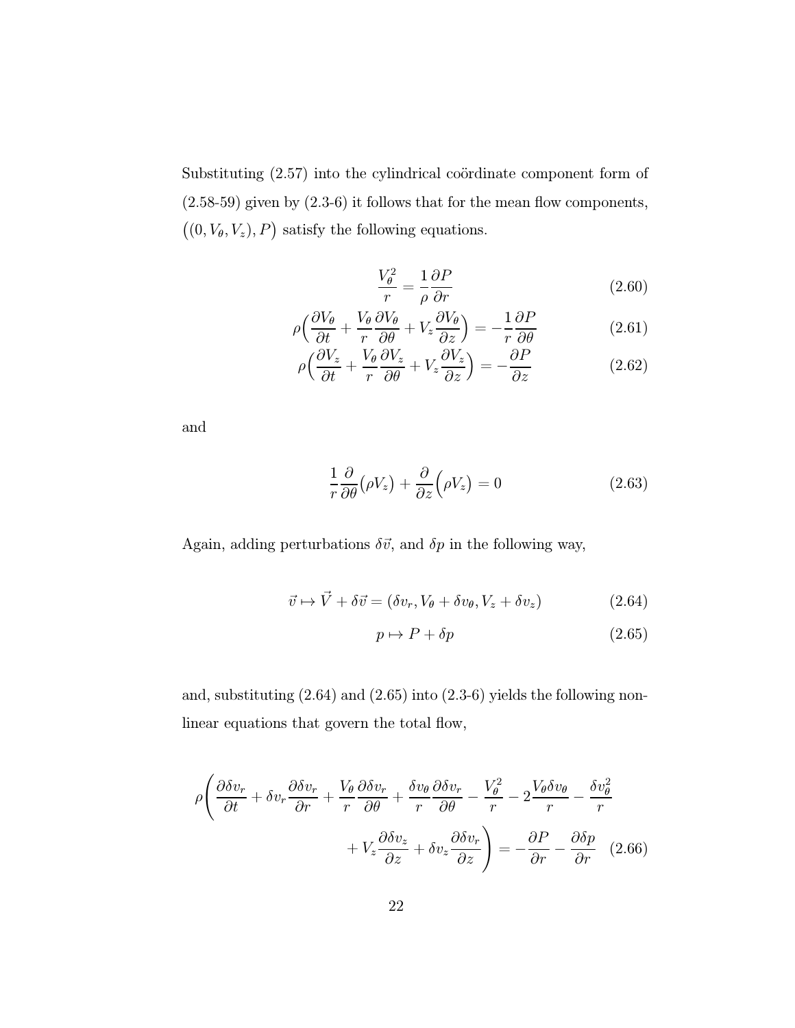Substituting (2.57) into the cylindrical coördinate component form of (2.58-59) given by (2.3-6) it follows that for the mean flow components, $\big((0, V_\theta, V_z), P\big)$ satisfy the following equations.

$$
\frac{V_\theta^2}{r} = \frac{1}{\rho}\frac{\partial P}{\partial r} \tag{2.60}
$$

$$
\rho\Big(\frac{\partial V_\theta}{\partial t} + \frac{V_\theta}{r}\frac{\partial V_\theta}{\partial \theta} + V_z\frac{\partial V_\theta}{\partial z}\Big) = -\frac{1}{r}\frac{\partial P}{\partial \theta} \tag{2.61}
$$

$$
\rho\Big(\frac{\partial V_z}{\partial t} + \frac{V_\theta}{r}\frac{\partial V_z}{\partial \theta} + V_z\frac{\partial V_z}{\partial z}\Big) = -\frac{\partial P}{\partial z} \tag{2.62}
$$

and

$$
\frac{1}{r}\frac{\partial}{\partial \theta}\big(\rho V_z\big) + \frac{\partial}{\partial z}\Big(\rho V_z\Big) = 0 \tag{2.63}
$$

Again, adding perturbations $\delta\vec{v}$, and $\delta p$ in the following way,

$$
\vec{v} \mapsto \vec{V} + \delta\vec{v} = (\delta v_r, V_\theta + \delta v_\theta, V_z + \delta v_z) \tag{2.64}
$$

$$
p \mapsto P + \delta p \tag{2.65}
$$

and, substituting (2.64) and (2.65) into (2.3-6) yields the following non-linear equations that govern the total flow,

$$
\rho\Bigg(\frac{\partial \delta v_r}{\partial t} + \delta v_r\frac{\partial \delta v_r}{\partial r} + \frac{V_\theta}{r}\frac{\partial \delta v_r}{\partial \theta} + \frac{\delta v_\theta}{r}\frac{\partial \delta v_r}{\partial \theta} - \frac{V_\theta^2}{r} - 2\frac{V_\theta \delta v_\theta}{r} - \frac{\delta v_\theta^2}{r} + V_z\frac{\partial \delta v_z}{\partial z} + \delta v_z\frac{\partial \delta v_r}{\partial z}\Bigg) = -\frac{\partial P}{\partial r} - \frac{\partial \delta p}{\partial r} \tag{2.66}
$$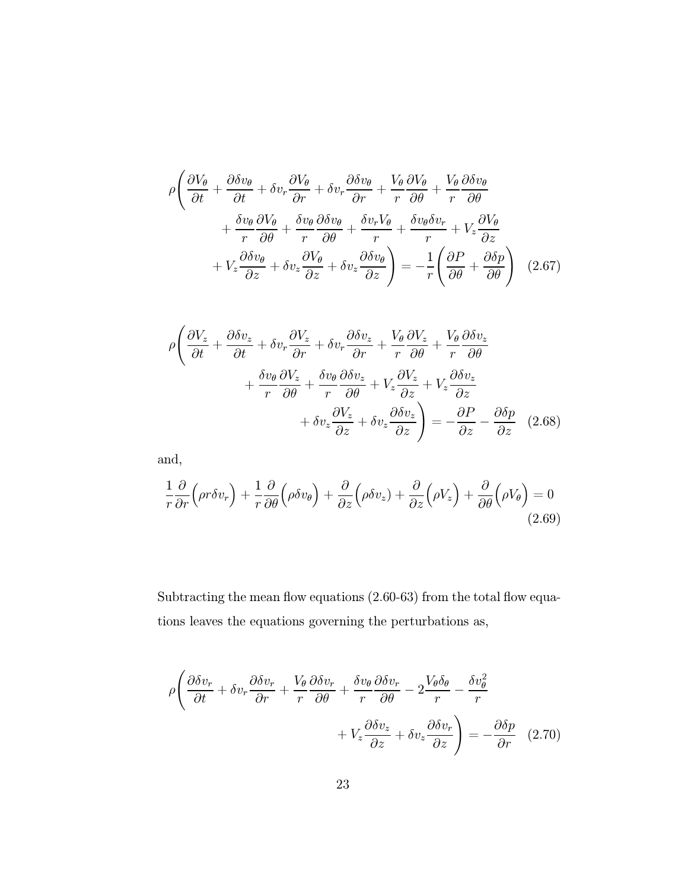$$
\rho\left( \frac{\partial V_\theta}{\partial t} + \frac{\partial \delta v_\theta}{\partial t} + \delta v_r \frac{\partial V_\theta}{\partial r} + \delta v_r \frac{\partial \delta v_\theta}{\partial r} + \frac{V_\theta}{r}\frac{\partial V_\theta}{\partial \theta} + \frac{V_\theta}{r}\frac{\partial \delta v_\theta}{\partial \theta} \right.
$$

$$
+ \frac{\delta v_\theta}{r}\frac{\partial V_\theta}{\partial \theta} + \frac{\delta v_\theta}{r}\frac{\partial \delta v_\theta}{\partial \theta} + \frac{\delta v_r V_\theta}{r} + \frac{\delta v_\theta \delta v_r}{r} + V_z \frac{\partial V_\theta}{\partial z}
$$

$$
\left. + V_z \frac{\partial \delta v_\theta}{\partial z} + \delta v_z \frac{\partial V_\theta}{\partial z} + \delta v_z \frac{\partial \delta v_\theta}{\partial z} \right) = -\frac{1}{r}\left( \frac{\partial P}{\partial \theta} + \frac{\partial \delta p}{\partial \theta} \right) \quad (2.67)
$$

$$
\rho\left( \frac{\partial V_z}{\partial t} + \frac{\partial \delta v_z}{\partial t} + \delta v_r \frac{\partial V_z}{\partial r} + \delta v_r \frac{\partial \delta v_z}{\partial r} + \frac{V_\theta}{r}\frac{\partial V_z}{\partial \theta} + \frac{V_\theta}{r}\frac{\partial \delta v_z}{\partial \theta} \right.
$$

$$
+ \frac{\delta v_\theta}{r}\frac{\partial V_z}{\partial \theta} + \frac{\delta v_\theta}{r}\frac{\partial \delta v_z}{\partial \theta} + V_z \frac{\partial V_z}{\partial z} + V_z \frac{\partial \delta v_z}{\partial z}
$$

$$
\left. + \delta v_z \frac{\partial V_z}{\partial z} + \delta v_z \frac{\partial \delta v_z}{\partial z} \right) = -\frac{\partial P}{\partial z} - \frac{\partial \delta p}{\partial z} \quad (2.68)
$$

and,

$$
\frac{1}{r}\frac{\partial}{\partial r}\Big(\rho r \delta v_r\Big) + \frac{1}{r}\frac{\partial}{\partial \theta}\Big(\rho \delta v_\theta\Big) + \frac{\partial}{\partial z}\Big(\rho \delta v_z\Big) + \frac{\partial}{\partial z}\Big(\rho V_z\Big) + \frac{\partial}{\partial \theta}\Big(\rho V_\theta\Big) = 0 \quad (2.69)
$$

Subtracting the mean flow equations (2.60-63) from the total flow equations leaves the equations governing the perturbations as,

$$
\rho\left( \frac{\partial \delta v_r}{\partial t} + \delta v_r \frac{\partial \delta v_r}{\partial r} + \frac{V_\theta}{r}\frac{\partial \delta v_r}{\partial \theta} + \frac{\delta v_\theta}{r}\frac{\partial \delta v_r}{\partial \theta} - 2\frac{V_\theta \delta_\theta}{r} - \frac{\delta v_\theta^2}{r} \right.
$$

$$
\left. + V_z \frac{\partial \delta v_z}{\partial z} + \delta v_z \frac{\partial \delta v_r}{\partial z} \right) = -\frac{\partial \delta p}{\partial r} \quad (2.70)
$$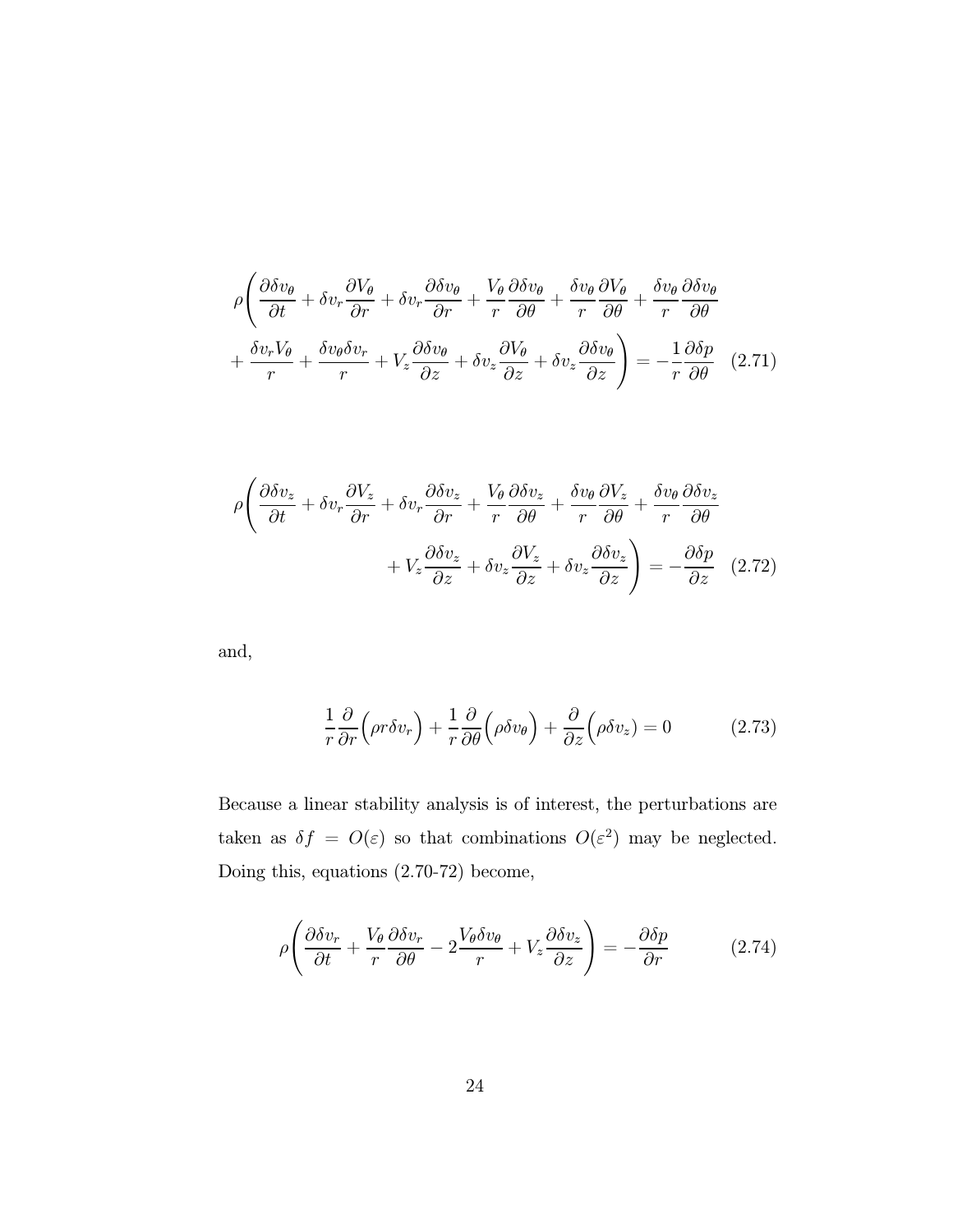$$\rho\Bigg(\frac{\partial \delta v_\theta}{\partial t} + \delta v_r \frac{\partial V_\theta}{\partial r} + \delta v_r \frac{\partial \delta v_\theta}{\partial r} + \frac{V_\theta}{r}\frac{\partial \delta v_\theta}{\partial \theta} + \frac{\delta v_\theta}{r}\frac{\partial V_\theta}{\partial \theta} + \frac{\delta v_\theta}{r}\frac{\partial \delta v_\theta}{\partial \theta} + \frac{\delta v_r V_\theta}{r} + \frac{\delta v_\theta \delta v_r}{r} + V_z \frac{\partial \delta v_\theta}{\partial z} + \delta v_z \frac{\partial V_\theta}{\partial z} + \delta v_z \frac{\partial \delta v_\theta}{\partial z}\Bigg) = -\frac{1}{r}\frac{\partial \delta p}{\partial \theta} \quad (2.71)$$

$$\rho\Bigg(\frac{\partial \delta v_z}{\partial t} + \delta v_r \frac{\partial V_z}{\partial r} + \delta v_r \frac{\partial \delta v_z}{\partial r} + \frac{V_\theta}{r}\frac{\partial \delta v_z}{\partial \theta} + \frac{\delta v_\theta}{r}\frac{\partial V_z}{\partial \theta} + \frac{\delta v_\theta}{r}\frac{\partial \delta v_z}{\partial \theta} + V_z \frac{\partial \delta v_z}{\partial z} + \delta v_z \frac{\partial V_z}{\partial z} + \delta v_z \frac{\partial \delta v_z}{\partial z}\Bigg) = -\frac{\partial \delta p}{\partial z} \quad (2.72)$$

and,

$$\frac{1}{r}\frac{\partial}{\partial r}\Big(\rho r \delta v_r\Big) + \frac{1}{r}\frac{\partial}{\partial \theta}\Big(\rho \delta v_\theta\Big) + \frac{\partial}{\partial z}\Big(\rho \delta v_z\Big) = 0 \quad (2.73)$$

Because a linear stability analysis is of interest, the perturbations are taken as $\delta f = O(\varepsilon)$ so that combinations $O(\varepsilon^2)$ may be neglected. Doing this, equations (2.70-72) become,

$$\rho\Bigg(\frac{\partial \delta v_r}{\partial t} + \frac{V_\theta}{r}\frac{\partial \delta v_r}{\partial \theta} - 2\frac{V_\theta \delta v_\theta}{r} + V_z \frac{\partial \delta v_z}{\partial z}\Bigg) = -\frac{\partial \delta p}{\partial r} \quad (2.74)$$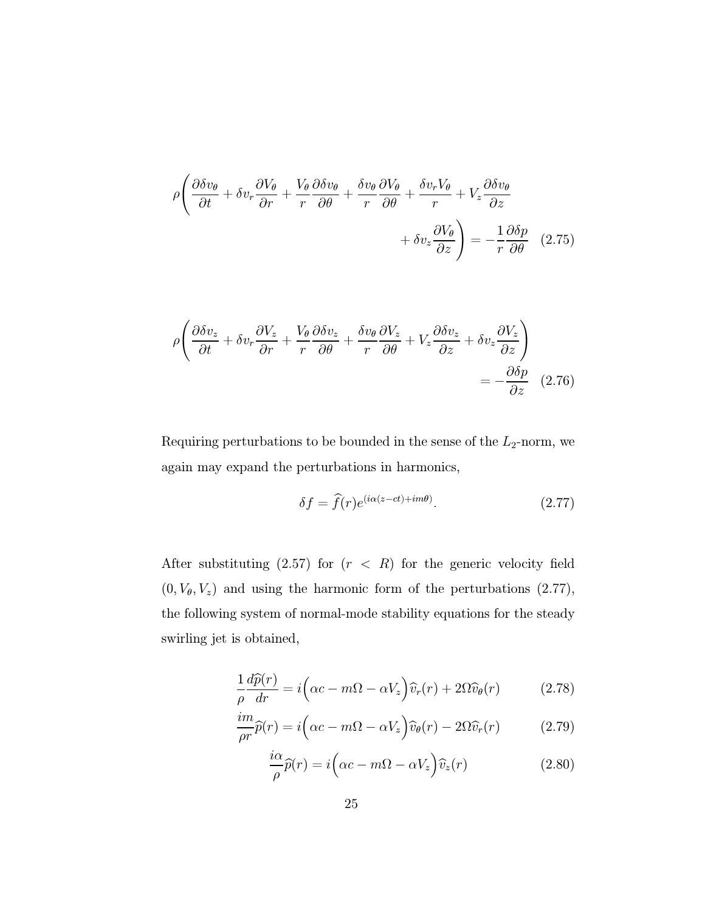$$\rho\left(\frac{\partial \delta v_\theta}{\partial t} + \delta v_r \frac{\partial V_\theta}{\partial r} + \frac{V_\theta}{r}\frac{\partial \delta v_\theta}{\partial \theta} + \frac{\delta v_\theta}{r}\frac{\partial V_\theta}{\partial \theta} + \frac{\delta v_r V_\theta}{r} + V_z \frac{\partial \delta v_\theta}{\partial z} + \delta v_z \frac{\partial V_\theta}{\partial z}\right) = -\frac{1}{r}\frac{\partial \delta p}{\partial \theta} \quad (2.75)$$

$$\rho\left(\frac{\partial \delta v_z}{\partial t} + \delta v_r \frac{\partial V_z}{\partial r} + \frac{V_\theta}{r}\frac{\partial \delta v_z}{\partial \theta} + \frac{\delta v_\theta}{r}\frac{\partial V_z}{\partial \theta} + V_z \frac{\partial \delta v_z}{\partial z} + \delta v_z \frac{\partial V_z}{\partial z}\right) = -\frac{\partial \delta p}{\partial z} \quad (2.76)$$

Requiring perturbations to be bounded in the sense of the $L_2$-norm, we again may expand the perturbations in harmonics,

$$\delta f = \widehat{f}(r)e^{(i\alpha(z-ct)+im\theta)}. \quad (2.77)$$

After substituting (2.57) for $(r < R)$ for the generic velocity field $(0, V_\theta, V_z)$ and using the harmonic form of the perturbations (2.77), the following system of normal-mode stability equations for the steady swirling jet is obtained,

$$\frac{1}{\rho}\frac{d\widehat{p}(r)}{dr} = i\Big(\alpha c - m\Omega - \alpha V_z\Big)\widehat{v}_r(r) + 2\Omega\widehat{v}_\theta(r) \quad (2.78)$$

$$\frac{im}{\rho r}\widehat{p}(r) = i\Big(\alpha c - m\Omega - \alpha V_z\Big)\widehat{v}_\theta(r) - 2\Omega\widehat{v}_r(r) \quad (2.79)$$

$$\frac{i\alpha}{\rho}\widehat{p}(r) = i\Big(\alpha c - m\Omega - \alpha V_z\Big)\widehat{v}_z(r) \quad (2.80)$$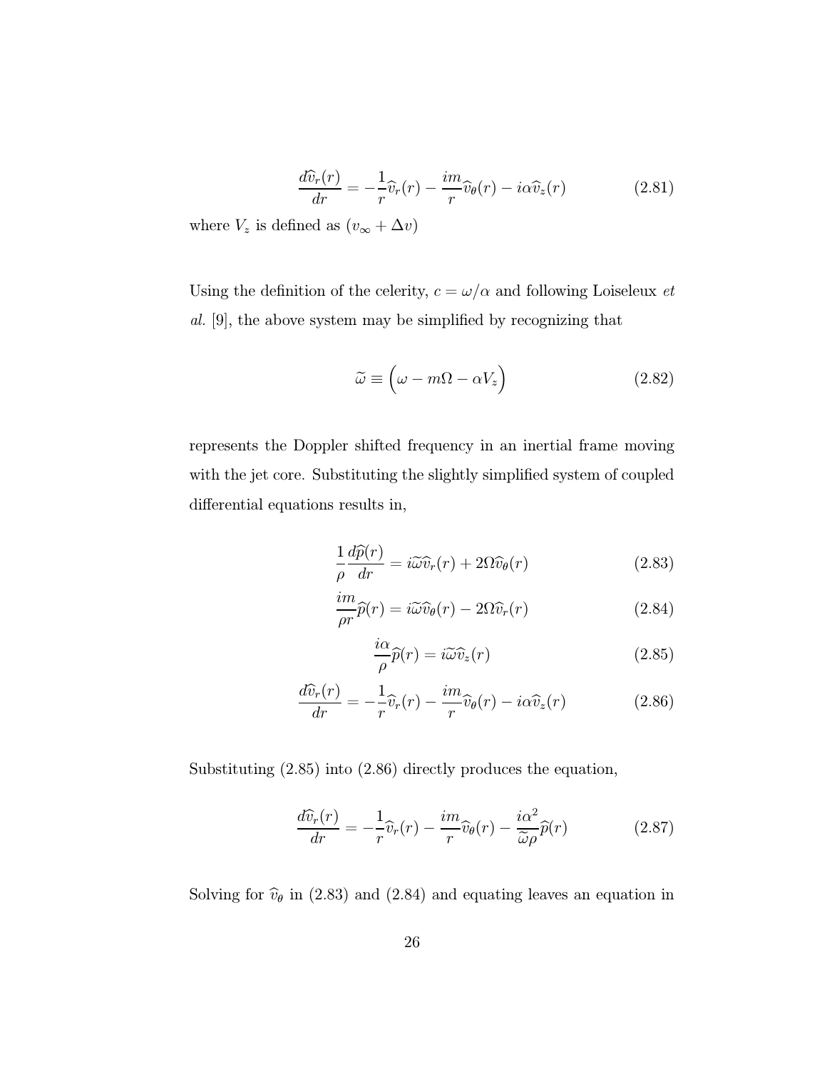$$\frac{d\widehat{v}_r(r)}{dr} = -\frac{1}{r}\widehat{v}_r(r) - \frac{im}{r}\widehat{v}_\theta(r) - i\alpha\widehat{v}_z(r) \tag{2.81}$$

where $V_z$ is defined as $(v_\infty + \Delta v)$

Using the definition of the celerity, $c = \omega/\alpha$ and following Loiseleux *et al.* [9], the above system may be simplified by recognizing that

$$\widetilde{\omega} \equiv \Big(\omega - m\Omega - \alpha V_z\Big) \tag{2.82}$$

represents the Doppler shifted frequency in an inertial frame moving with the jet core. Substituting the slightly simplified system of coupled differential equations results in,

$$\frac{1}{\rho}\frac{d\widehat{p}(r)}{dr} = i\widetilde{\omega}\widehat{v}_r(r) + 2\Omega\widehat{v}_\theta(r) \tag{2.83}$$

$$\frac{im}{\rho r}\widehat{p}(r) = i\widetilde{\omega}\widehat{v}_\theta(r) - 2\Omega\widehat{v}_r(r) \tag{2.84}$$

$$\frac{i\alpha}{\rho}\widehat{p}(r) = i\widetilde{\omega}\widehat{v}_z(r) \tag{2.85}$$

$$\frac{d\widehat{v}_r(r)}{dr} = -\frac{1}{r}\widehat{v}_r(r) - \frac{im}{r}\widehat{v}_\theta(r) - i\alpha\widehat{v}_z(r) \tag{2.86}$$

Substituting (2.85) into (2.86) directly produces the equation,

$$\frac{d\widehat{v}_r(r)}{dr} = -\frac{1}{r}\widehat{v}_r(r) - \frac{im}{r}\widehat{v}_\theta(r) - \frac{i\alpha^2}{\widetilde{\omega}\rho}\widehat{p}(r) \tag{2.87}$$

Solving for $\widehat{v}_\theta$ in (2.83) and (2.84) and equating leaves an equation in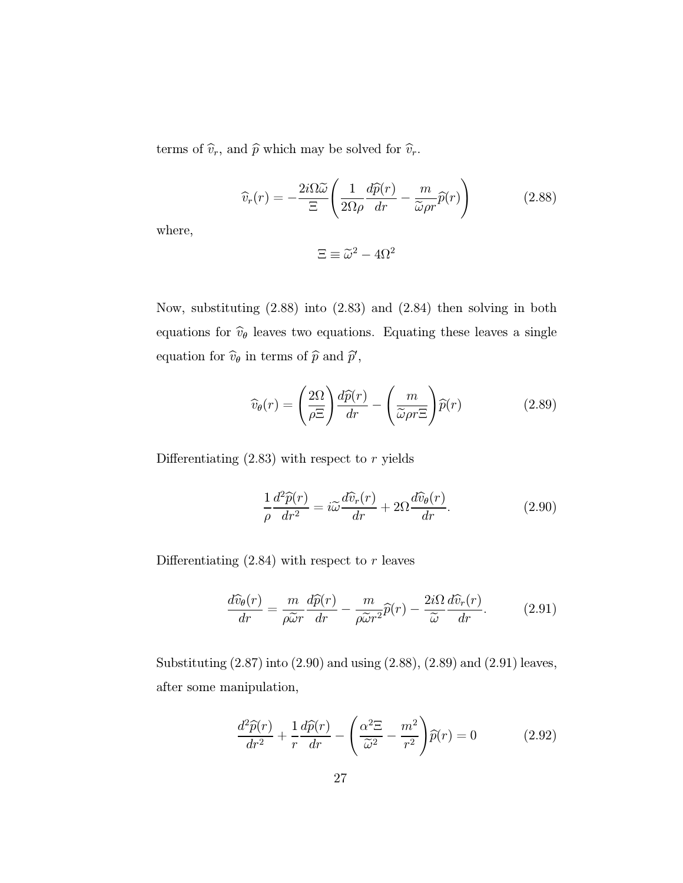terms of $\widehat{v}_r$, and $\widehat{p}$ which may be solved for $\widehat{v}_r$.

$$\widehat{v}_r(r) = -\frac{2i\Omega\widetilde{\omega}}{\Xi}\left(\frac{1}{2\Omega\rho}\frac{d\widehat{p}(r)}{dr} - \frac{m}{\widetilde{\omega}\rho r}\widehat{p}(r)\right) \tag{2.88}$$

where,

$$\Xi \equiv \widetilde{\omega}^2 - 4\Omega^2$$

Now, substituting (2.88) into (2.83) and (2.84) then solving in both equations for $\widehat{v}_\theta$ leaves two equations. Equating these leaves a single equation for $\widehat{v}_\theta$ in terms of $\widehat{p}$ and $\widehat{p}'$,

$$\widehat{v}_\theta(r) = \left(\frac{2\Omega}{\rho\Xi}\right)\frac{d\widehat{p}(r)}{dr} - \left(\frac{m}{\widetilde{\omega}\rho r\Xi}\right)\widehat{p}(r) \tag{2.89}$$

Differentiating (2.83) with respect to $r$ yields

$$\frac{1}{\rho}\frac{d^2\widehat{p}(r)}{dr^2} = i\widetilde{\omega}\frac{d\widehat{v}_r(r)}{dr} + 2\Omega\frac{d\widehat{v}_\theta(r)}{dr}. \tag{2.90}$$

Differentiating (2.84) with respect to $r$ leaves

$$\frac{d\widehat{v}_\theta(r)}{dr} = \frac{m}{\rho\widetilde{\omega}r}\frac{d\widehat{p}(r)}{dr} - \frac{m}{\rho\widetilde{\omega}r^2}\widehat{p}(r) - \frac{2i\Omega}{\widetilde{\omega}}\frac{d\widehat{v}_r(r)}{dr}. \tag{2.91}$$

Substituting (2.87) into (2.90) and using (2.88), (2.89) and (2.91) leaves, after some manipulation,

$$\frac{d^2\widehat{p}(r)}{dr^2} + \frac{1}{r}\frac{d\widehat{p}(r)}{dr} - \left(\frac{\alpha^2\Xi}{\widetilde{\omega}^2} - \frac{m^2}{r^2}\right)\widehat{p}(r) = 0 \tag{2.92}$$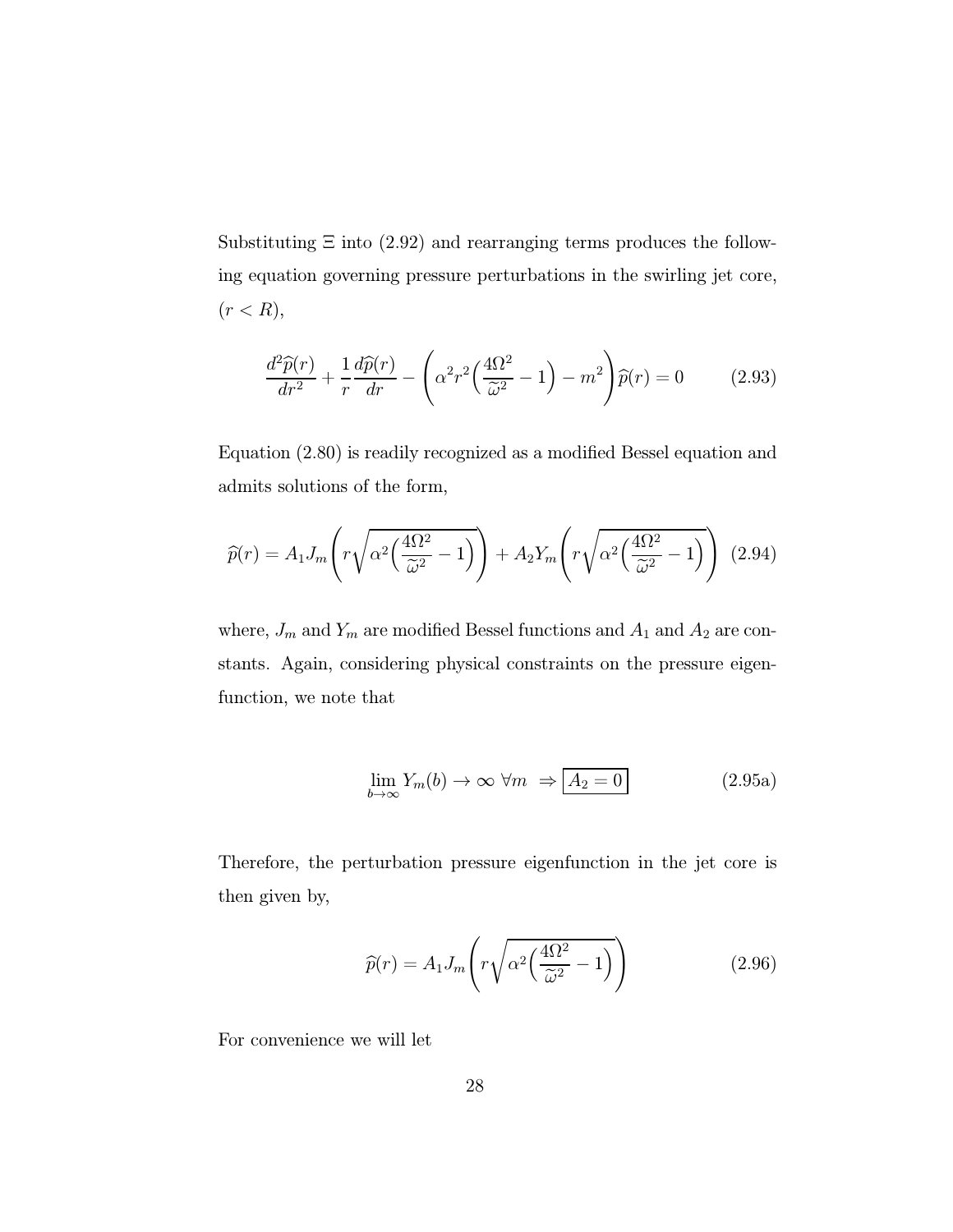Substituting $\Xi$ into (2.92) and rearranging terms produces the following equation governing pressure perturbations in the swirling jet core, $(r < R)$,

$$\frac{d^2\widehat{p}(r)}{dr^2} + \frac{1}{r}\frac{d\widehat{p}(r)}{dr} - \left(\alpha^2 r^2\Big(\frac{4\Omega^2}{\widetilde{\omega}^2} - 1\Big) - m^2\right)\widehat{p}(r) = 0 \tag{2.93}$$

Equation (2.80) is readily recognized as a modified Bessel equation and admits solutions of the form,

$$\widehat{p}(r) = A_1 J_m\left(r\sqrt{\alpha^2\Big(\frac{4\Omega^2}{\widetilde{\omega}^2} - 1\Big)}\right) + A_2 Y_m\left(r\sqrt{\alpha^2\Big(\frac{4\Omega^2}{\widetilde{\omega}^2} - 1\Big)}\right) \tag{2.94}$$

where, $J_m$ and $Y_m$ are modified Bessel functions and $A_1$ and $A_2$ are constants. Again, considering physical constraints on the pressure eigenfunction, we note that

$$\lim_{b\to\infty} Y_m(b) \to \infty \ \forall m \ \Rightarrow \boxed{A_2 = 0} \tag{2.95a}$$

Therefore, the perturbation pressure eigenfunction in the jet core is then given by,

$$\widehat{p}(r) = A_1 J_m\left(r\sqrt{\alpha^2\Big(\frac{4\Omega^2}{\widetilde{\omega}^2} - 1\Big)}\right) \tag{2.96}$$

For convenience we will let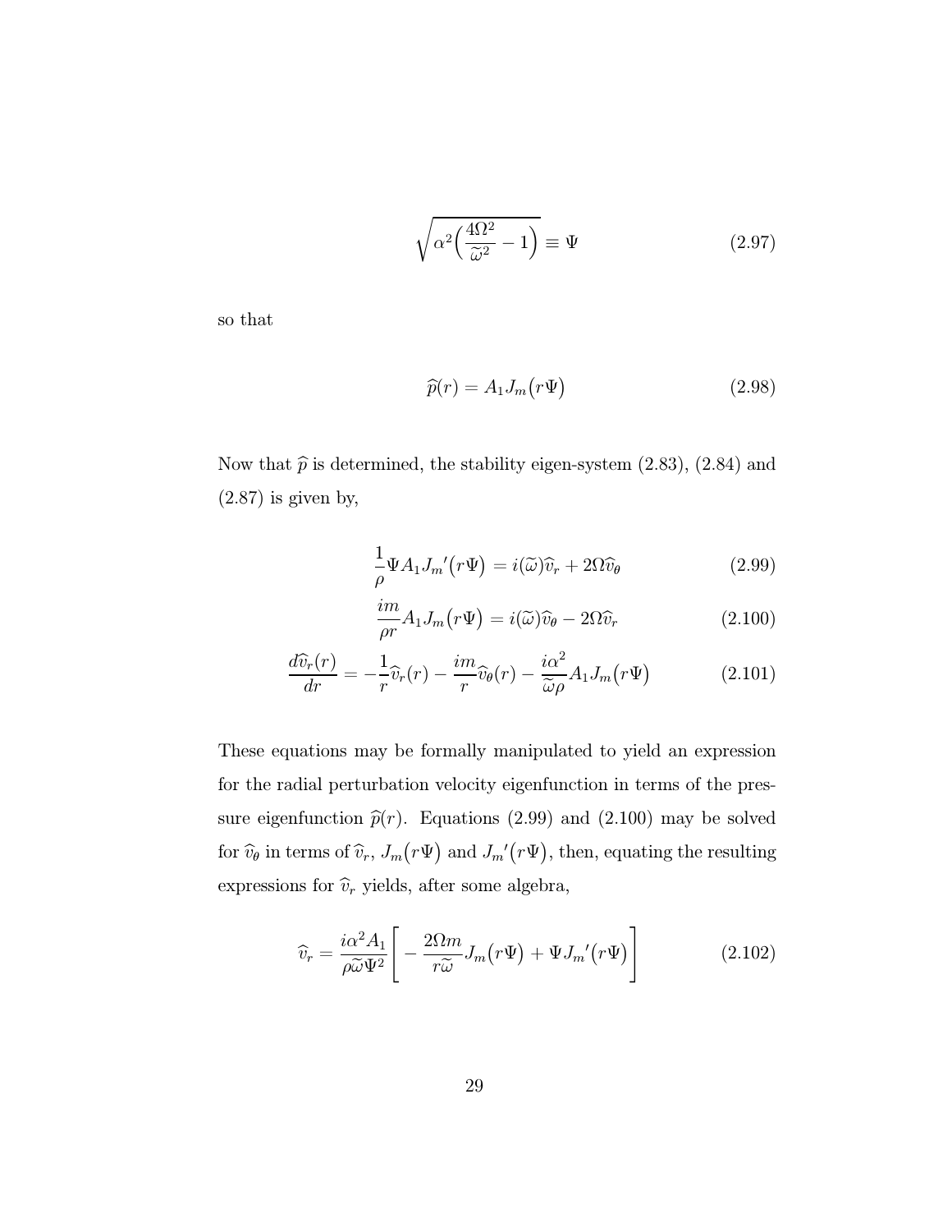$$\sqrt{\alpha^2\Big(\frac{4\Omega^2}{\widetilde{\omega}^2}-1\Big)} \equiv \Psi \tag{2.97}$$

so that

$$\widehat{p}(r) = A_1 J_m\big(r\Psi\big) \tag{2.98}$$

Now that $\widehat{p}$ is determined, the stability eigen-system (2.83), (2.84) and (2.87) is given by,

$$\frac{1}{\rho}\Psi A_1 {J_m}'\big(r\Psi\big) = i(\widetilde{\omega})\widehat{v}_r + 2\Omega\widehat{v}_\theta \tag{2.99}$$

$$\frac{im}{\rho r}A_1 J_m\big(r\Psi\big) = i(\widetilde{\omega})\widehat{v}_\theta - 2\Omega\widehat{v}_r \tag{2.100}$$

$$\frac{d\widehat{v}_r(r)}{dr} = -\frac{1}{r}\widehat{v}_r(r) - \frac{im}{r}\widehat{v}_\theta(r) - \frac{i\alpha^2}{\widetilde{\omega}\rho}A_1 J_m\big(r\Psi\big) \tag{2.101}$$

These equations may be formally manipulated to yield an expression for the radial perturbation velocity eigenfunction in terms of the pressure eigenfunction $\widehat{p}(r)$. Equations (2.99) and (2.100) may be solved for $\widehat{v}_\theta$ in terms of $\widehat{v}_r$, $J_m\big(r\Psi\big)$ and ${J_m}'\big(r\Psi\big)$, then, equating the resulting expressions for $\widehat{v}_r$ yields, after some algebra,

$$\widehat{v}_r = \frac{i\alpha^2 A_1}{\rho\widetilde{\omega}\Psi^2}\left[-\frac{2\Omega m}{r\widetilde{\omega}}J_m\big(r\Psi\big) + \Psi {J_m}'\big(r\Psi\big)\right] \tag{2.102}$$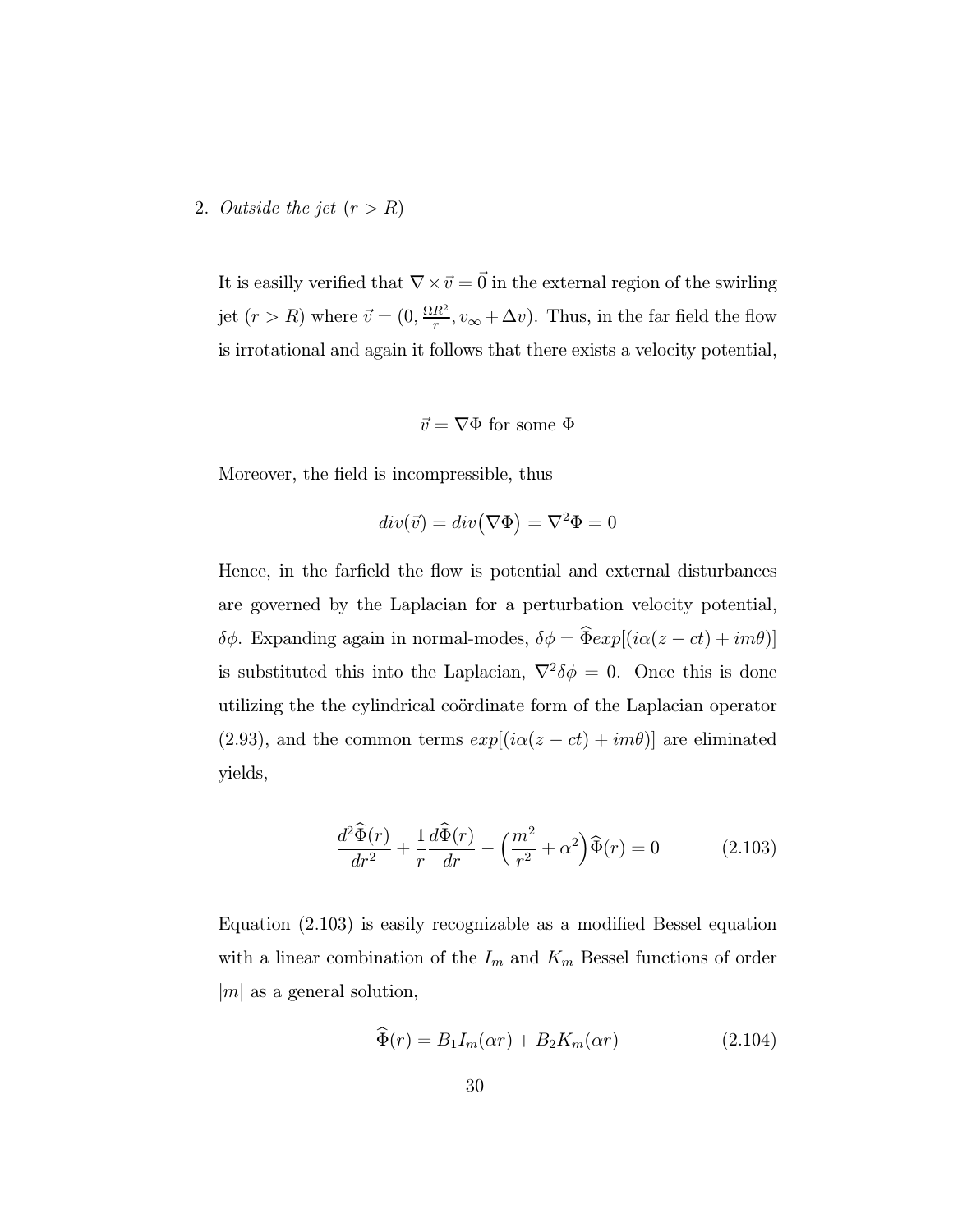2. *Outside the jet* ($r > R$)

It is easilly verified that $\nabla \times \vec{v} = \vec{0}$ in the external region of the swirling jet ($r > R$) where $\vec{v} = (0, \frac{\Omega R^2}{r}, v_\infty + \Delta v)$. Thus, in the far field the flow is irrotational and again it follows that there exists a velocity potential,

$$\vec{v} = \nabla \Phi \text{ for some } \Phi$$

Moreover, the field is incompressible, thus

$$div(\vec{v}) = div\big(\nabla \Phi\big) = \nabla^2 \Phi = 0$$

Hence, in the farfield the flow is potential and external disturbances are governed by the Laplacian for a perturbation velocity potential, $\delta\phi$. Expanding again in normal-modes, $\delta\phi = \widehat{\Phi} exp[(i\alpha(z - ct) + im\theta)]$ is substituted this into the Laplacian, $\nabla^2 \delta\phi = 0$. Once this is done utilizing the the cylindrical coördinate form of the Laplacian operator (2.93), and the common terms $exp[(i\alpha(z - ct) + im\theta)]$ are eliminated yields,

$$\frac{d^2\widehat{\Phi}(r)}{dr^2} + \frac{1}{r}\frac{d\widehat{\Phi}(r)}{dr} - \Big(\frac{m^2}{r^2} + \alpha^2\Big)\widehat{\Phi}(r) = 0 \tag{2.103}$$

Equation (2.103) is easily recognizable as a modified Bessel equation with a linear combination of the $I_m$ and $K_m$ Bessel functions of order $|m|$ as a general solution,

$$\widehat{\Phi}(r) = B_1 I_m(\alpha r) + B_2 K_m(\alpha r) \tag{2.104}$$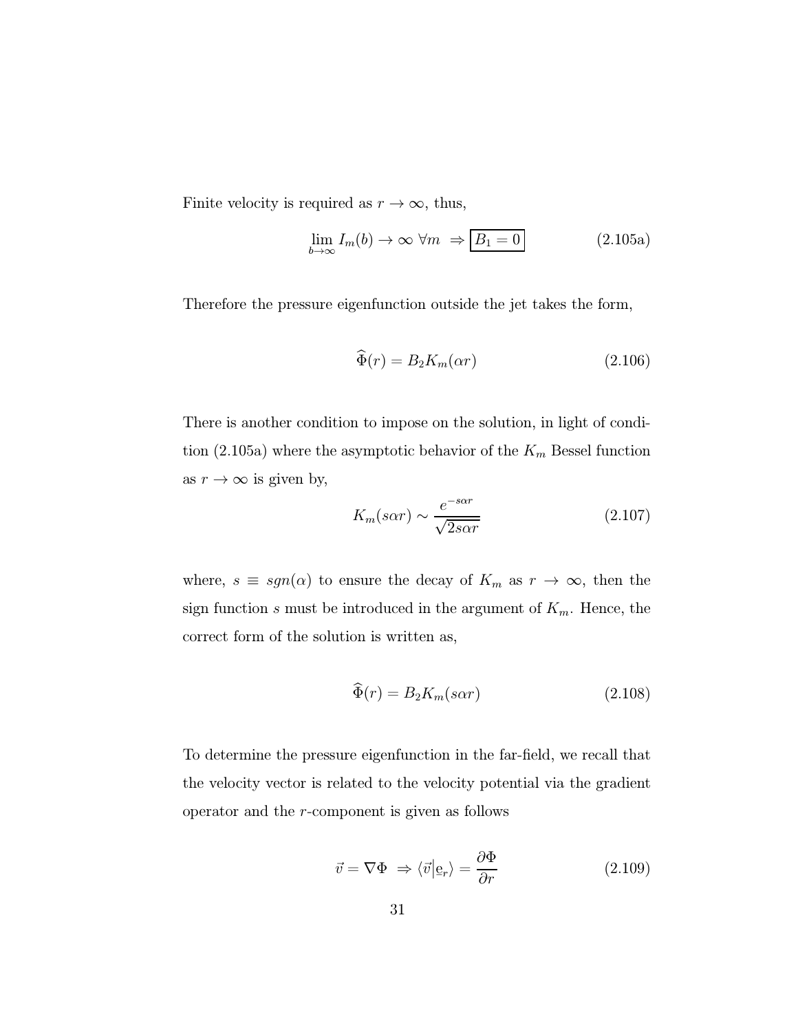Finite velocity is required as $r \to \infty$, thus,

$$\lim_{b \to \infty} I_m(b) \to \infty \ \forall m \ \Rightarrow \boxed{B_1 = 0} \tag{2.105a}$$

Therefore the pressure eigenfunction outside the jet takes the form,

$$\widehat{\Phi}(r) = B_2 K_m(\alpha r) \tag{2.106}$$

There is another condition to impose on the solution, in light of condition (2.105a) where the asymptotic behavior of the $K_m$ Bessel function as $r \to \infty$ is given by,

$$K_m(s\alpha r) \sim \frac{e^{-s\alpha r}}{\sqrt{2s\alpha r}} \tag{2.107}$$

where, $s \equiv sgn(\alpha)$ to ensure the decay of $K_m$ as $r \to \infty$, then the sign function $s$ must be introduced in the argument of $K_m$. Hence, the correct form of the solution is written as,

$$\widehat{\Phi}(r) = B_2 K_m(s\alpha r) \tag{2.108}$$

To determine the pressure eigenfunction in the far-field, we recall that the velocity vector is related to the velocity potential via the gradient operator and the $r$-component is given as follows

$$\vec{v} = \nabla \Phi \ \Rightarrow \langle \vec{v} | \underline{e}_r \rangle = \frac{\partial \Phi}{\partial r} \tag{2.109}$$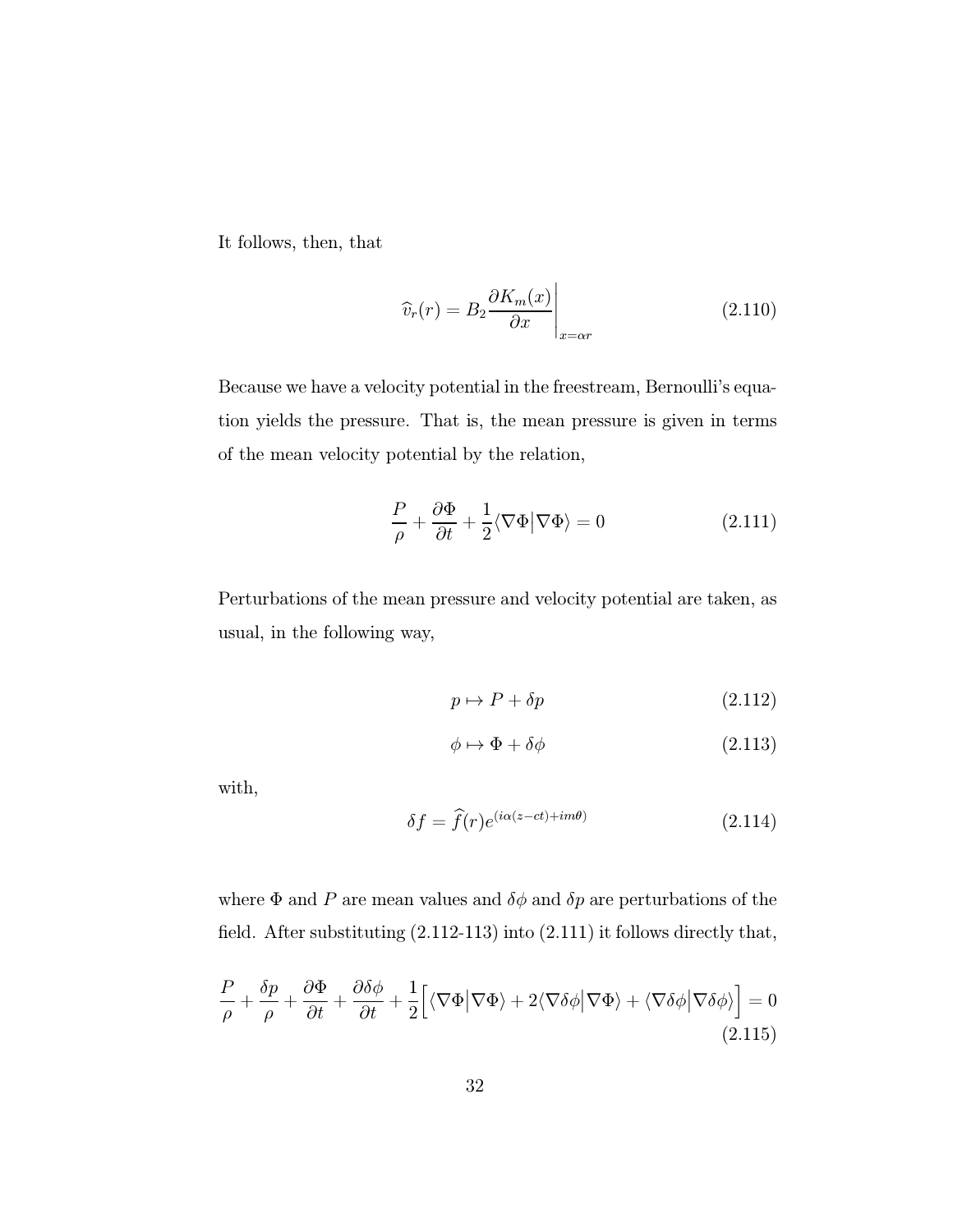It follows, then, that

$$\widehat{v}_r(r) = B_2 \frac{\partial K_m(x)}{\partial x}\bigg|_{x=\alpha r} \tag{2.110}$$

Because we have a velocity potential in the freestream, Bernoulli's equation yields the pressure. That is, the mean pressure is given in terms of the mean velocity potential by the relation,

$$\frac{P}{\rho} + \frac{\partial \Phi}{\partial t} + \frac{1}{2}\langle \nabla\Phi \big| \nabla\Phi \rangle = 0 \tag{2.111}$$

Perturbations of the mean pressure and velocity potential are taken, as usual, in the following way,

$$p \mapsto P + \delta p \tag{2.112}$$

$$\phi \mapsto \Phi + \delta\phi \tag{2.113}$$

with,

$$\delta f = \widehat{f}(r) e^{(i\alpha(z-ct)+im\theta)} \tag{2.114}$$

where $\Phi$ and $P$ are mean values and $\delta\phi$ and $\delta p$ are perturbations of the field. After substituting (2.112-113) into (2.111) it follows directly that,

$$\frac{P}{\rho} + \frac{\delta p}{\rho} + \frac{\partial \Phi}{\partial t} + \frac{\partial \delta\phi}{\partial t} + \frac{1}{2}\Big[\langle \nabla\Phi \big| \nabla\Phi \rangle + 2\langle \nabla\delta\phi \big| \nabla\Phi \rangle + \langle \nabla\delta\phi \big| \nabla\delta\phi \rangle\Big] = 0 \tag{2.115}$$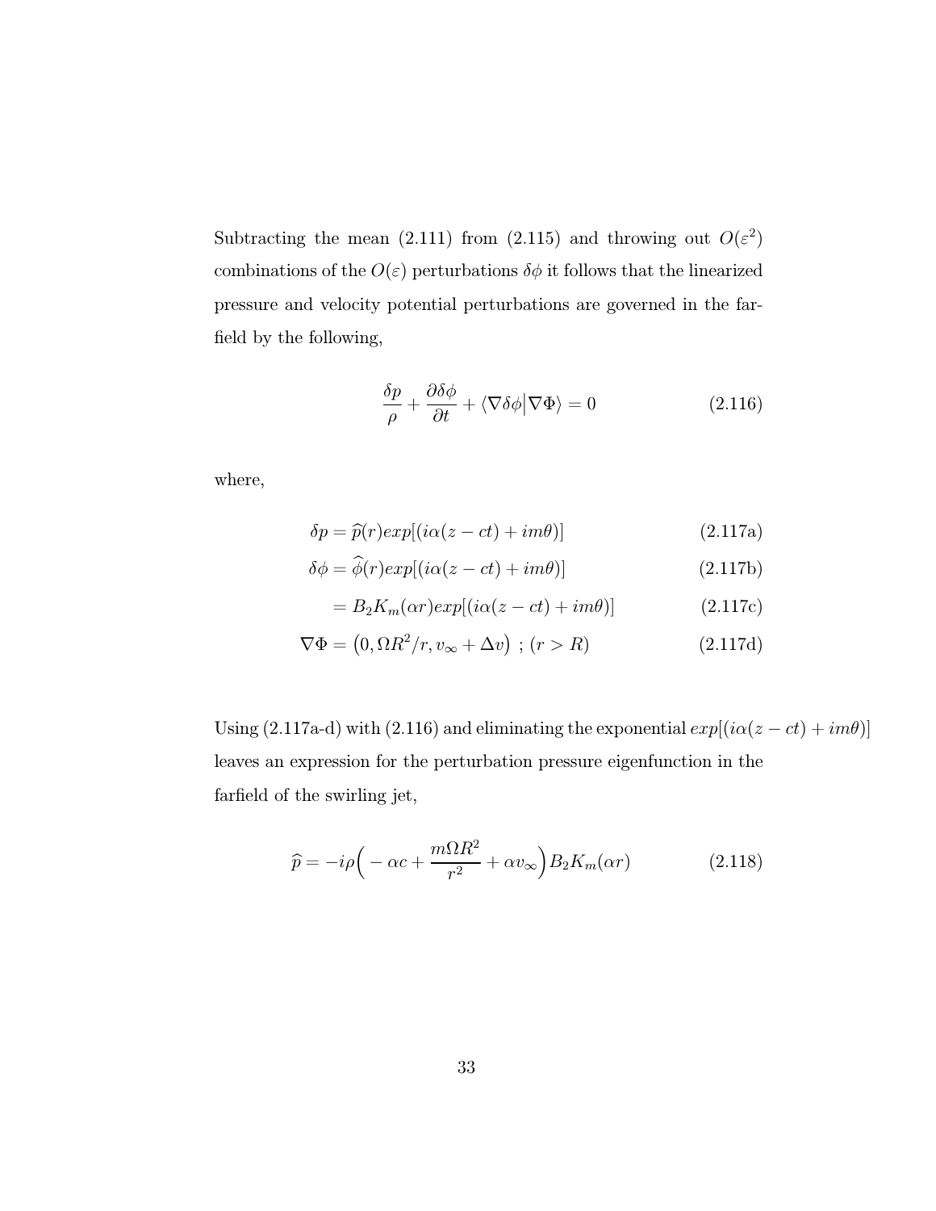Subtracting the mean (2.111) from (2.115) and throwing out $O(\varepsilon^2)$ combinations of the $O(\varepsilon)$ perturbations $\delta\phi$ it follows that the linearized pressure and velocity potential perturbations are governed in the farfield by the following,

$$\frac{\delta p}{\rho} + \frac{\partial \delta\phi}{\partial t} + \langle \nabla\delta\phi \big| \nabla\Phi \rangle = 0 \tag{2.116}$$

where,

$$\delta p = \widehat{p}(r) exp[(i\alpha(z - ct) + im\theta)] \tag{2.117a}$$

$$\delta\phi = \widehat{\phi}(r) exp[(i\alpha(z - ct) + im\theta)] \tag{2.117b}$$

$$= B_2 K_m(\alpha r) exp[(i\alpha(z - ct) + im\theta)] \tag{2.117c}$$

$$\nabla\Phi = \big(0, \Omega R^2/r, v_\infty + \Delta v\big) \ ; \ (r > R) \tag{2.117d}$$

Using (2.117a-d) with (2.116) and eliminating the exponential $exp[(i\alpha(z - ct) + im\theta)]$ leaves an expression for the perturbation pressure eigenfunction in the farfield of the swirling jet,

$$\widehat{p} = -i\rho\Big( - \alpha c + \frac{m\Omega R^2}{r^2} + \alpha v_\infty\Big) B_2 K_m(\alpha r) \tag{2.118}$$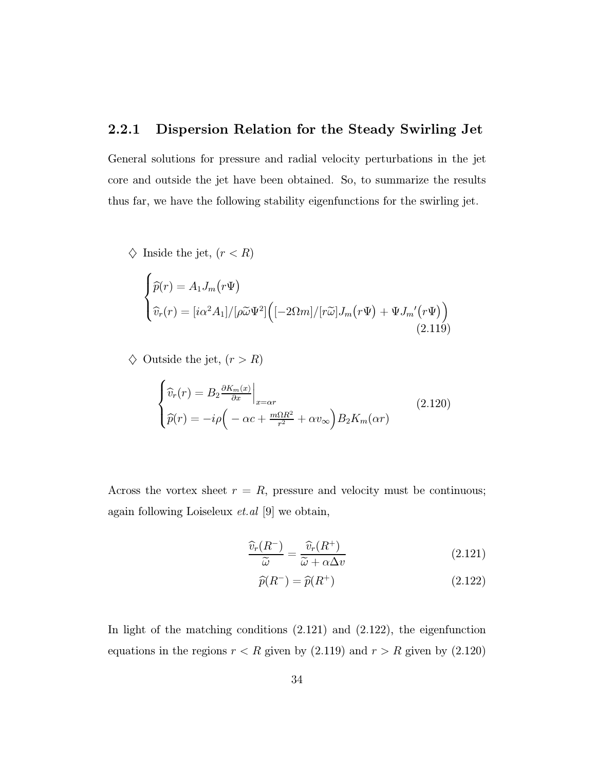### 2.2.1 Dispersion Relation for the Steady Swirling Jet

General solutions for pressure and radial velocity perturbations in the jet core and outside the jet have been obtained. So, to summarize the results thus far, we have the following stability eigenfunctions for the swirling jet.

$\diamondsuit$ Inside the jet, $(r < R)$

$$
\begin{cases}
\widehat{p}(r) = A_1 J_m\big(r\Psi\big) \\
\widehat{v}_r(r) = [i\alpha^2 A_1]/[\rho\widetilde{\omega}\Psi^2]\Big([-2\Omega m]/[r\widetilde{\omega}]J_m\big(r\Psi\big) + \Psi J_m{}'\big(r\Psi\big)\Big)
\end{cases}
\tag{2.119}
$$

$\diamondsuit$ Outside the jet, $(r > R)$

$$
\begin{cases}
\widehat{v}_r(r) = B_2 \frac{\partial K_m(x)}{\partial x}\Big|_{x=\alpha r} \\
\widehat{p}(r) = -i\rho\Big(-\alpha c + \frac{m\Omega R^2}{r^2} + \alpha v_\infty\Big) B_2 K_m(\alpha r)
\end{cases}
\tag{2.120}
$$

Across the vortex sheet $r = R$, pressure and velocity must be continuous; again following Loiseleux *et.al* [9] we obtain,

$$
\frac{\widehat{v}_r(R^-)}{\widetilde{\omega}} = \frac{\widehat{v}_r(R^+)}{\widetilde{\omega} + \alpha\Delta v}
\tag{2.121}
$$

$$
\widehat{p}(R^-) = \widehat{p}(R^+)
\tag{2.122}
$$

In light of the matching conditions (2.121) and (2.122), the eigenfunction equations in the regions $r < R$ given by (2.119) and $r > R$ given by (2.120)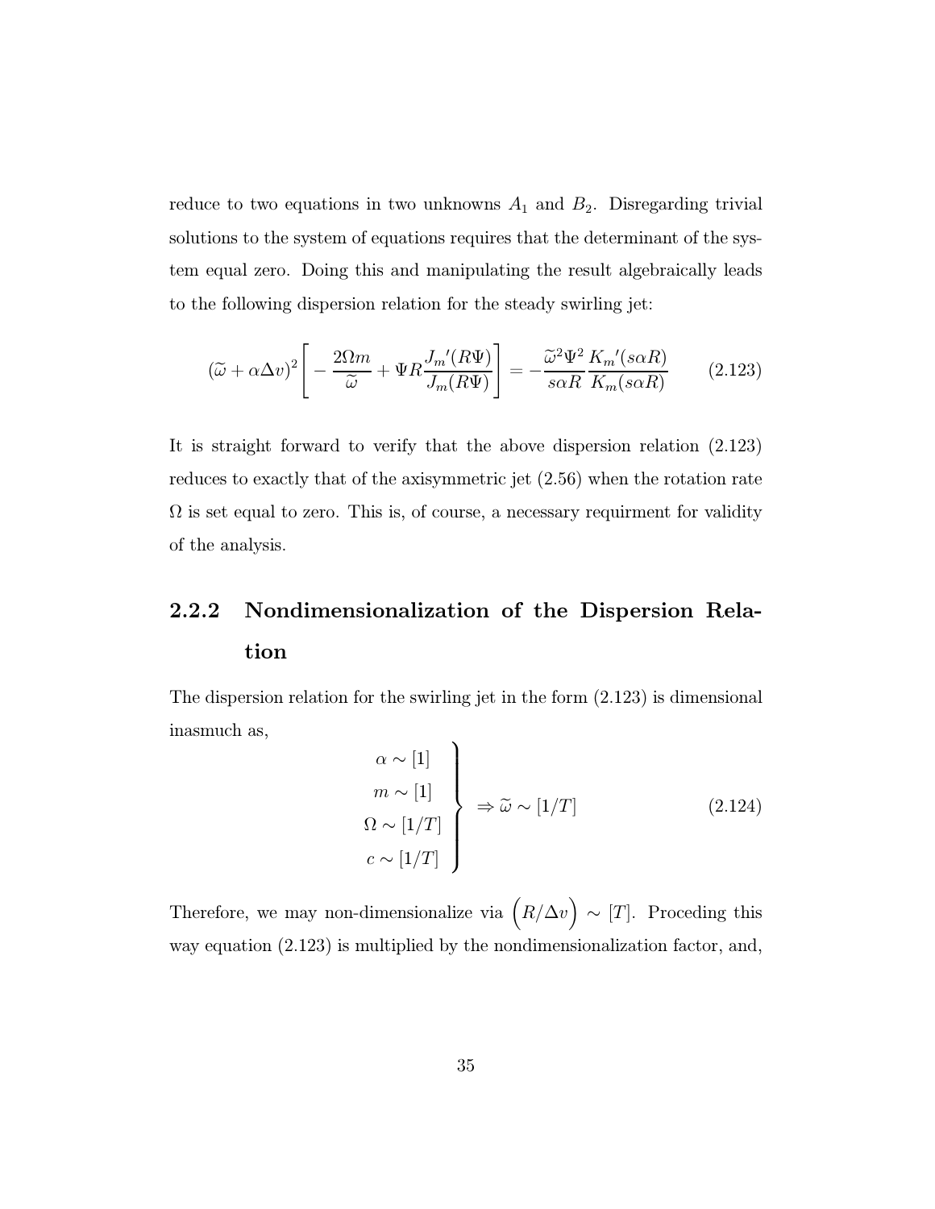reduce to two equations in two unknowns $A_1$ and $B_2$. Disregarding trivial solutions to the system of equations requires that the determinant of the system equal zero. Doing this and manipulating the result algebraically leads to the following dispersion relation for the steady swirling jet:

$$(\widetilde{\omega} + \alpha \Delta v)^2 \left[ -\frac{2\Omega m}{\widetilde{\omega}} + \Psi R \frac{{J_m}'(R\Psi)}{J_m(R\Psi)} \right] = -\frac{\widetilde{\omega}^2 \Psi^2}{s\alpha R} \frac{{K_m}'(s\alpha R)}{K_m(s\alpha R)} \tag{2.123}$$

It is straight forward to verify that the above dispersion relation (2.123) reduces to exactly that of the axisymmetric jet (2.56) when the rotation rate $\Omega$ is set equal to zero. This is, of course, a necessary requirment for validity of the analysis.

### 2.2.2 Nondimensionalization of the Dispersion Relation

The dispersion relation for the swirling jet in the form (2.123) is dimensional inasmuch as,

$$\left. \begin{array}{c} \alpha \sim [1] \\ m \sim [1] \\ \Omega \sim [1/T] \\ c \sim [1/T] \end{array} \right\} \Rightarrow \widetilde{\omega} \sim [1/T] \tag{2.124}$$

Therefore, we may non-dimensionalize via $\Big(R/\Delta v\Big) \sim [T]$. Proceding this way equation (2.123) is multiplied by the nondimensionalization factor, and,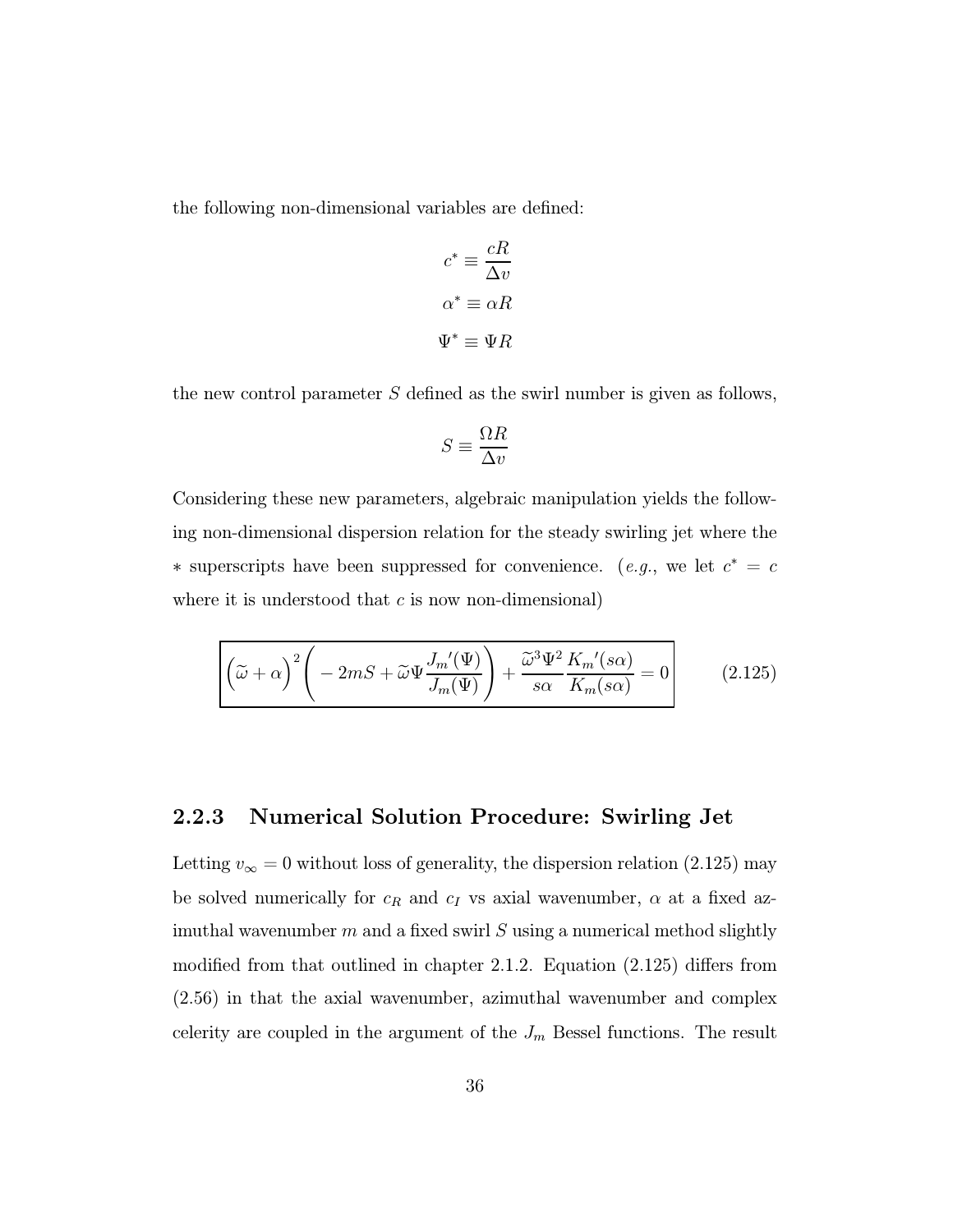the following non-dimensional variables are defined:

$$c^* \equiv \frac{cR}{\Delta v}$$

$$\alpha^* \equiv \alpha R$$

$$\Psi^* \equiv \Psi R$$

the new control parameter $S$ defined as the swirl number is given as follows,

$$S \equiv \frac{\Omega R}{\Delta v}$$

Considering these new parameters, algebraic manipulation yields the following non-dimensional dispersion relation for the steady swirling jet where the $*$ superscripts have been suppressed for convenience. (*e.g.*, we let $c^* = c$ where it is understood that $c$ is now non-dimensional)

$$\boxed{\Big(\widetilde{\omega} + \alpha\Big)^2 \Bigg( -2mS + \widetilde{\omega}\Psi \frac{J_m{}'(\Psi)}{J_m(\Psi)} \Bigg) + \frac{\widetilde{\omega}^3 \Psi^2}{s\alpha} \frac{K_m{}'(s\alpha)}{K_m(s\alpha)} = 0} \tag{2.125}$$

### 2.2.3 Numerical Solution Procedure: Swirling Jet

Letting $v_\infty = 0$ without loss of generality, the dispersion relation (2.125) may be solved numerically for $c_R$ and $c_I$ vs axial wavenumber, $\alpha$ at a fixed azimuthal wavenumber $m$ and a fixed swirl $S$ using a numerical method slightly modified from that outlined in chapter 2.1.2. Equation (2.125) differs from (2.56) in that the axial wavenumber, azimuthal wavenumber and complex celerity are coupled in the argument of the $J_m$ Bessel functions. The result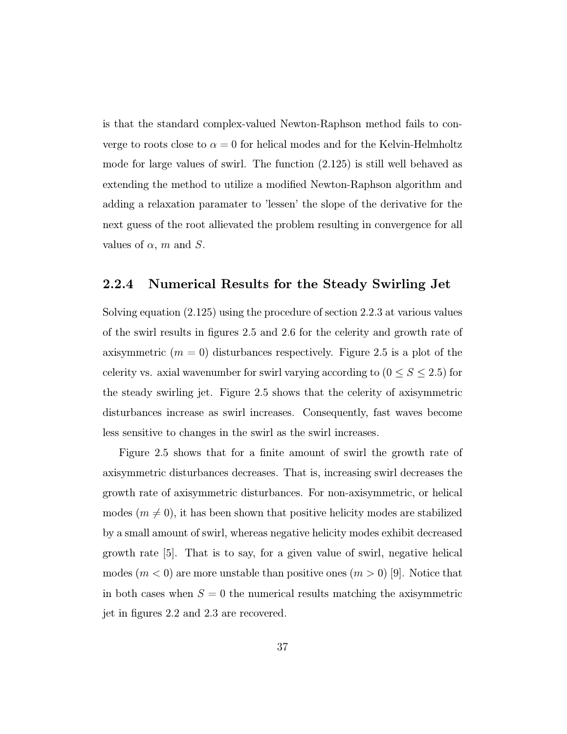is that the standard complex-valued Newton-Raphson method fails to converge to roots close to $\alpha = 0$ for helical modes and for the Kelvin-Helmholtz mode for large values of swirl. The function (2.125) is still well behaved as extending the method to utilize a modified Newton-Raphson algorithm and adding a relaxation paramater to 'lessen' the slope of the derivative for the next guess of the root allievated the problem resulting in convergence for all values of $\alpha$, $m$ and $S$.

### 2.2.4 Numerical Results for the Steady Swirling Jet

Solving equation (2.125) using the procedure of section 2.2.3 at various values of the swirl results in figures 2.5 and 2.6 for the celerity and growth rate of axisymmetric ($m = 0$) disturbances respectively. Figure 2.5 is a plot of the celerity vs. axial wavenumber for swirl varying according to ($0 \leq S \leq 2.5$) for the steady swirling jet. Figure 2.5 shows that the celerity of axisymmetric disturbances increase as swirl increases. Consequently, fast waves become less sensitive to changes in the swirl as the swirl increases.

Figure 2.5 shows that for a finite amount of swirl the growth rate of axisymmetric disturbances decreases. That is, increasing swirl decreases the growth rate of axisymmetric disturbances. For non-axisymmetric, or helical modes ($m \neq 0$), it has been shown that positive helicity modes are stabilized by a small amount of swirl, whereas negative helicity modes exhibit decreased growth rate [5]. That is to say, for a given value of swirl, negative helical modes ($m < 0$) are more unstable than positive ones ($m > 0$) [9]. Notice that in both cases when $S = 0$ the numerical results matching the axisymmetric jet in figures 2.2 and 2.3 are recovered.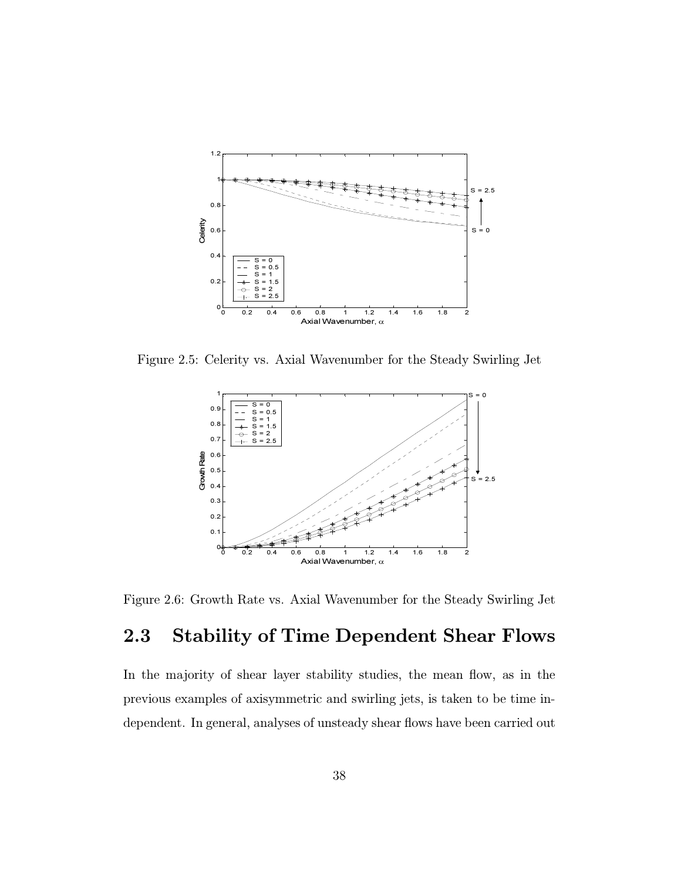Figure 2.5: Celerity vs. Axial Wavenumber for the Steady Swirling Jet

Figure 2.6: Growth Rate vs. Axial Wavenumber for the Steady Swirling Jet

## 2.3 Stability of Time Dependent Shear Flows

In the majority of shear layer stability studies, the mean flow, as in the previous examples of axisymmetric and swirling jets, is taken to be time independent. In general, analyses of unsteady shear flows have been carried out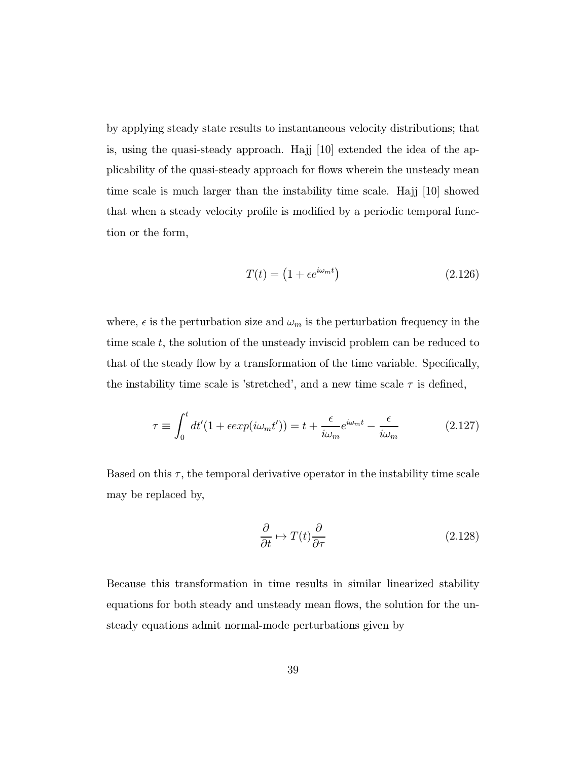by applying steady state results to instantaneous velocity distributions; that is, using the quasi-steady approach. Hajj [10] extended the idea of the applicability of the quasi-steady approach for flows wherein the unsteady mean time scale is much larger than the instability time scale. Hajj [10] showed that when a steady velocity profile is modified by a periodic temporal function or the form,

$$T(t) = \left(1 + \epsilon e^{i\omega_m t}\right) \tag{2.126}$$

where, $\epsilon$ is the perturbation size and $\omega_m$ is the perturbation frequency in the time scale $t$, the solution of the unsteady inviscid problem can be reduced to that of the steady flow by a transformation of the time variable. Specifically, the instability time scale is 'stretched', and a new time scale $\tau$ is defined,

$$\tau \equiv \int_0^t dt'(1 + \epsilon exp(i\omega_m t')) = t + \frac{\epsilon}{i\omega_m} e^{i\omega_m t} - \frac{\epsilon}{i\omega_m} \tag{2.127}$$

Based on this $\tau$, the temporal derivative operator in the instability time scale may be replaced by,

$$\frac{\partial}{\partial t} \mapsto T(t)\frac{\partial}{\partial \tau} \tag{2.128}$$

Because this transformation in time results in similar linearized stability equations for both steady and unsteady mean flows, the solution for the unsteady equations admit normal-mode perturbations given by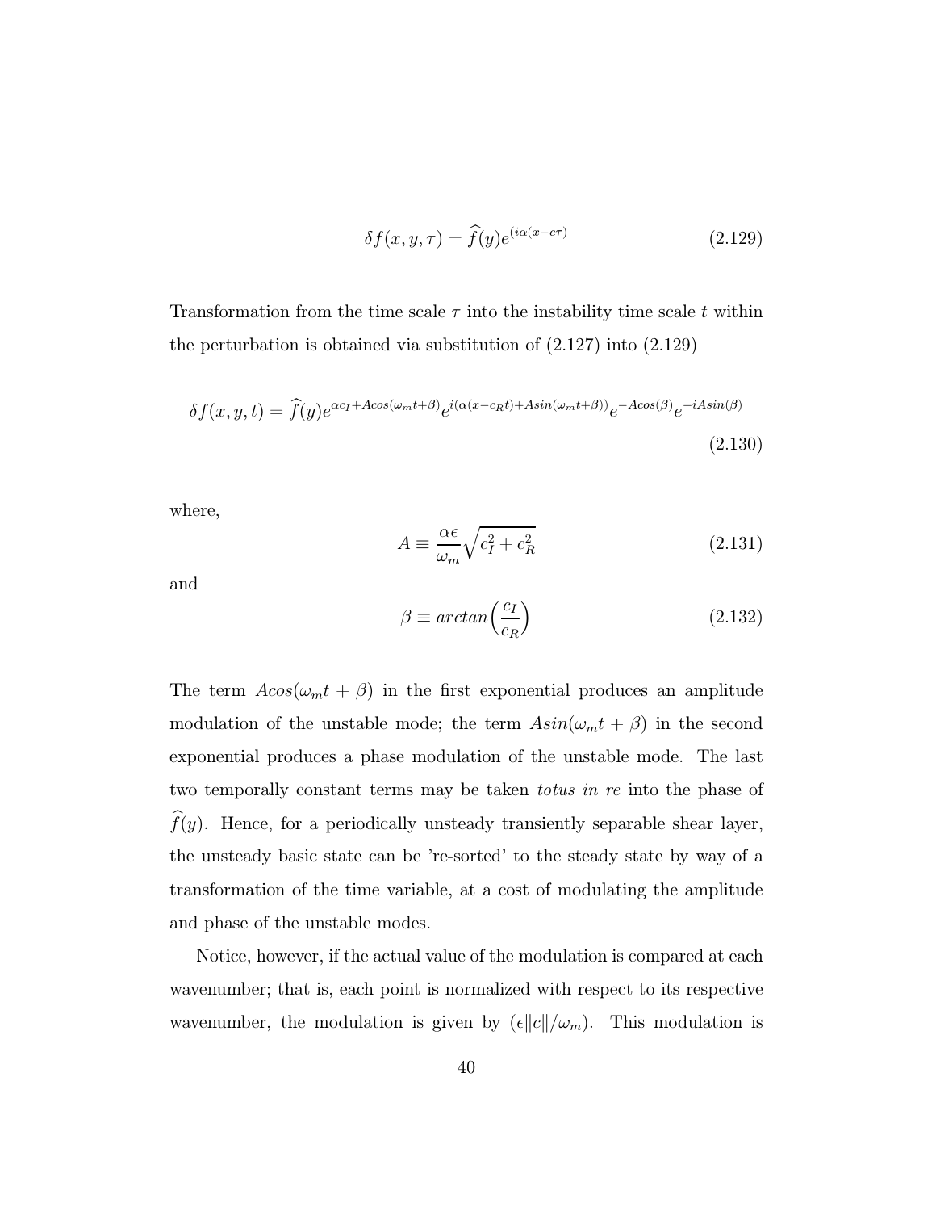$$\delta f(x, y, \tau) = \widehat{f}(y) e^{(i\alpha(x - c\tau)} \tag{2.129}$$

Transformation from the time scale $\tau$ into the instability time scale $t$ within the perturbation is obtained via substitution of (2.127) into (2.129)

$$\delta f(x, y, t) = \widehat{f}(y) e^{\alpha c_I + A cos(\omega_m t + \beta)} e^{i(\alpha(x - c_R t) + A sin(\omega_m t + \beta))} e^{-A cos(\beta)} e^{-i A sin(\beta)} \tag{2.130}$$

where,

$$A \equiv \frac{\alpha \epsilon}{\omega_m} \sqrt{c_I^2 + c_R^2} \tag{2.131}$$

and

$$\beta \equiv arctan\Big(\frac{c_I}{c_R}\Big) \tag{2.132}$$

The term $Acos(\omega_m t + \beta)$ in the first exponential produces an amplitude modulation of the unstable mode; the term $Asin(\omega_m t + \beta)$ in the second exponential produces a phase modulation of the unstable mode. The last two temporally constant terms may be taken *totus in re* into the phase of $\widehat{f}(y)$. Hence, for a periodically unsteady transiently separable shear layer, the unsteady basic state can be 're-sorted' to the steady state by way of a transformation of the time variable, at a cost of modulating the amplitude and phase of the unstable modes.

Notice, however, if the actual value of the modulation is compared at each wavenumber; that is, each point is normalized with respect to its respective wavenumber, the modulation is given by $(\epsilon \|c\| / \omega_m)$. This modulation is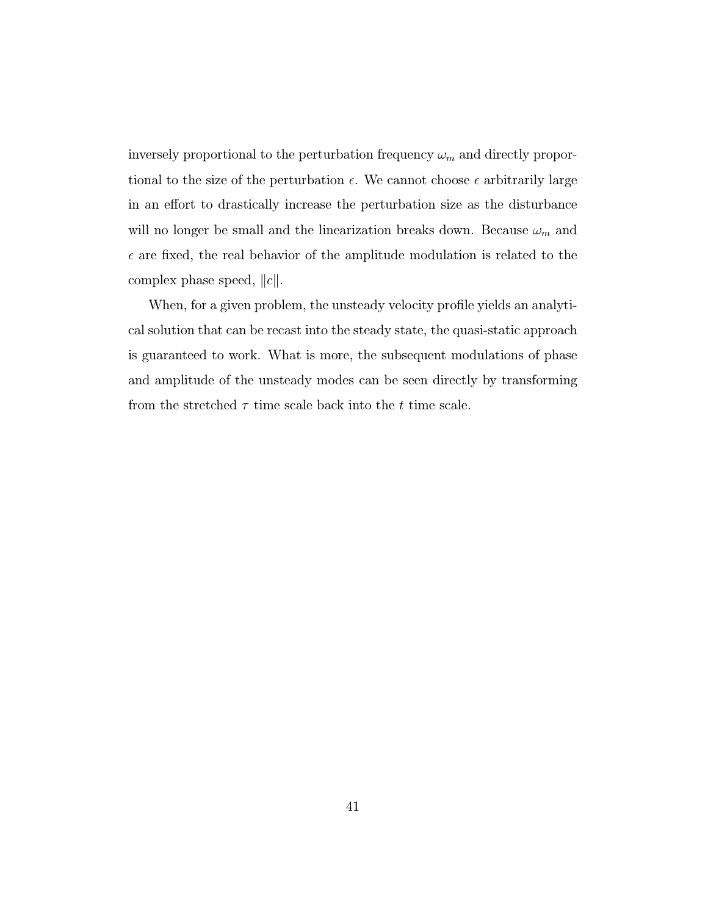inversely proportional to the perturbation frequency $\omega_m$ and directly proportional to the size of the perturbation $\epsilon$. We cannot choose $\epsilon$ arbitrarily large in an effort to drastically increase the perturbation size as the disturbance will no longer be small and the linearization breaks down. Because $\omega_m$ and $\epsilon$ are fixed, the real behavior of the amplitude modulation is related to the complex phase speed, $\|c\|$.

When, for a given problem, the unsteady velocity profile yields an analytical solution that can be recast into the steady state, the quasi-static approach is guaranteed to work. What is more, the subsequent modulations of phase and amplitude of the unsteady modes can be seen directly by transforming from the stretched $\tau$ time scale back into the $t$ time scale.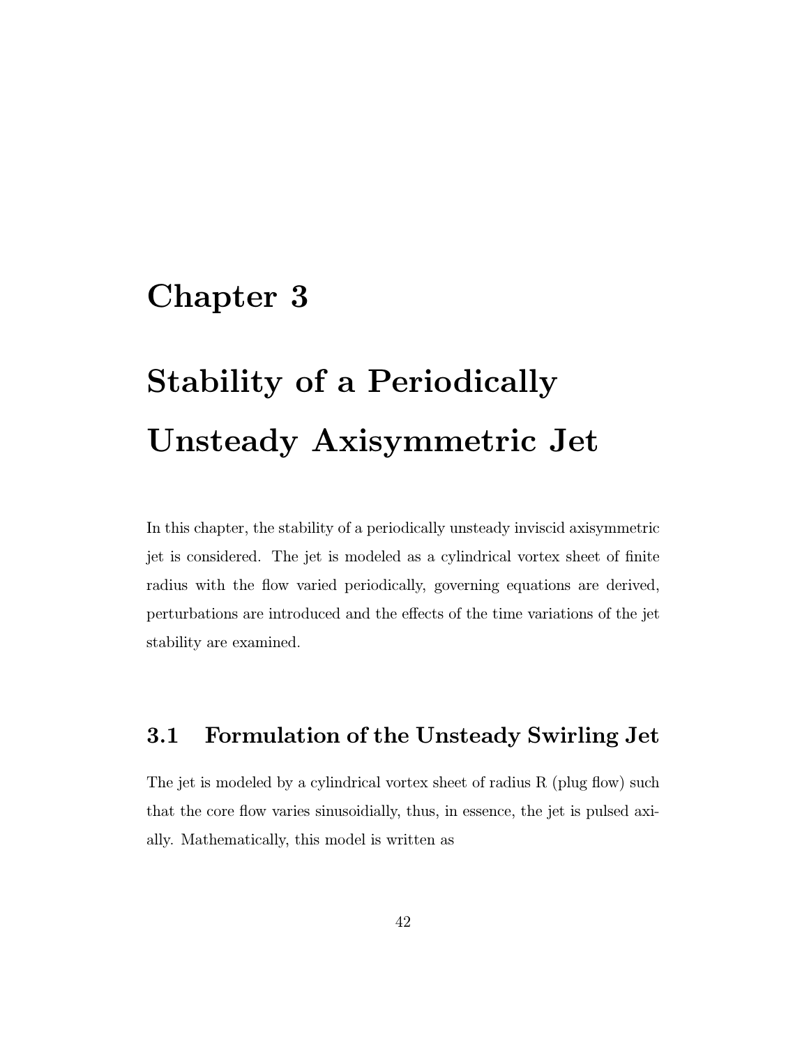# Chapter 3

# Stability of a Periodically Unsteady Axisymmetric Jet

In this chapter, the stability of a periodically unsteady inviscid axisymmetric jet is considered. The jet is modeled as a cylindrical vortex sheet of finite radius with the flow varied periodically, governing equations are derived, perturbations are introduced and the effects of the time variations of the jet stability are examined.

## 3.1 Formulation of the Unsteady Swirling Jet

The jet is modeled by a cylindrical vortex sheet of radius R (plug flow) such that the core flow varies sinusoidially, thus, in essence, the jet is pulsed axially. Mathematically, this model is written as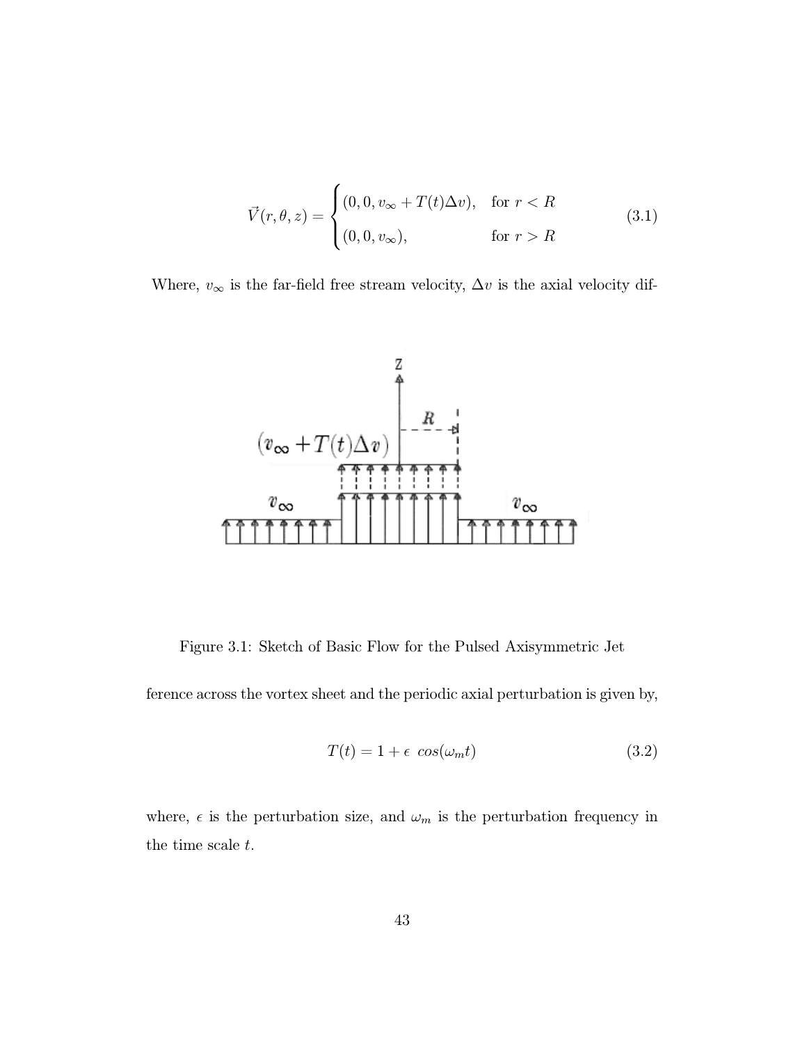$$\vec{V}(r, \theta, z) = \begin{cases} (0, 0, v_\infty + T(t)\Delta v), & \text{for } r < R \\ (0, 0, v_\infty), & \text{for } r > R \end{cases} \tag{3.1}$$

Where, $v_\infty$ is the far-field free stream velocity, $\Delta v$ is the axial velocity difference across the vortex sheet and the periodic axial perturbation is given by,

Figure 3.1: Sketch of Basic Flow for the Pulsed Axisymmetric Jet

$$T(t) = 1 + \epsilon \ cos(\omega_m t) \tag{3.2}$$

where, $\epsilon$ is the perturbation size, and $\omega_m$ is the perturbation frequency in the time scale $t$.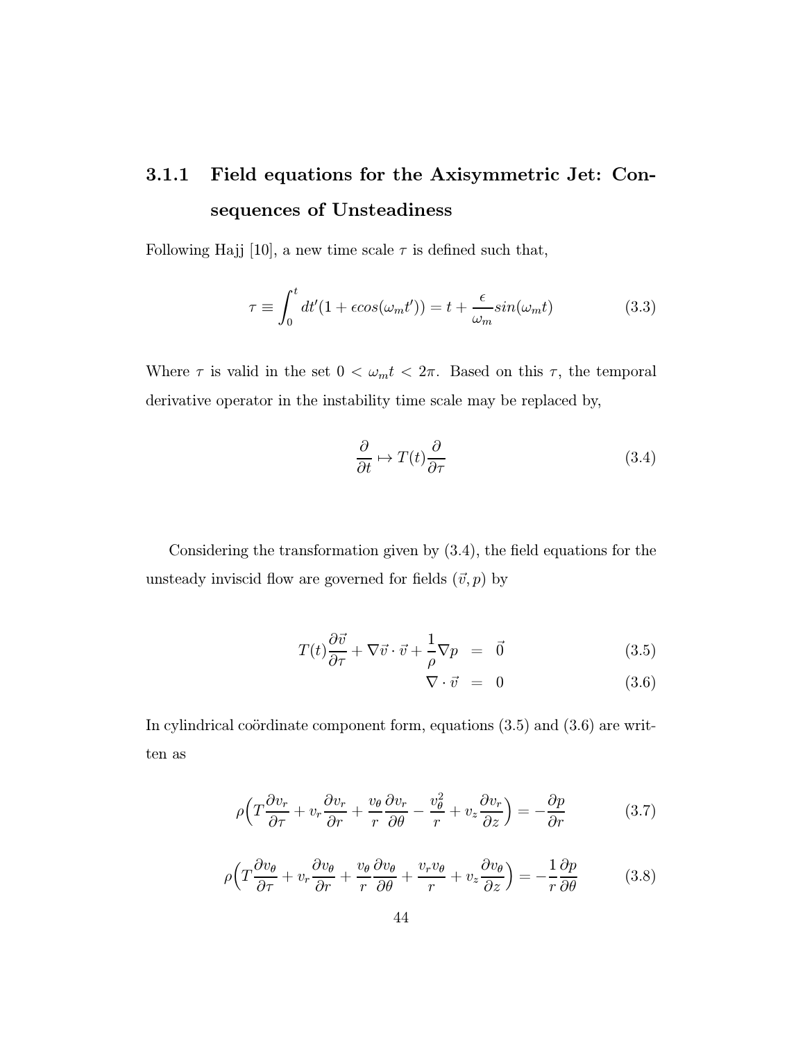### 3.1.1 Field equations for the Axisymmetric Jet: Consequences of Unsteadiness

Following Hajj [10], a new time scale $\tau$ is defined such that,

$$\tau \equiv \int_0^t dt'(1 + \epsilon cos(\omega_m t')) = t + \frac{\epsilon}{\omega_m} sin(\omega_m t) \tag{3.3}$$

Where $\tau$ is valid in the set $0 < \omega_m t < 2\pi$. Based on this $\tau$, the temporal derivative operator in the instability time scale may be replaced by,

$$\frac{\partial}{\partial t} \mapsto T(t)\frac{\partial}{\partial \tau} \tag{3.4}$$

Considering the transformation given by (3.4), the field equations for the unsteady inviscid flow are governed for fields $(\vec{v}, p)$ by

$$T(t)\frac{\partial \vec{v}}{\partial \tau} + \nabla\vec{v} \cdot \vec{v} + \frac{1}{\rho}\nabla p = \vec{0} \tag{3.5}$$

$$\nabla \cdot \vec{v} = 0 \tag{3.6}$$

In cylindrical coördinate component form, equations (3.5) and (3.6) are written as

$$\rho\Big(T\frac{\partial v_r}{\partial \tau} + v_r\frac{\partial v_r}{\partial r} + \frac{v_\theta}{r}\frac{\partial v_r}{\partial \theta} - \frac{v_\theta^2}{r} + v_z\frac{\partial v_r}{\partial z}\Big) = -\frac{\partial p}{\partial r} \tag{3.7}$$

$$\rho\Big(T\frac{\partial v_\theta}{\partial \tau} + v_r\frac{\partial v_\theta}{\partial r} + \frac{v_\theta}{r}\frac{\partial v_\theta}{\partial \theta} + \frac{v_r v_\theta}{r} + v_z\frac{\partial v_\theta}{\partial z}\Big) = -\frac{1}{r}\frac{\partial p}{\partial \theta} \tag{3.8}$$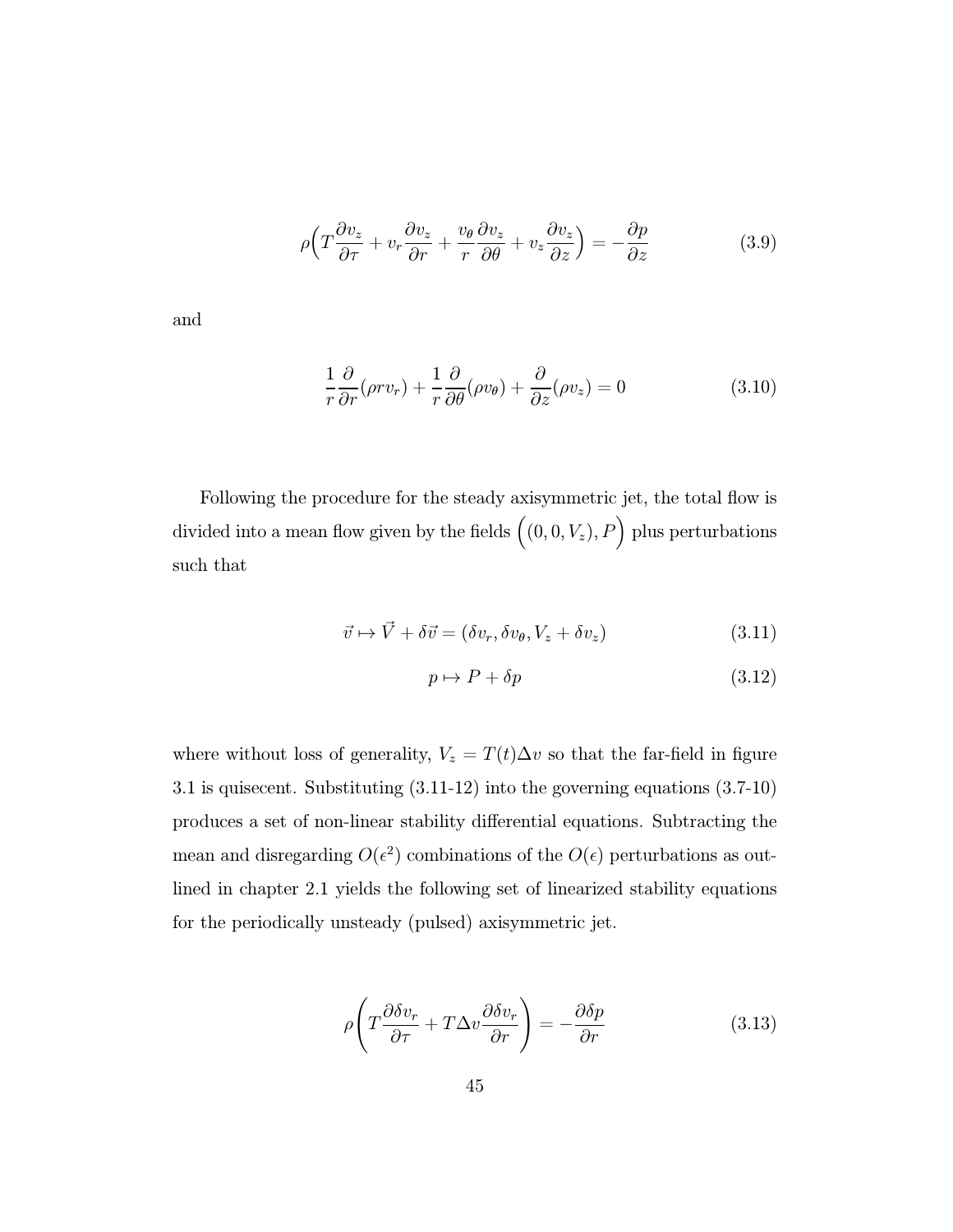$$\rho\Big(T\frac{\partial v_z}{\partial \tau} + v_r\frac{\partial v_z}{\partial r} + \frac{v_\theta}{r}\frac{\partial v_z}{\partial \theta} + v_z\frac{\partial v_z}{\partial z}\Big) = -\frac{\partial p}{\partial z} \tag{3.9}$$

and

$$\frac{1}{r}\frac{\partial}{\partial r}(\rho r v_r) + \frac{1}{r}\frac{\partial}{\partial \theta}(\rho v_\theta) + \frac{\partial}{\partial z}(\rho v_z) = 0 \tag{3.10}$$

Following the procedure for the steady axisymmetric jet, the total flow is divided into a mean flow given by the fields $\Big((0, 0, V_z), P\Big)$ plus perturbations such that

$$\vec{v} \mapsto \vec{V} + \delta\vec{v} = (\delta v_r, \delta v_\theta, V_z + \delta v_z) \tag{3.11}$$

$$p \mapsto P + \delta p \tag{3.12}$$

where without loss of generality, $V_z = T(t)\Delta v$ so that the far-field in figure 3.1 is quisecent. Substituting (3.11-12) into the governing equations (3.7-10) produces a set of non-linear stability differential equations. Subtracting the mean and disregarding $O(\epsilon^2)$ combinations of the $O(\epsilon)$ perturbations as outlined in chapter 2.1 yields the following set of linearized stability equations for the periodically unsteady (pulsed) axisymmetric jet.

$$\rho\left(T\frac{\partial \delta v_r}{\partial \tau} + T\Delta v\frac{\partial \delta v_r}{\partial r}\right) = -\frac{\partial \delta p}{\partial r} \tag{3.13}$$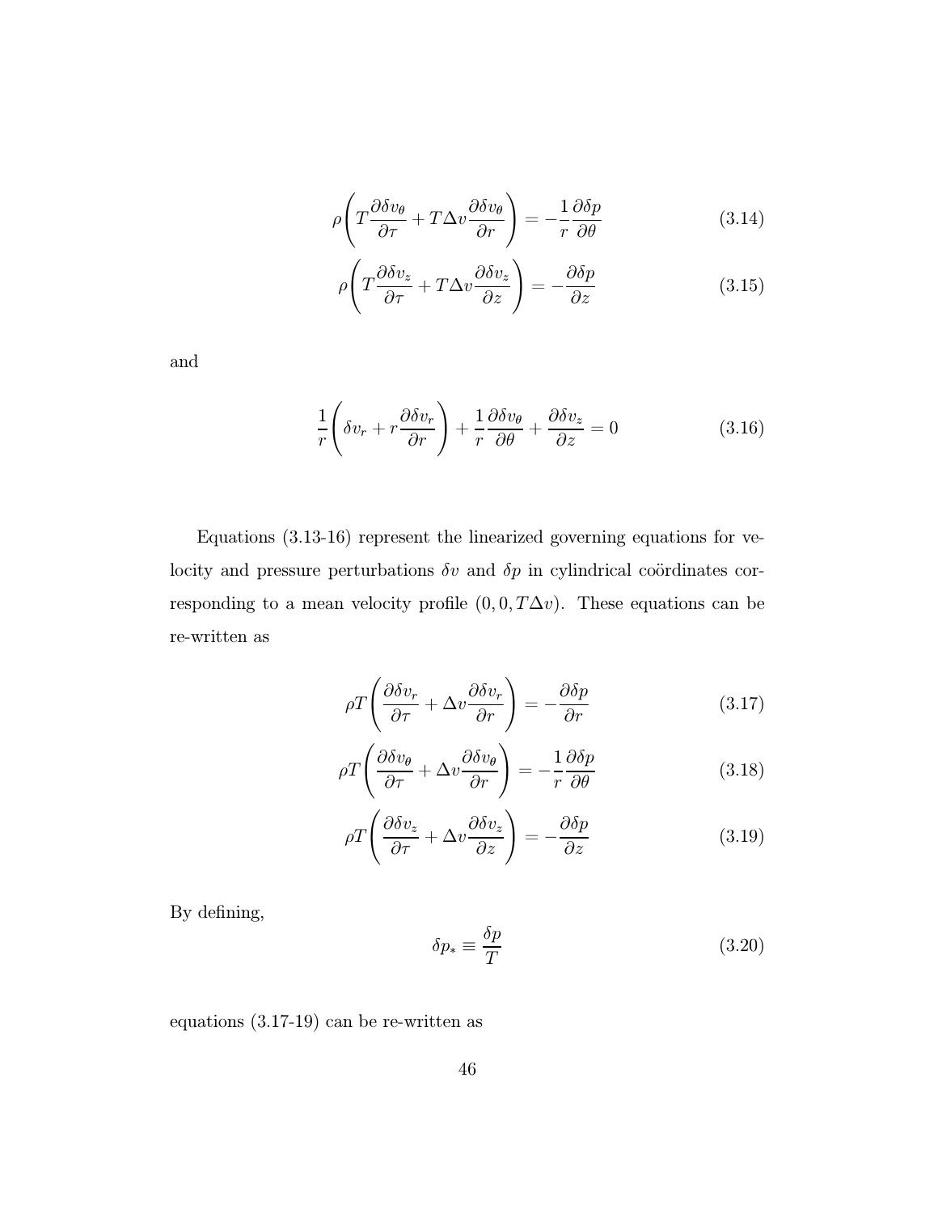$$\rho\left(T\frac{\partial \delta v_\theta}{\partial \tau} + T\Delta v\frac{\partial \delta v_\theta}{\partial r}\right) = -\frac{1}{r}\frac{\partial \delta p}{\partial \theta} \tag{3.14}$$

$$\rho\left(T\frac{\partial \delta v_z}{\partial \tau} + T\Delta v\frac{\partial \delta v_z}{\partial z}\right) = -\frac{\partial \delta p}{\partial z} \tag{3.15}$$

and

$$\frac{1}{r}\left(\delta v_r + r\frac{\partial \delta v_r}{\partial r}\right) + \frac{1}{r}\frac{\partial \delta v_\theta}{\partial \theta} + \frac{\partial \delta v_z}{\partial z} = 0 \tag{3.16}$$

Equations (3.13-16) represent the linearized governing equations for velocity and pressure perturbations $\delta v$ and $\delta p$ in cylindrical coördinates corresponding to a mean velocity profile $(0, 0, T\Delta v)$. These equations can be re-written as

$$\rho T\left(\frac{\partial \delta v_r}{\partial \tau} + \Delta v\frac{\partial \delta v_r}{\partial r}\right) = -\frac{\partial \delta p}{\partial r} \tag{3.17}$$

$$\rho T\left(\frac{\partial \delta v_\theta}{\partial \tau} + \Delta v\frac{\partial \delta v_\theta}{\partial r}\right) = -\frac{1}{r}\frac{\partial \delta p}{\partial \theta} \tag{3.18}$$

$$\rho T\left(\frac{\partial \delta v_z}{\partial \tau} + \Delta v\frac{\partial \delta v_z}{\partial z}\right) = -\frac{\partial \delta p}{\partial z} \tag{3.19}$$

By defining,

$$\delta p_* \equiv \frac{\delta p}{T} \tag{3.20}$$

equations (3.17-19) can be re-written as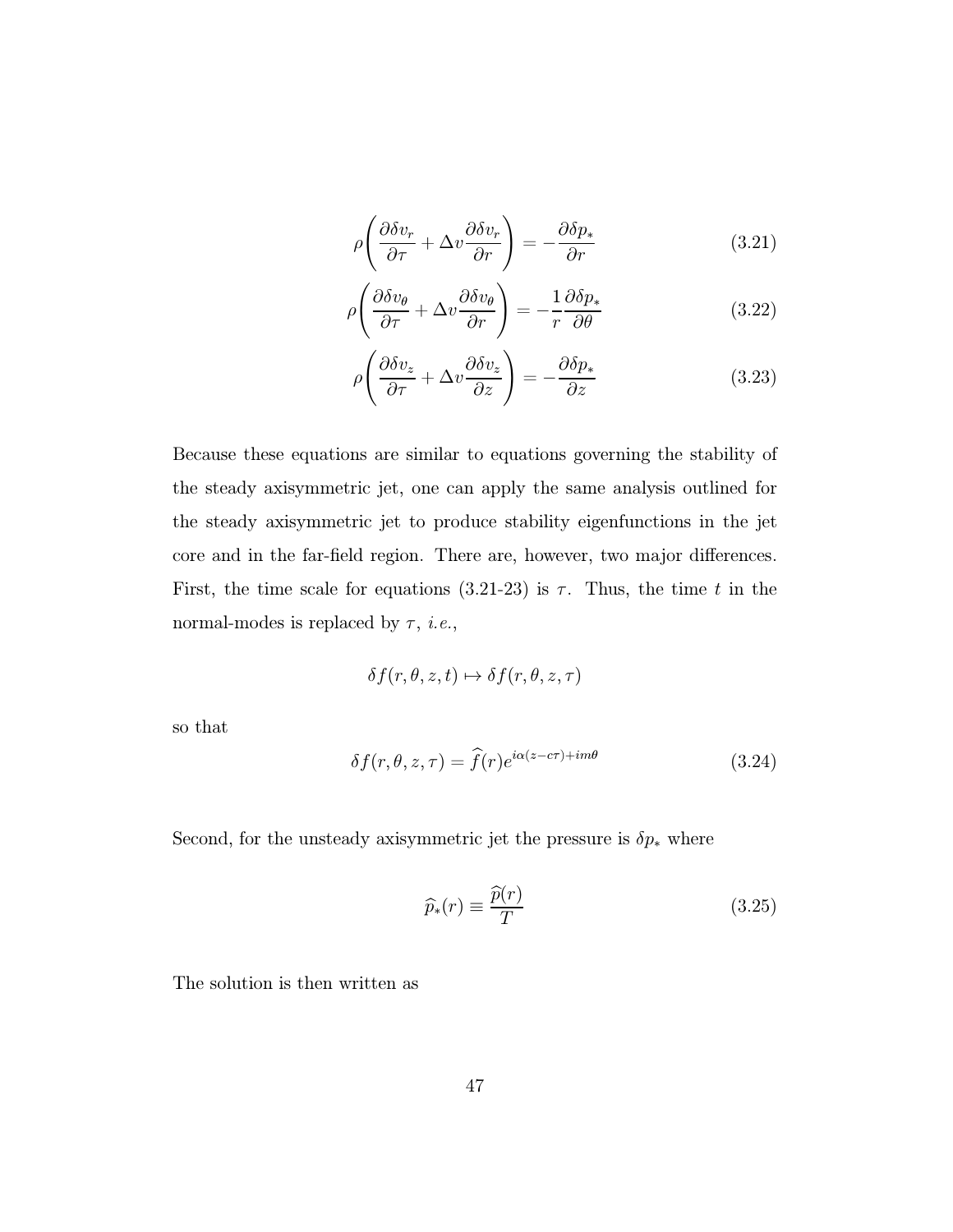$$\rho\left(\frac{\partial \delta v_r}{\partial \tau} + \Delta v \frac{\partial \delta v_r}{\partial r}\right) = -\frac{\partial \delta p_*}{\partial r} \tag{3.21}$$

$$\rho\left(\frac{\partial \delta v_\theta}{\partial \tau} + \Delta v \frac{\partial \delta v_\theta}{\partial r}\right) = -\frac{1}{r}\frac{\partial \delta p_*}{\partial \theta} \tag{3.22}$$

$$\rho\left(\frac{\partial \delta v_z}{\partial \tau} + \Delta v \frac{\partial \delta v_z}{\partial z}\right) = -\frac{\partial \delta p_*}{\partial z} \tag{3.23}$$

Because these equations are similar to equations governing the stability of the steady axisymmetric jet, one can apply the same analysis outlined for the steady axisymmetric jet to produce stability eigenfunctions in the jet core and in the far-field region. There are, however, two major differences. First, the time scale for equations (3.21-23) is $\tau$. Thus, the time $t$ in the normal-modes is replaced by $\tau$, *i.e.*,

$$\delta f(r, \theta, z, t) \mapsto \delta f(r, \theta, z, \tau)$$

so that

$$\delta f(r, \theta, z, \tau) = \widehat{f}(r) e^{i\alpha(z - c\tau) + im\theta} \tag{3.24}$$

Second, for the unsteady axisymmetric jet the pressure is $\delta p_*$ where

$$\widehat{p}_*(r) \equiv \frac{\widehat{p}(r)}{T} \tag{3.25}$$

The solution is then written as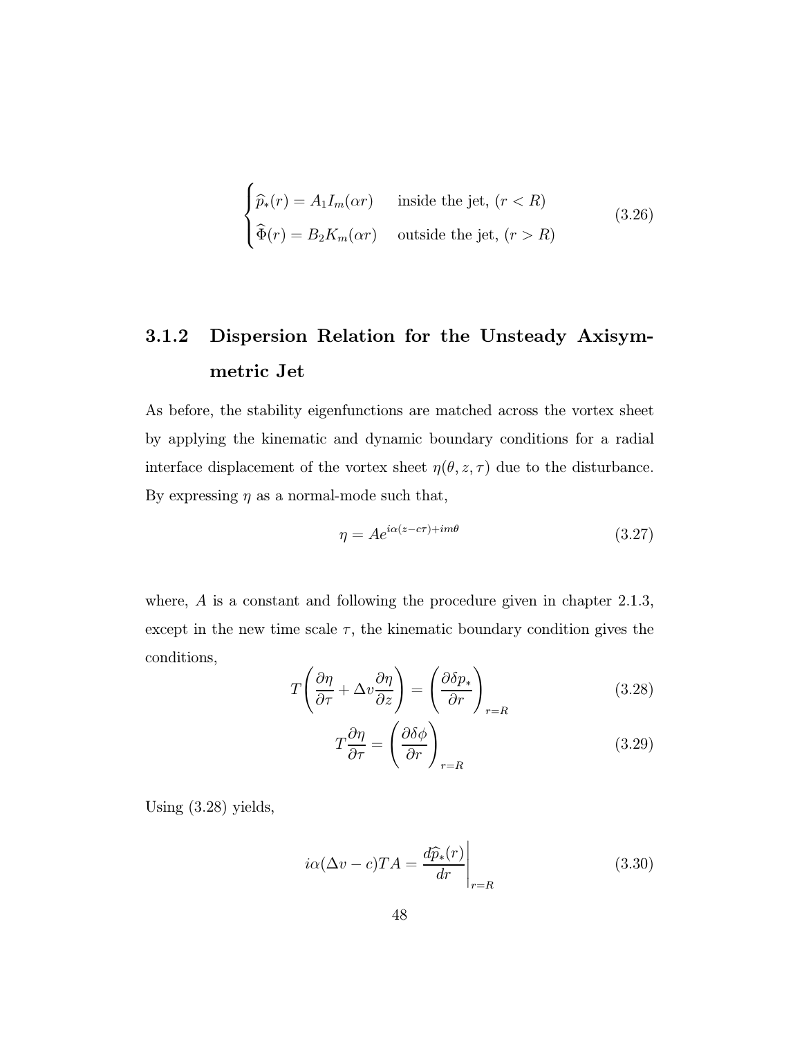$$
\begin{cases}
\widehat{p}_*(r) = A_1 I_m(\alpha r) & \text{inside the jet, } (r < R) \\
\widehat{\Phi}(r) = B_2 K_m(\alpha r) & \text{outside the jet, } (r > R)
\end{cases}
\tag{3.26}
$$

### 3.1.2 Dispersion Relation for the Unsteady Axisymmetric Jet

As before, the stability eigenfunctions are matched across the vortex sheet by applying the kinematic and dynamic boundary conditions for a radial interface displacement of the vortex sheet $\eta(\theta, z, \tau)$ due to the disturbance. By expressing $\eta$ as a normal-mode such that,

$$
\eta = Ae^{i\alpha(z-c\tau)+im\theta}
\tag{3.27}
$$

where, $A$ is a constant and following the procedure given in chapter 2.1.3, except in the new time scale $\tau$, the kinematic boundary condition gives the conditions,

$$
T\left(\frac{\partial \eta}{\partial \tau} + \Delta v \frac{\partial \eta}{\partial z}\right) = \left(\frac{\partial \delta p_*}{\partial r}\right)_{r=R}
\tag{3.28}
$$

$$
T\frac{\partial \eta}{\partial \tau} = \left(\frac{\partial \delta \phi}{\partial r}\right)_{r=R}
\tag{3.29}
$$

Using (3.28) yields,

$$
i\alpha(\Delta v - c)TA = \left.\frac{d\widehat{p}_*(r)}{dr}\right|_{r=R}
\tag{3.30}
$$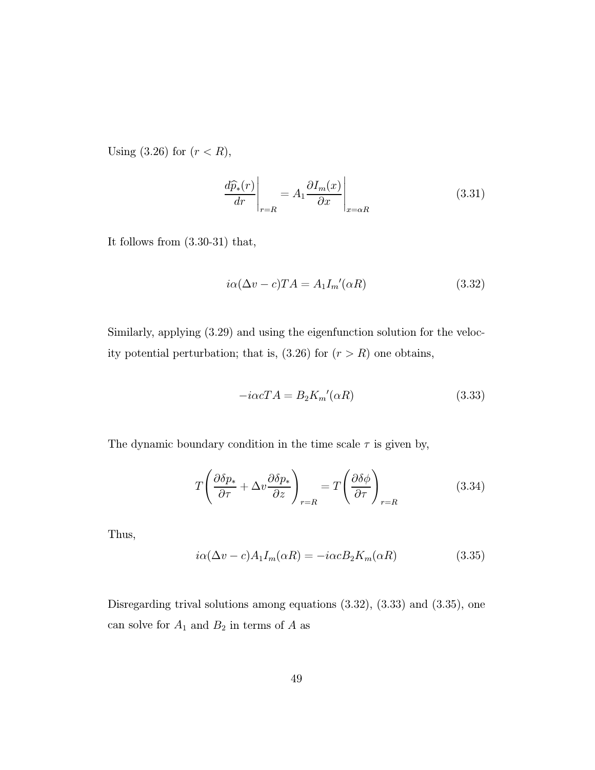Using (3.26) for $(r < R)$,

$$\left.\frac{d\widehat{p}_*(r)}{dr}\right|_{r=R} = A_1 \left.\frac{\partial I_m(x)}{\partial x}\right|_{x=\alpha R} \tag{3.31}$$

It follows from (3.30-31) that,

$$i\alpha(\Delta v - c)TA = A_1 I_m{}'(\alpha R) \tag{3.32}$$

Similarly, applying (3.29) and using the eigenfunction solution for the velocity potential perturbation; that is, (3.26) for $(r > R)$ one obtains,

$$-i\alpha c T A = B_2 K_m{}'(\alpha R) \tag{3.33}$$

The dynamic boundary condition in the time scale $\tau$ is given by,

$$T\left(\frac{\partial \delta p_*}{\partial \tau} + \Delta v \frac{\partial \delta p_*}{\partial z}\right)_{r=R} = T\left(\frac{\partial \delta \phi}{\partial \tau}\right)_{r=R} \tag{3.34}$$

Thus,

$$i\alpha(\Delta v - c)A_1 I_m(\alpha R) = -i\alpha c B_2 K_m(\alpha R) \tag{3.35}$$

Disregarding trival solutions among equations (3.32), (3.33) and (3.35), one can solve for $A_1$ and $B_2$ in terms of $A$ as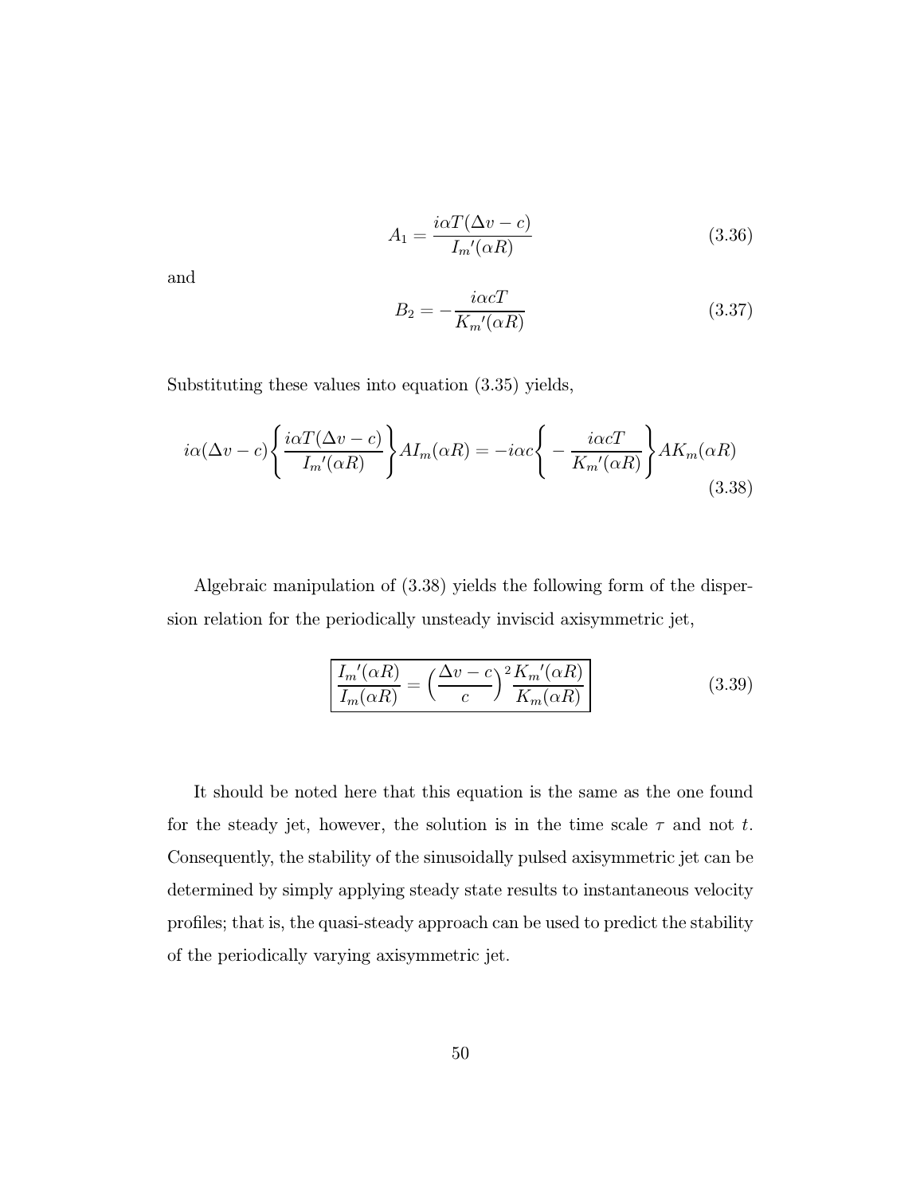$$A_1 = \frac{i\alpha T(\Delta v - c)}{I_m{}'(\alpha R)} \tag{3.36}$$

and

$$B_2 = -\frac{i\alpha c T}{K_m{}'(\alpha R)} \tag{3.37}$$

Substituting these values into equation (3.35) yields,

$$i\alpha(\Delta v - c)\left\{\frac{i\alpha T(\Delta v - c)}{I_m{}'(\alpha R)}\right\} A I_m(\alpha R) = -i\alpha c\left\{-\frac{i\alpha c T}{K_m{}'(\alpha R)}\right\} A K_m(\alpha R) \tag{3.38}$$

Algebraic manipulation of (3.38) yields the following form of the dispersion relation for the periodically unsteady inviscid axisymmetric jet,

$$\boxed{\frac{I_m{}'(\alpha R)}{I_m(\alpha R)} = \left(\frac{\Delta v - c}{c}\right)^2 \frac{K_m{}'(\alpha R)}{K_m(\alpha R)}} \tag{3.39}$$

It should be noted here that this equation is the same as the one found for the steady jet, however, the solution is in the time scale $\tau$ and not $t$. Consequently, the stability of the sinusoidally pulsed axisymmetric jet can be determined by simply applying steady state results to instantaneous velocity profiles; that is, the quasi-steady approach can be used to predict the stability of the periodically varying axisymmetric jet.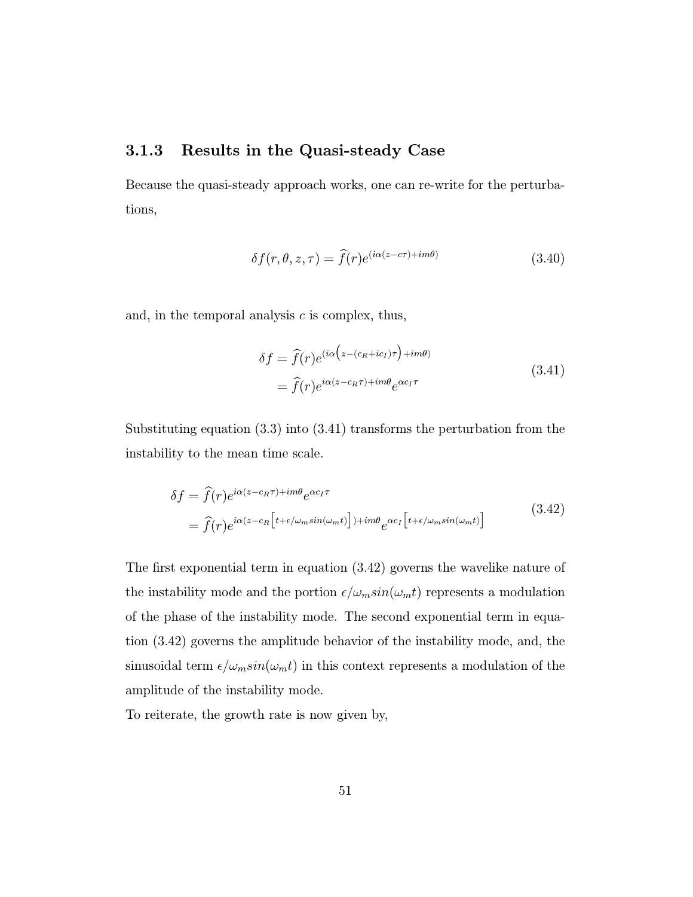### 3.1.3 Results in the Quasi-steady Case

Because the quasi-steady approach works, one can re-write for the perturbations,

$$\delta f(r, \theta, z, \tau) = \widehat{f}(r) e^{(i\alpha(z - c\tau) + im\theta)} \tag{3.40}$$

and, in the temporal analysis $c$ is complex, thus,

$$\begin{aligned} \delta f &= \widehat{f}(r) e^{(i\alpha\left(z - (c_R + ic_I)\tau\right) + im\theta)} \\ &= \widehat{f}(r) e^{i\alpha(z - c_R\tau) + im\theta} e^{\alpha c_I \tau} \end{aligned} \tag{3.41}$$

Substituting equation (3.3) into (3.41) transforms the perturbation from the instability to the mean time scale.

$$\begin{aligned} \delta f &= \widehat{f}(r) e^{i\alpha(z - c_R\tau) + im\theta} e^{\alpha c_I \tau} \\ &= \widehat{f}(r) e^{i\alpha(z - c_R\left[t + \epsilon/\omega_m sin(\omega_m t)\right]) + im\theta} e^{\alpha c_I \left[t + \epsilon/\omega_m sin(\omega_m t)\right]} \end{aligned} \tag{3.42}$$

The first exponential term in equation (3.42) governs the wavelike nature of the instability mode and the portion $\epsilon/\omega_m sin(\omega_m t)$ represents a modulation of the phase of the instability mode. The second exponential term in equation (3.42) governs the amplitude behavior of the instability mode, and, the sinusoidal term $\epsilon/\omega_m sin(\omega_m t)$ in this context represents a modulation of the amplitude of the instability mode.

To reiterate, the growth rate is now given by,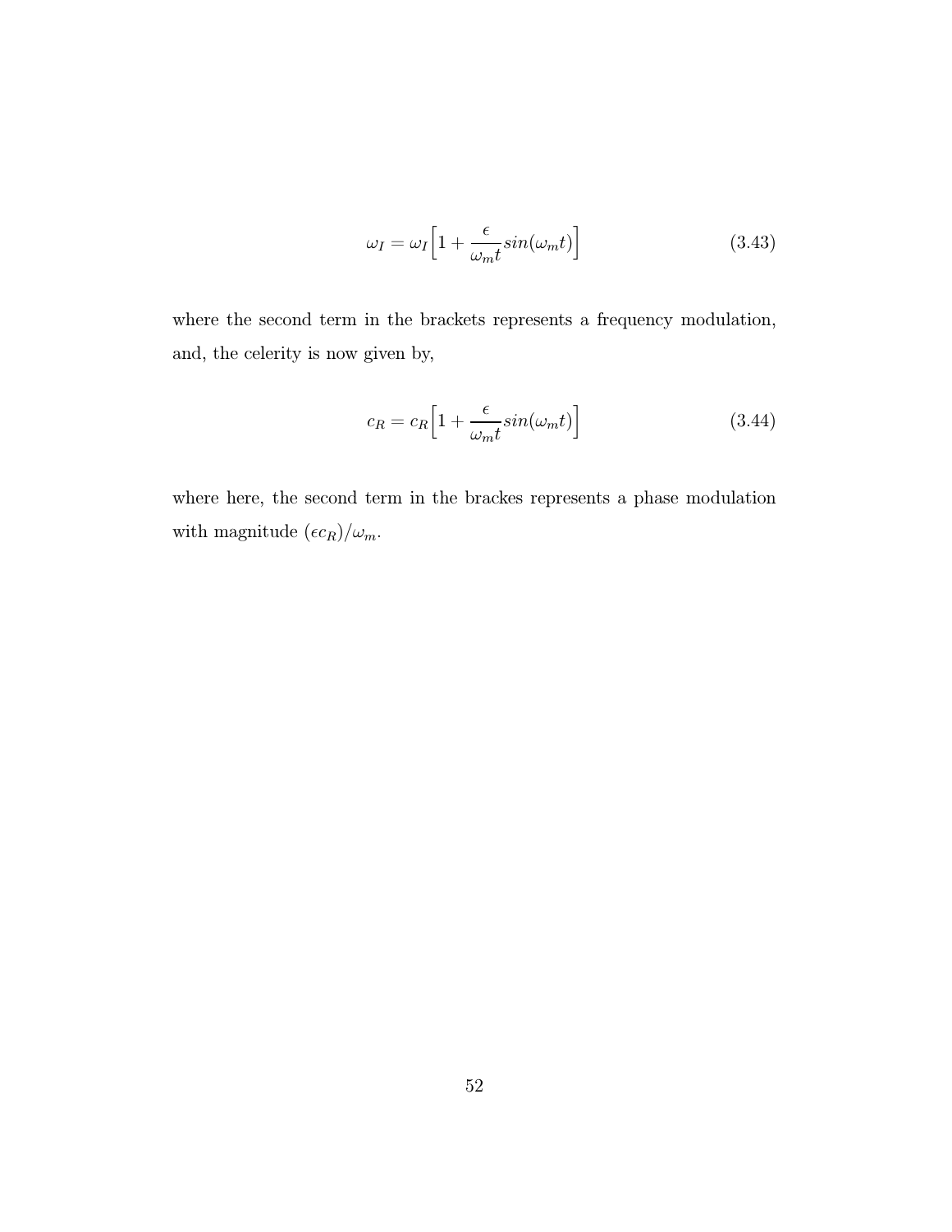$$\omega_I = \omega_I \Big[ 1 + \frac{\epsilon}{\omega_m t} sin(\omega_m t) \Big] \tag{3.43}$$

where the second term in the brackets represents a frequency modulation, and, the celerity is now given by,

$$c_R = c_R \Big[ 1 + \frac{\epsilon}{\omega_m t} sin(\omega_m t) \Big] \tag{3.44}$$

where here, the second term in the brackes represents a phase modulation with magnitude $(\epsilon c_R)/\omega_m$.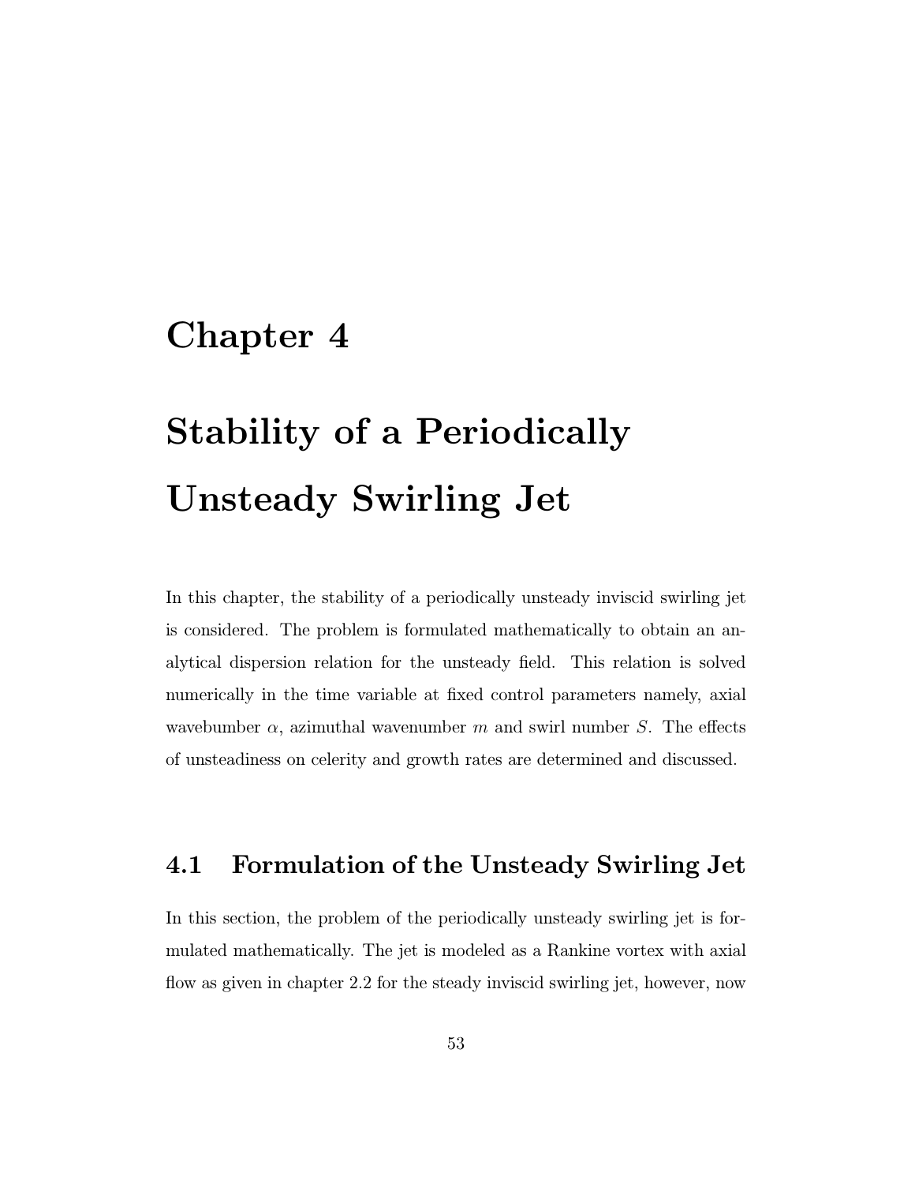# Chapter 4

# Stability of a Periodically Unsteady Swirling Jet

In this chapter, the stability of a periodically unsteady inviscid swirling jet is considered. The problem is formulated mathematically to obtain an analytical dispersion relation for the unsteady field. This relation is solved numerically in the time variable at fixed control parameters namely, axial wavebumber $\alpha$, azimuthal wavenumber $m$ and swirl number $S$. The effects of unsteadiness on celerity and growth rates are determined and discussed.

## 4.1 Formulation of the Unsteady Swirling Jet

In this section, the problem of the periodically unsteady swirling jet is formulated mathematically. The jet is modeled as a Rankine vortex with axial flow as given in chapter 2.2 for the steady inviscid swirling jet, however, now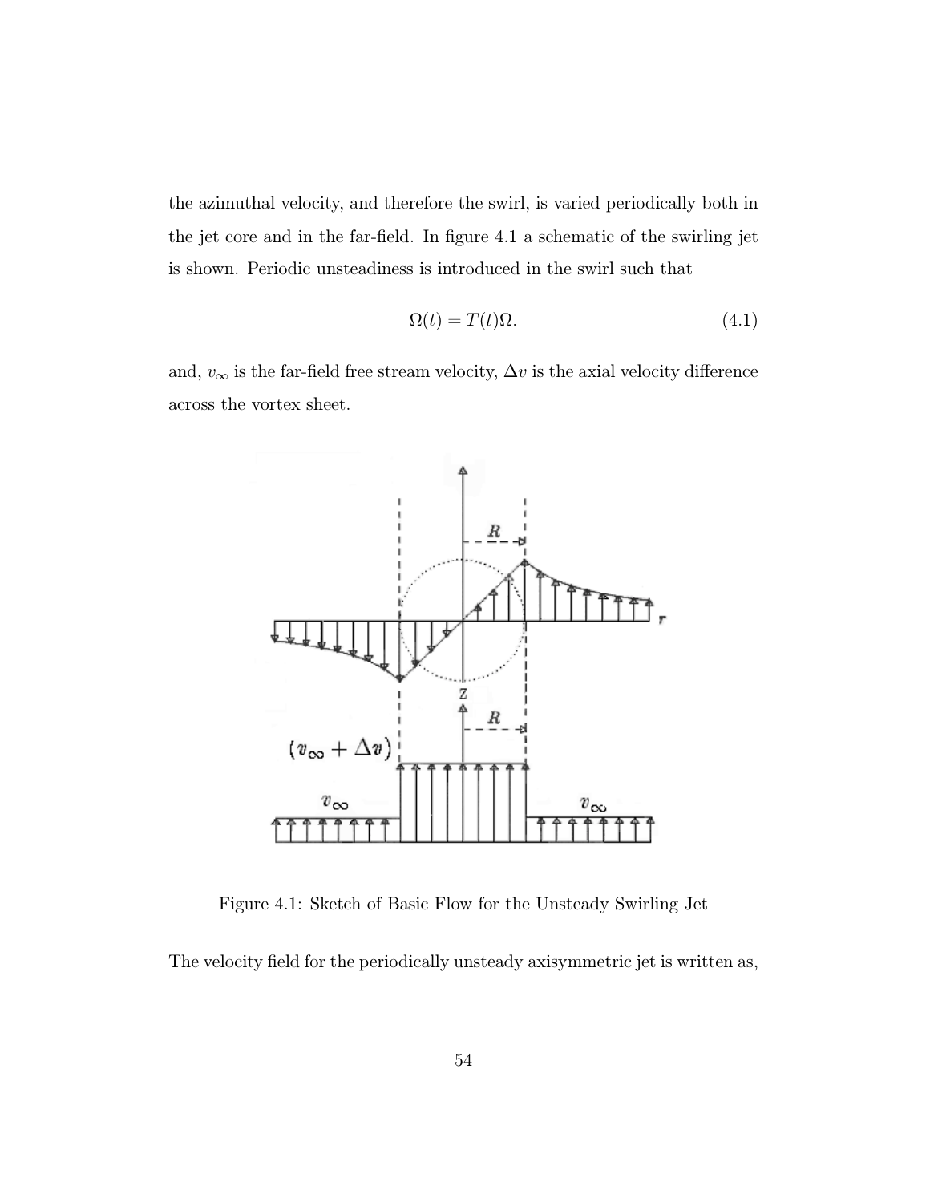the azimuthal velocity, and therefore the swirl, is varied periodically both in the jet core and in the far-field. In figure 4.1 a schematic of the swirling jet is shown. Periodic unsteadiness is introduced in the swirl such that

$$\Omega(t) = T(t)\Omega. \tag{4.1}$$

and, $v_\infty$ is the far-field free stream velocity, $\Delta v$ is the axial velocity difference across the vortex sheet.

Figure 4.1: Sketch of Basic Flow for the Unsteady Swirling Jet

The velocity field for the periodically unsteady axisymmetric jet is written as,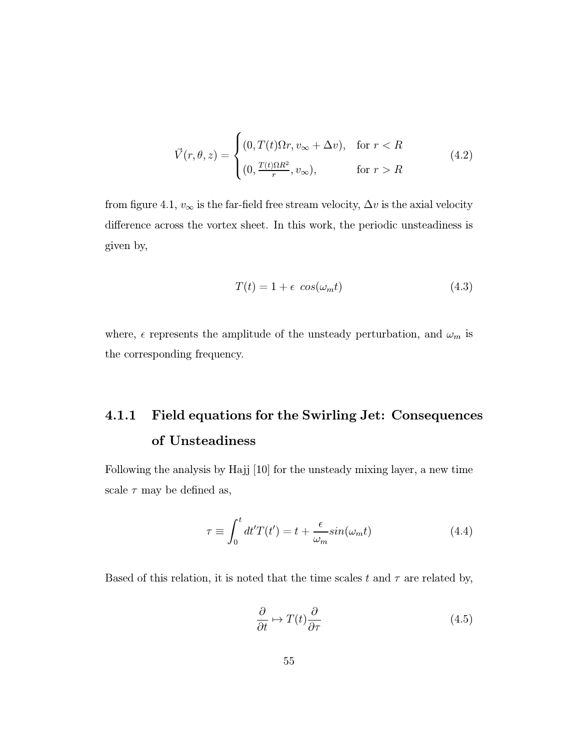$$\vec{V}(r,\theta,z) = \begin{cases} (0, T(t)\Omega r, v_\infty + \Delta v), & \text{for } r < R \\ (0, \frac{T(t)\Omega R^2}{r}, v_\infty), & \text{for } r > R \end{cases} \tag{4.2}$$

from figure 4.1, $v_\infty$ is the far-field free stream velocity, $\Delta v$ is the axial velocity difference across the vortex sheet. In this work, the periodic unsteadiness is given by,

$$T(t) = 1 + \epsilon \; cos(\omega_m t) \tag{4.3}$$

where, $\epsilon$ represents the amplitude of the unsteady perturbation, and $\omega_m$ is the corresponding frequency.

### 4.1.1 Field equations for the Swirling Jet: Consequences of Unsteadiness

Following the analysis by Hajj [10] for the unsteady mixing layer, a new time scale $\tau$ may be defined as,

$$\tau \equiv \int_0^t dt' T(t') = t + \frac{\epsilon}{\omega_m} sin(\omega_m t) \tag{4.4}$$

Based of this relation, it is noted that the time scales $t$ and $\tau$ are related by,

$$\frac{\partial}{\partial t} \mapsto T(t)\frac{\partial}{\partial \tau} \tag{4.5}$$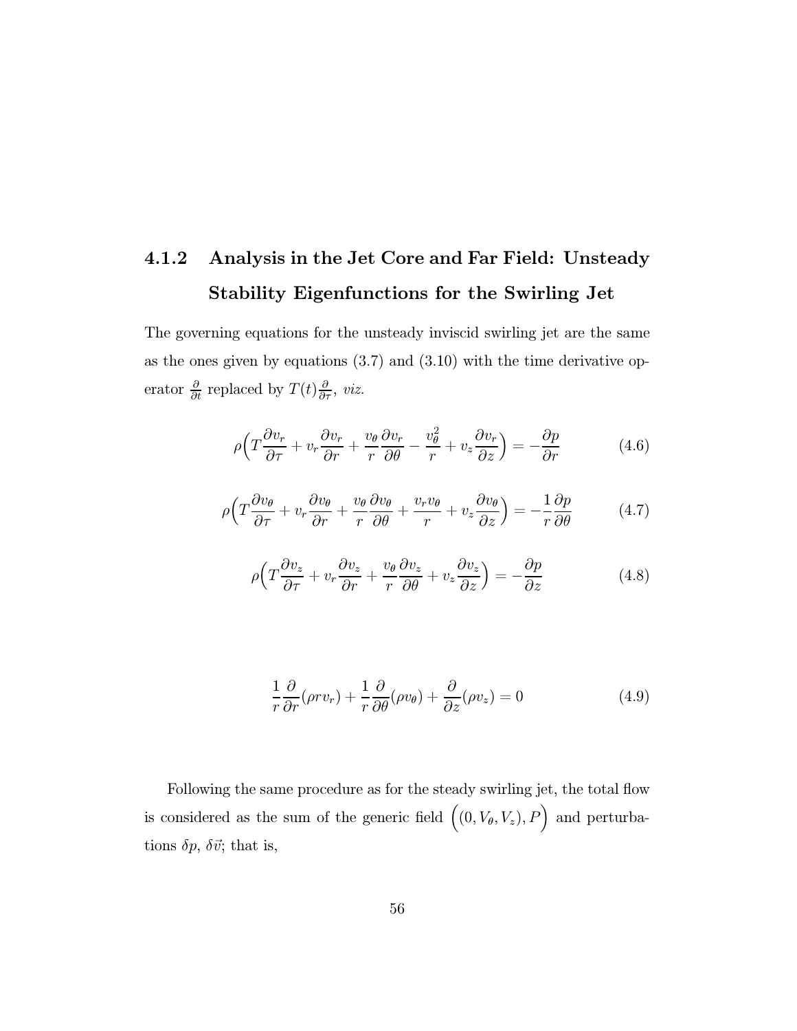### 4.1.2 Analysis in the Jet Core and Far Field: Unsteady Stability Eigenfunctions for the Swirling Jet

The governing equations for the unsteady inviscid swirling jet are the same as the ones given by equations (3.7) and (3.10) with the time derivative operator $\frac{\partial}{\partial t}$ replaced by $T(t)\frac{\partial}{\partial \tau}$, *viz.*

$$\rho\Big(T\frac{\partial v_r}{\partial \tau} + v_r\frac{\partial v_r}{\partial r} + \frac{v_\theta}{r}\frac{\partial v_r}{\partial \theta} - \frac{v_\theta^2}{r} + v_z\frac{\partial v_r}{\partial z}\Big) = -\frac{\partial p}{\partial r} \tag{4.6}$$

$$\rho\Big(T\frac{\partial v_\theta}{\partial \tau} + v_r\frac{\partial v_\theta}{\partial r} + \frac{v_\theta}{r}\frac{\partial v_\theta}{\partial \theta} + \frac{v_r v_\theta}{r} + v_z\frac{\partial v_\theta}{\partial z}\Big) = -\frac{1}{r}\frac{\partial p}{\partial \theta} \tag{4.7}$$

$$\rho\Big(T\frac{\partial v_z}{\partial \tau} + v_r\frac{\partial v_z}{\partial r} + \frac{v_\theta}{r}\frac{\partial v_z}{\partial \theta} + v_z\frac{\partial v_z}{\partial z}\Big) = -\frac{\partial p}{\partial z} \tag{4.8}$$

$$\frac{1}{r}\frac{\partial}{\partial r}(\rho r v_r) + \frac{1}{r}\frac{\partial}{\partial \theta}(\rho v_\theta) + \frac{\partial}{\partial z}(\rho v_z) = 0 \tag{4.9}$$

Following the same procedure as for the steady swirling jet, the total flow is considered as the sum of the generic field $\Big((0, V_\theta, V_z), P\Big)$ and perturbations $\delta p$, $\delta \vec{v}$; that is,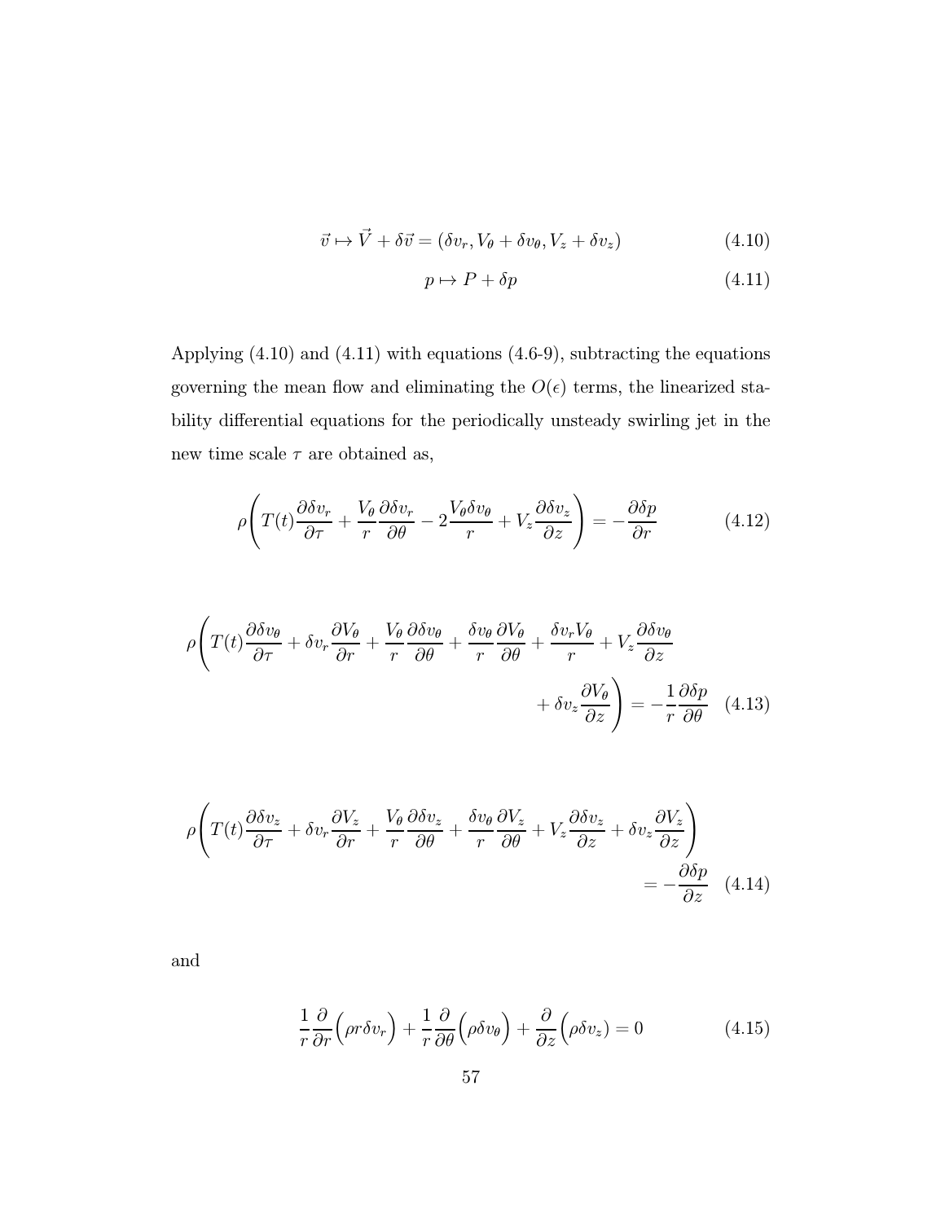$$\vec{v} \mapsto \vec{V} + \delta\vec{v} = (\delta v_r, V_\theta + \delta v_\theta, V_z + \delta v_z) \tag{4.10}$$

$$p \mapsto P + \delta p \tag{4.11}$$

Applying (4.10) and (4.11) with equations (4.6-9), subtracting the equations governing the mean flow and eliminating the $O(\epsilon)$ terms, the linearized stability differential equations for the periodically unsteady swirling jet in the new time scale $\tau$ are obtained as,

$$\rho\left(T(t)\frac{\partial \delta v_r}{\partial \tau} + \frac{V_\theta}{r}\frac{\partial \delta v_r}{\partial \theta} - 2\frac{V_\theta \delta v_\theta}{r} + V_z\frac{\partial \delta v_z}{\partial z}\right) = -\frac{\partial \delta p}{\partial r} \tag{4.12}$$

$$\rho\left(T(t)\frac{\partial \delta v_\theta}{\partial \tau} + \delta v_r\frac{\partial V_\theta}{\partial r} + \frac{V_\theta}{r}\frac{\partial \delta v_\theta}{\partial \theta} + \frac{\delta v_\theta}{r}\frac{\partial V_\theta}{\partial \theta} + \frac{\delta v_r V_\theta}{r} + V_z\frac{\partial \delta v_\theta}{\partial z} + \delta v_z\frac{\partial V_\theta}{\partial z}\right) = -\frac{1}{r}\frac{\partial \delta p}{\partial \theta} \tag{4.13}$$

$$\rho\left(T(t)\frac{\partial \delta v_z}{\partial \tau} + \delta v_r\frac{\partial V_z}{\partial r} + \frac{V_\theta}{r}\frac{\partial \delta v_z}{\partial \theta} + \frac{\delta v_\theta}{r}\frac{\partial V_z}{\partial \theta} + V_z\frac{\partial \delta v_z}{\partial z} + \delta v_z\frac{\partial V_z}{\partial z}\right) = -\frac{\partial \delta p}{\partial z} \tag{4.14}$$

and

$$\frac{1}{r}\frac{\partial}{\partial r}\Big(\rho r \delta v_r\Big) + \frac{1}{r}\frac{\partial}{\partial \theta}\Big(\rho \delta v_\theta\Big) + \frac{\partial}{\partial z}\Big(\rho \delta v_z\Big) = 0 \tag{4.15}$$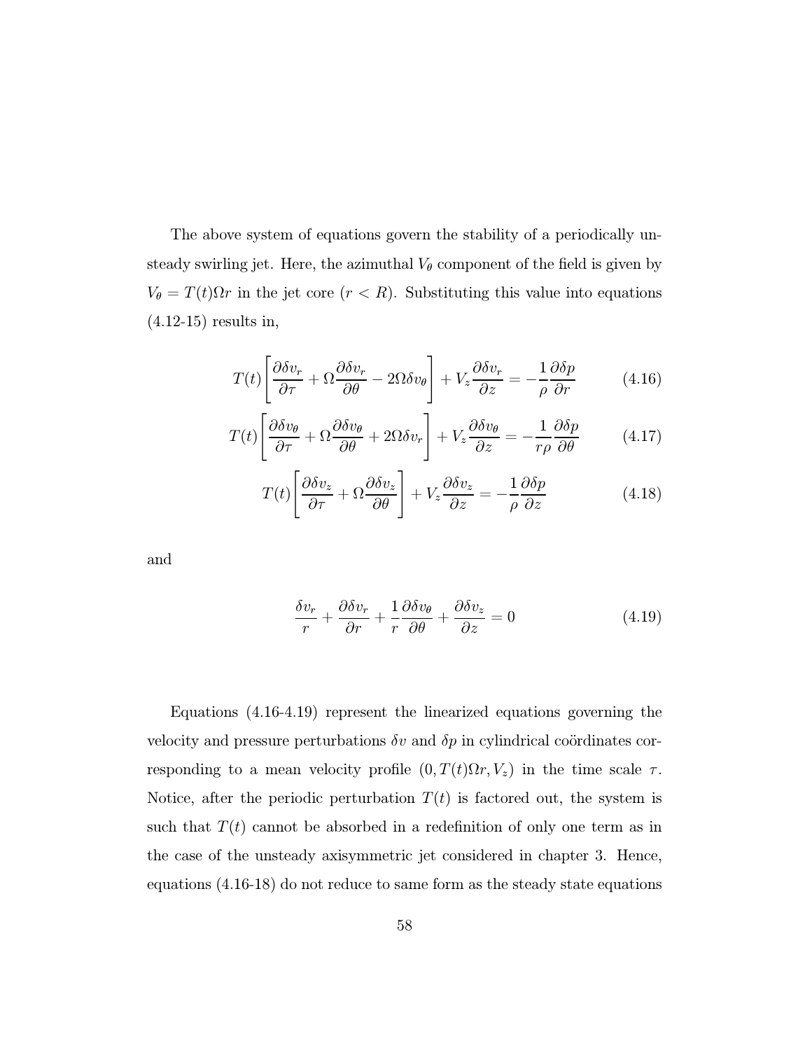The above system of equations govern the stability of a periodically unsteady swirling jet. Here, the azimuthal $V_\theta$ component of the field is given by $V_\theta = T(t)\Omega r$ in the jet core ($r < R$). Substituting this value into equations (4.12-15) results in,

$$T(t)\left[\frac{\partial \delta v_r}{\partial \tau} + \Omega \frac{\partial \delta v_r}{\partial \theta} - 2\Omega \delta v_\theta\right] + V_z \frac{\partial \delta v_r}{\partial z} = -\frac{1}{\rho}\frac{\partial \delta p}{\partial r} \tag{4.16}$$

$$T(t)\left[\frac{\partial \delta v_\theta}{\partial \tau} + \Omega \frac{\partial \delta v_\theta}{\partial \theta} + 2\Omega \delta v_r\right] + V_z \frac{\partial \delta v_\theta}{\partial z} = -\frac{1}{r\rho}\frac{\partial \delta p}{\partial \theta} \tag{4.17}$$

$$T(t)\left[\frac{\partial \delta v_z}{\partial \tau} + \Omega \frac{\partial \delta v_z}{\partial \theta}\right] + V_z \frac{\partial \delta v_z}{\partial z} = -\frac{1}{\rho}\frac{\partial \delta p}{\partial z} \tag{4.18}$$

and

$$\frac{\delta v_r}{r} + \frac{\partial \delta v_r}{\partial r} + \frac{1}{r}\frac{\partial \delta v_\theta}{\partial \theta} + \frac{\partial \delta v_z}{\partial z} = 0 \tag{4.19}$$

Equations (4.16-4.19) represent the linearized equations governing the velocity and pressure perturbations $\delta v$ and $\delta p$ in cylindrical coördinates corresponding to a mean velocity profile $(0, T(t)\Omega r, V_z)$ in the time scale $\tau$. Notice, after the periodic perturbation $T(t)$ is factored out, the system is such that $T(t)$ cannot be absorbed in a redefinition of only one term as in the case of the unsteady axisymmetric jet considered in chapter 3. Hence, equations (4.16-18) do not reduce to same form as the steady state equations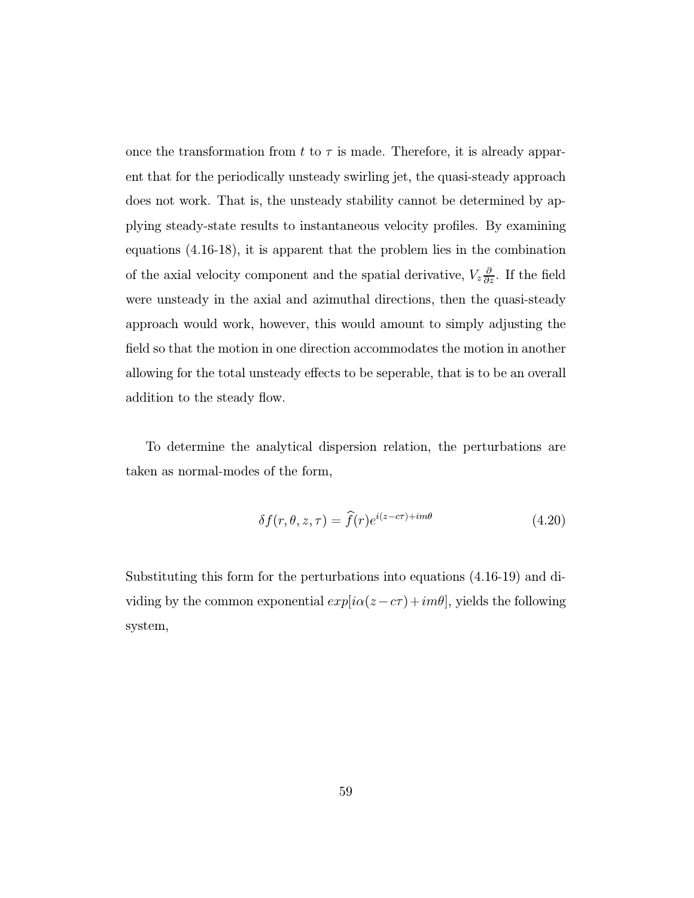once the transformation from $t$ to $\tau$ is made. Therefore, it is already apparent that for the periodically unsteady swirling jet, the quasi-steady approach does not work. That is, the unsteady stability cannot be determined by applying steady-state results to instantaneous velocity profiles. By examining equations (4.16-18), it is apparent that the problem lies in the combination of the axial velocity component and the spatial derivative, $V_z \frac{\partial}{\partial z}$. If the field were unsteady in the axial and azimuthal directions, then the quasi-steady approach would work, however, this would amount to simply adjusting the field so that the motion in one direction accommodates the motion in another allowing for the total unsteady effects to be seperable, that is to be an overall addition to the steady flow.

To determine the analytical dispersion relation, the perturbations are taken as normal-modes of the form,

$$\delta f(r, \theta, z, \tau) = \widehat{f}(r) e^{i(z - c\tau) + im\theta} \tag{4.20}$$

Substituting this form for the perturbations into equations (4.16-19) and dividing by the common exponential $exp[i\alpha(z - c\tau) + im\theta]$, yields the following system,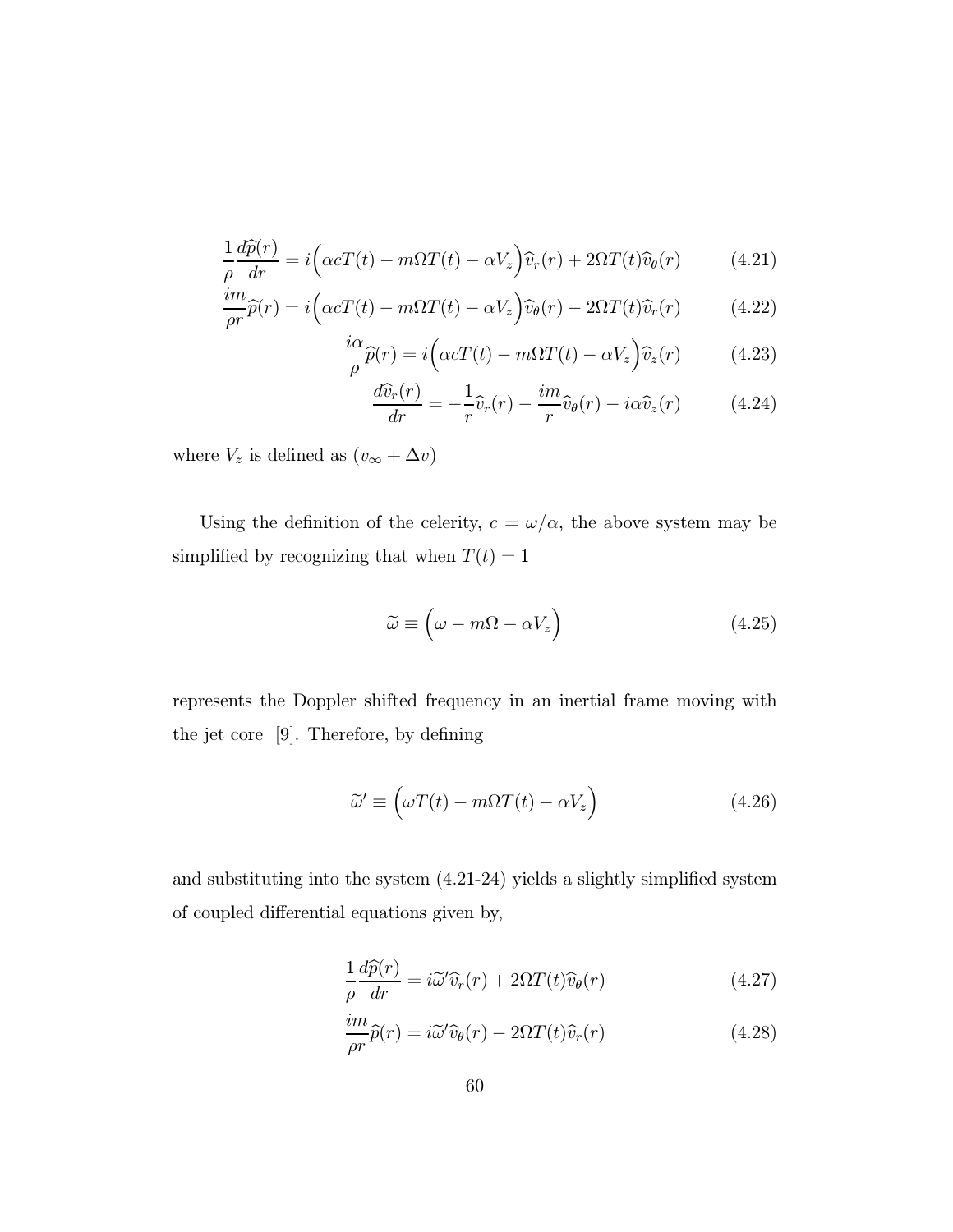$$\frac{1}{\rho}\frac{d\widehat{p}(r)}{dr} = i\Big(\alpha c T(t) - m\Omega T(t) - \alpha V_z\Big)\widehat{v}_r(r) + 2\Omega T(t)\widehat{v}_\theta(r) \tag{4.21}$$

$$\frac{im}{\rho r}\widehat{p}(r) = i\Big(\alpha c T(t) - m\Omega T(t) - \alpha V_z\Big)\widehat{v}_\theta(r) - 2\Omega T(t)\widehat{v}_r(r) \tag{4.22}$$

$$\frac{i\alpha}{\rho}\widehat{p}(r) = i\Big(\alpha c T(t) - m\Omega T(t) - \alpha V_z\Big)\widehat{v}_z(r) \tag{4.23}$$

$$\frac{d\widehat{v}_r(r)}{dr} = -\frac{1}{r}\widehat{v}_r(r) - \frac{im}{r}\widehat{v}_\theta(r) - i\alpha\widehat{v}_z(r) \tag{4.24}$$

where $V_z$ is defined as $(v_\infty + \Delta v)$

Using the definition of the celerity, $c = \omega/\alpha$, the above system may be simplified by recognizing that when $T(t) = 1$

$$\widetilde{\omega} \equiv \Big(\omega - m\Omega - \alpha V_z\Big) \tag{4.25}$$

represents the Doppler shifted frequency in an inertial frame moving with the jet core [9]. Therefore, by defining

$$\widetilde{\omega}' \equiv \Big(\omega T(t) - m\Omega T(t) - \alpha V_z\Big) \tag{4.26}$$

and substituting into the system (4.21-24) yields a slightly simplified system of coupled differential equations given by,

$$\frac{1}{\rho}\frac{d\widehat{p}(r)}{dr} = i\widetilde{\omega}'\widehat{v}_r(r) + 2\Omega T(t)\widehat{v}_\theta(r) \tag{4.27}$$

$$\frac{im}{\rho r}\widehat{p}(r) = i\widetilde{\omega}'\widehat{v}_\theta(r) - 2\Omega T(t)\widehat{v}_r(r) \tag{4.28}$$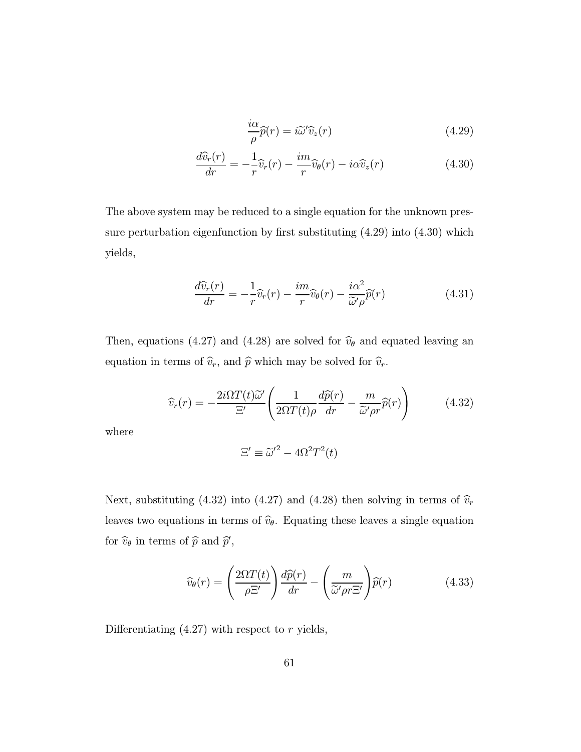$$\frac{i\alpha}{\rho}\widehat{p}(r) = i\widetilde{\omega}'\widehat{v}_z(r) \tag{4.29}$$

$$\frac{d\widehat{v}_r(r)}{dr} = -\frac{1}{r}\widehat{v}_r(r) - \frac{im}{r}\widehat{v}_\theta(r) - i\alpha\widehat{v}_z(r) \tag{4.30}$$

The above system may be reduced to a single equation for the unknown pressure perturbation eigenfunction by first substituting (4.29) into (4.30) which yields,

$$\frac{d\widehat{v}_r(r)}{dr} = -\frac{1}{r}\widehat{v}_r(r) - \frac{im}{r}\widehat{v}_\theta(r) - \frac{i\alpha^2}{\widetilde{\omega}'\rho}\widehat{p}(r) \tag{4.31}$$

Then, equations (4.27) and (4.28) are solved for $\widehat{v}_\theta$ and equated leaving an equation in terms of $\widehat{v}_r$, and $\widehat{p}$ which may be solved for $\widehat{v}_r$.

$$\widehat{v}_r(r) = -\frac{2i\Omega T(t)\widetilde{\omega}'}{\Xi'}\left(\frac{1}{2\Omega T(t)\rho}\frac{d\widehat{p}(r)}{dr} - \frac{m}{\widetilde{\omega}'\rho r}\widehat{p}(r)\right) \tag{4.32}$$

where

$$\Xi' \equiv \widetilde{\omega}'^2 - 4\Omega^2 T^2(t)$$

Next, substituting (4.32) into (4.27) and (4.28) then solving in terms of $\widehat{v}_r$ leaves two equations in terms of $\widehat{v}_\theta$. Equating these leaves a single equation for $\widehat{v}_\theta$ in terms of $\widehat{p}$ and $\widehat{p}'$,

$$\widehat{v}_\theta(r) = \left(\frac{2\Omega T(t)}{\rho\Xi'}\right)\frac{d\widehat{p}(r)}{dr} - \left(\frac{m}{\widetilde{\omega}'\rho r\Xi'}\right)\widehat{p}(r) \tag{4.33}$$

Differentiating (4.27) with respect to $r$ yields,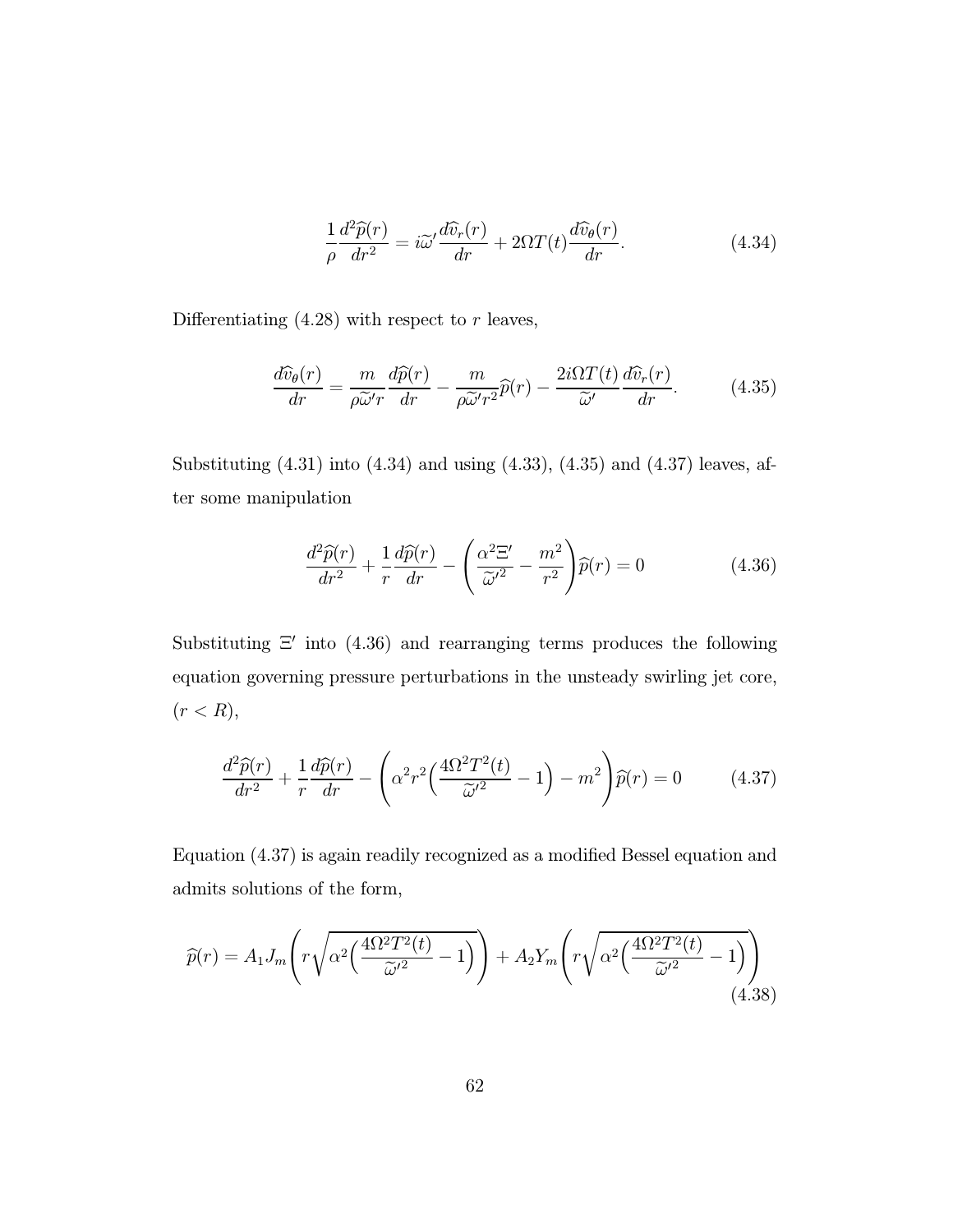$$\frac{1}{\rho}\frac{d^2\widehat{p}(r)}{dr^2} = i\widetilde{\omega}'\frac{d\widehat{v}_r(r)}{dr} + 2\Omega T(t)\frac{d\widehat{v}_\theta(r)}{dr}. \tag{4.34}$$

Differentiating (4.28) with respect to $r$ leaves,

$$\frac{d\widehat{v}_\theta(r)}{dr} = \frac{m}{\rho\widetilde{\omega}'r}\frac{d\widehat{p}(r)}{dr} - \frac{m}{\rho\widetilde{\omega}'r^2}\widehat{p}(r) - \frac{2i\Omega T(t)}{\widetilde{\omega}'}\frac{d\widehat{v}_r(r)}{dr}. \tag{4.35}$$

Substituting (4.31) into (4.34) and using (4.33), (4.35) and (4.37) leaves, after some manipulation

$$\frac{d^2\widehat{p}(r)}{dr^2} + \frac{1}{r}\frac{d\widehat{p}(r)}{dr} - \left(\frac{\alpha^2\Xi'}{\widetilde{\omega}'^2} - \frac{m^2}{r^2}\right)\widehat{p}(r) = 0 \tag{4.36}$$

Substituting $\Xi'$ into (4.36) and rearranging terms produces the following equation governing pressure perturbations in the unsteady swirling jet core, $(r < R)$,

$$\frac{d^2\widehat{p}(r)}{dr^2} + \frac{1}{r}\frac{d\widehat{p}(r)}{dr} - \left(\alpha^2 r^2\Big(\frac{4\Omega^2T^2(t)}{\widetilde{\omega}'^2} - 1\Big) - m^2\right)\widehat{p}(r) = 0 \tag{4.37}$$

Equation (4.37) is again readily recognized as a modified Bessel equation and admits solutions of the form,

$$\widehat{p}(r) = A_1 J_m\left(r\sqrt{\alpha^2\Big(\frac{4\Omega^2T^2(t)}{\widetilde{\omega}'^2} - 1\Big)}\right) + A_2 Y_m\left(r\sqrt{\alpha^2\Big(\frac{4\Omega^2T^2(t)}{\widetilde{\omega}'^2} - 1\Big)}\right) \tag{4.38}$$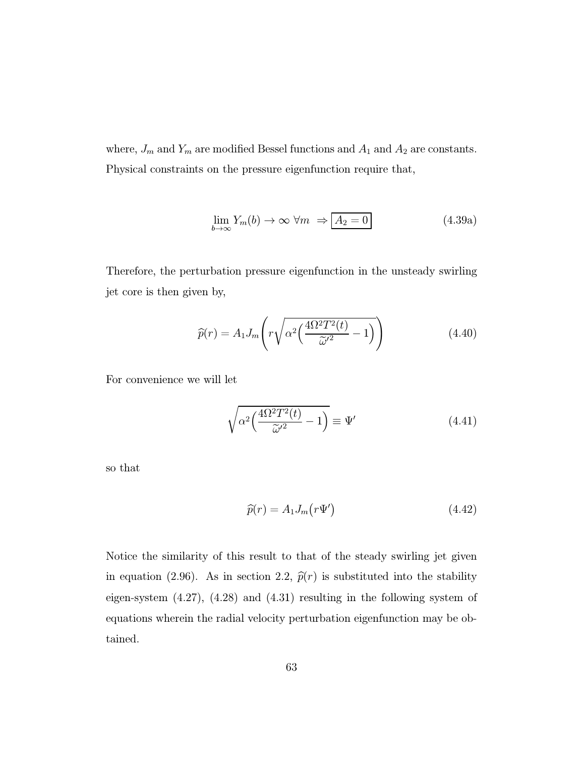where, $J_m$ and $Y_m$ are modified Bessel functions and $A_1$ and $A_2$ are constants. Physical constraints on the pressure eigenfunction require that,

$$\lim_{b \to \infty} Y_m(b) \to \infty \;\forall m \;\Rightarrow \boxed{A_2 = 0} \tag{4.39a}$$

Therefore, the perturbation pressure eigenfunction in the unsteady swirling jet core is then given by,

$$\widehat{p}(r) = A_1 J_m\left( r \sqrt{\alpha^2 \Big( \frac{4\Omega^2 T^2(t)}{\widetilde{\omega}'^2} - 1 \Big)} \right) \tag{4.40}$$

For convenience we will let

$$\sqrt{\alpha^2 \Big( \frac{4\Omega^2 T^2(t)}{\widetilde{\omega}'^2} - 1 \Big)} \equiv \Psi' \tag{4.41}$$

so that

$$\widehat{p}(r) = A_1 J_m\big( r\Psi' \big) \tag{4.42}$$

Notice the similarity of this result to that of the steady swirling jet given in equation (2.96). As in section 2.2, $\widehat{p}(r)$ is substituted into the stability eigen-system (4.27), (4.28) and (4.31) resulting in the following system of equations wherein the radial velocity perturbation eigenfunction may be obtained.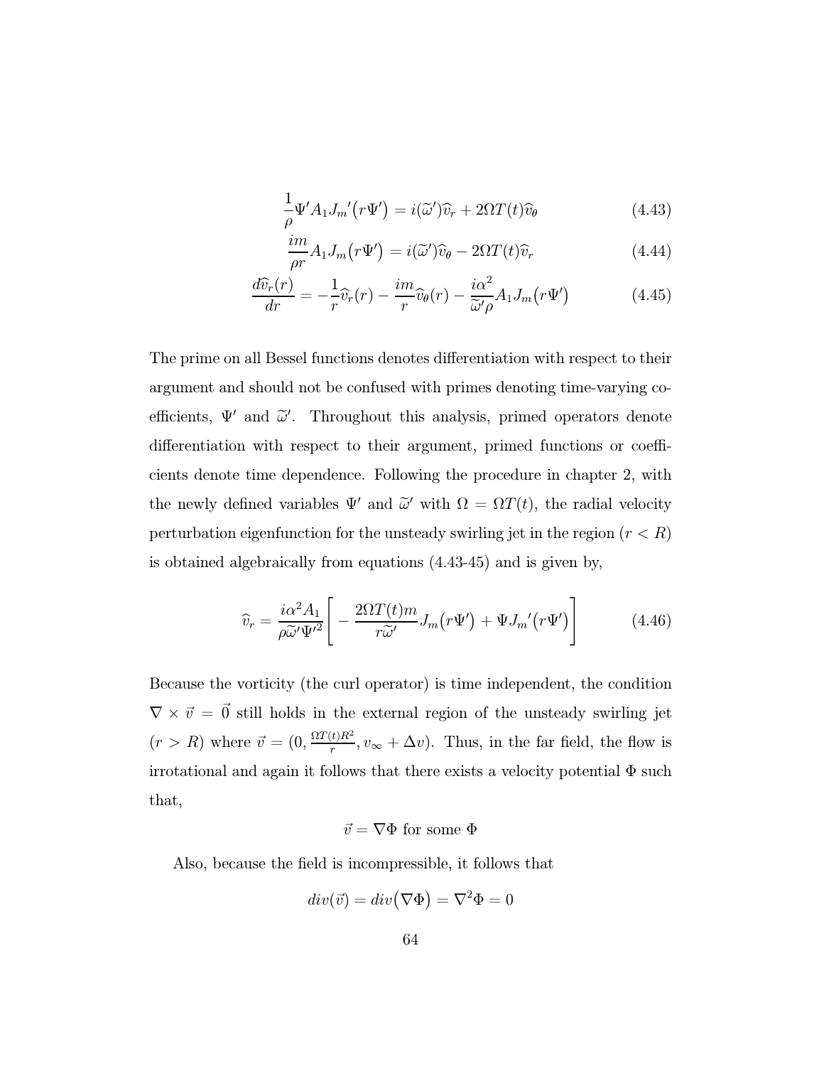$$\frac{1}{\rho}\Psi' A_1 J_m{}'\big(r\Psi'\big) = i(\widetilde{\omega}')\widehat{v}_r + 2\Omega T(t)\widehat{v}_\theta \tag{4.43}$$

$$\frac{im}{\rho r}A_1 J_m\big(r\Psi'\big) = i(\widetilde{\omega}')\widehat{v}_\theta - 2\Omega T(t)\widehat{v}_r \tag{4.44}$$

$$\frac{d\widehat{v}_r(r)}{dr} = -\frac{1}{r}\widehat{v}_r(r) - \frac{im}{r}\widehat{v}_\theta(r) - \frac{i\alpha^2}{\widetilde{\omega}'\rho}A_1 J_m\big(r\Psi'\big) \tag{4.45}$$

The prime on all Bessel functions denotes differentiation with respect to their argument and should not be confused with primes denoting time-varying coefficients, $\Psi'$ and $\widetilde{\omega}'$. Throughout this analysis, primed operators denote differentiation with respect to their argument, primed functions or coefficients denote time dependence. Following the procedure in chapter 2, with the newly defined variables $\Psi'$ and $\widetilde{\omega}'$ with $\Omega = \Omega T(t)$, the radial velocity perturbation eigenfunction for the unsteady swirling jet in the region $(r < R)$ is obtained algebraically from equations (4.43-45) and is given by,

$$\widehat{v}_r = \frac{i\alpha^2 A_1}{\rho\widetilde{\omega}'\Psi'^2}\left[-\frac{2\Omega T(t)m}{r\widetilde{\omega}'}J_m\big(r\Psi'\big) + \Psi J_m{}'\big(r\Psi'\big)\right] \tag{4.46}$$

Because the vorticity (the curl operator) is time independent, the condition $\nabla\times\vec{v} = \vec{0}$ still holds in the external region of the unsteady swirling jet $(r > R)$ where $\vec{v} = (0, \frac{\Omega T(t)R^2}{r}, v_\infty + \Delta v)$. Thus, in the far field, the flow is irrotational and again it follows that there exists a velocity potential $\Phi$ such that,

$$\vec{v} = \nabla\Phi \text{ for some } \Phi$$

Also, because the field is incompressible, it follows that

$$div(\vec{v}) = div\big(\nabla\Phi\big) = \nabla^2\Phi = 0$$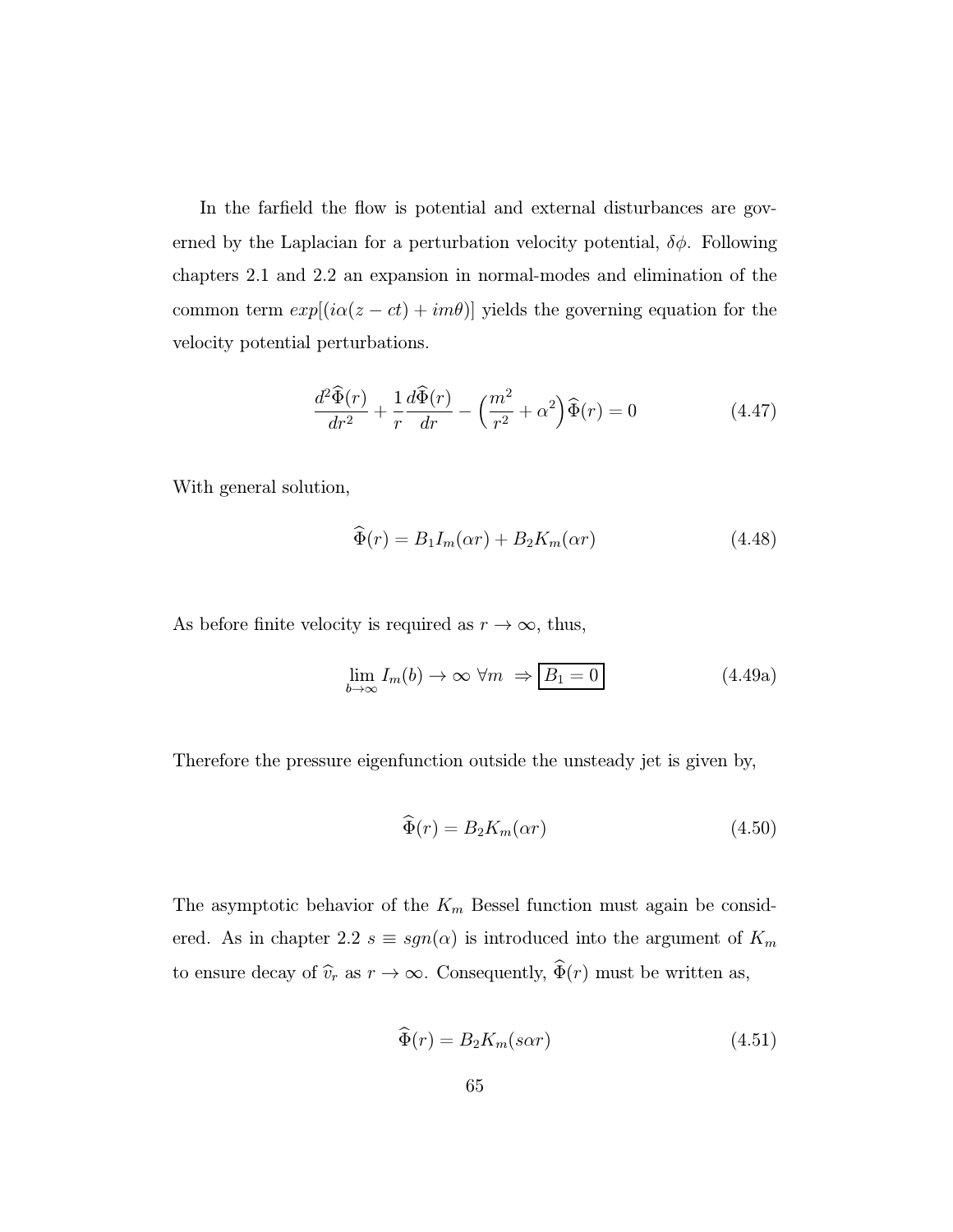In the farfield the flow is potential and external disturbances are governed by the Laplacian for a perturbation velocity potential, $\delta\phi$. Following chapters 2.1 and 2.2 an expansion in normal-modes and elimination of the common term $exp[(i\alpha(z-ct)+im\theta)]$ yields the governing equation for the velocity potential perturbations.

$$\frac{d^2\widehat{\Phi}(r)}{dr^2}+\frac{1}{r}\frac{d\widehat{\Phi}(r)}{dr}-\Big(\frac{m^2}{r^2}+\alpha^2\Big)\widehat{\Phi}(r)=0 \tag{4.47}$$

With general solution,

$$\widehat{\Phi}(r)=B_1 I_m(\alpha r)+B_2 K_m(\alpha r) \tag{4.48}$$

As before finite velocity is required as $r\rightarrow\infty$, thus,

$$\lim_{b\rightarrow\infty} I_m(b)\rightarrow\infty \;\forall m \;\Rightarrow \boxed{B_1=0} \tag{4.49a}$$

Therefore the pressure eigenfunction outside the unsteady jet is given by,

$$\widehat{\Phi}(r)=B_2 K_m(\alpha r) \tag{4.50}$$

The asymptotic behavior of the $K_m$ Bessel function must again be considered. As in chapter 2.2 $s\equiv sgn(\alpha)$ is introduced into the argument of $K_m$ to ensure decay of $\widehat{v}_r$ as $r\rightarrow\infty$. Consequently, $\widehat{\Phi}(r)$ must be written as,

$$\widehat{\Phi}(r)=B_2 K_m(s\alpha r) \tag{4.51}$$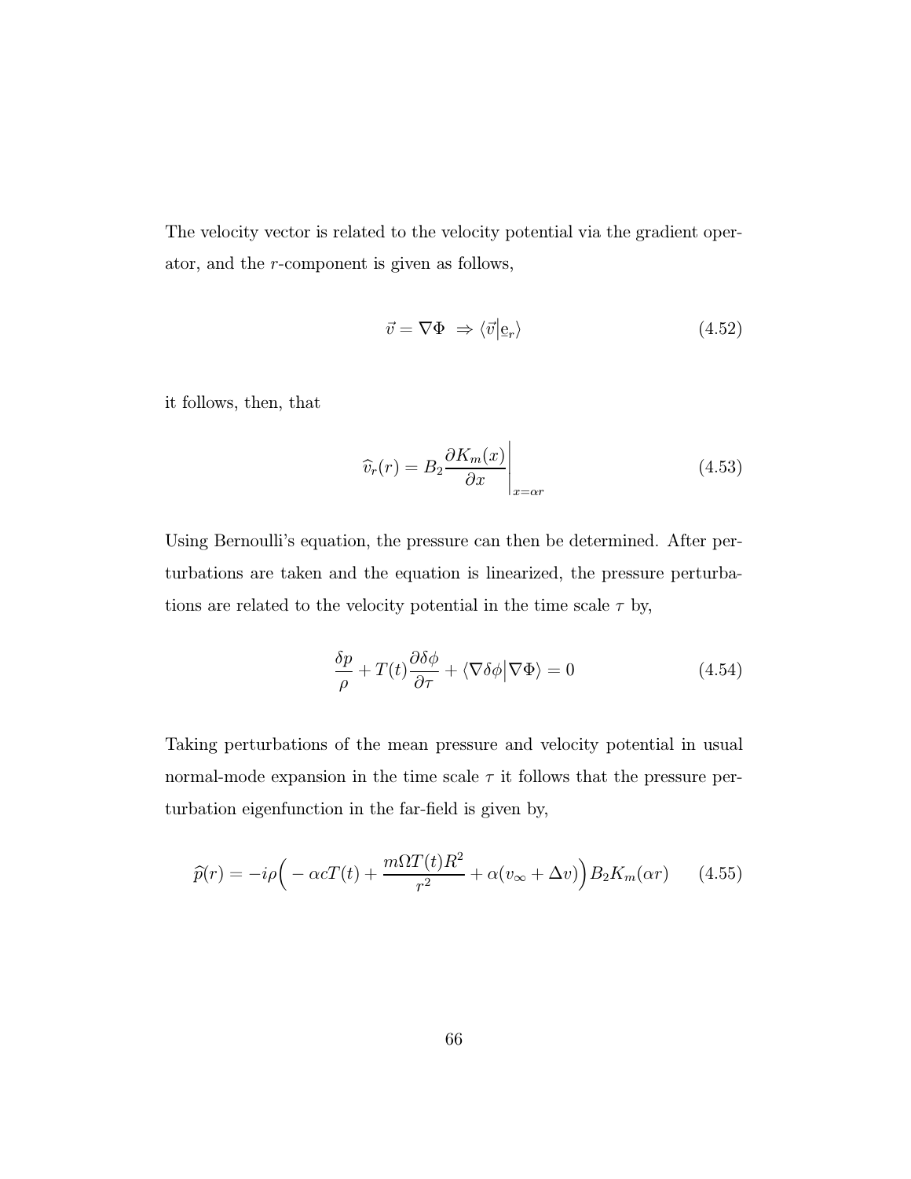The velocity vector is related to the velocity potential via the gradient operator, and the $r$-component is given as follows,

$$\vec{v} = \nabla \Phi \;\Rightarrow \langle \vec{v} \big| \underline{\mathrm{e}}_r \rangle \tag{4.52}$$

it follows, then, that

$$\widehat{v}_r(r) = B_2 \frac{\partial K_m(x)}{\partial x}\bigg|_{x=\alpha r} \tag{4.53}$$

Using Bernoulli's equation, the pressure can then be determined. After perturbations are taken and the equation is linearized, the pressure perturbations are related to the velocity potential in the time scale $\tau$ by,

$$\frac{\delta p}{\rho} + T(t)\frac{\partial \delta\phi}{\partial \tau} + \langle \nabla \delta\phi \big| \nabla \Phi \rangle = 0 \tag{4.54}$$

Taking perturbations of the mean pressure and velocity potential in usual normal-mode expansion in the time scale $\tau$ it follows that the pressure perturbation eigenfunction in the far-field is given by,

$$\widehat{p}(r) = -i\rho\Big( -\alpha c T(t) + \frac{m\Omega T(t) R^2}{r^2} + \alpha(v_\infty + \Delta v)\Big) B_2 K_m(\alpha r) \tag{4.55}$$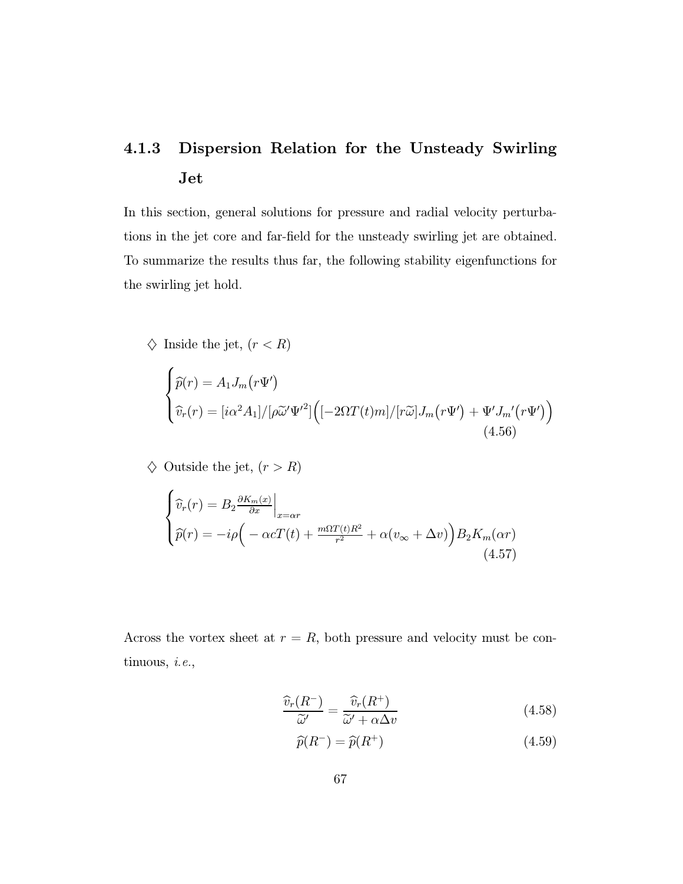### 4.1.3 Dispersion Relation for the Unsteady Swirling Jet

In this section, general solutions for pressure and radial velocity perturbations in the jet core and far-field for the unsteady swirling jet are obtained. To summarize the results thus far, the following stability eigenfunctions for the swirling jet hold.

♢ Inside the jet, $(r < R)$

$$
\begin{cases}
\widehat{p}(r) = A_1 J_m\big(r\Psi'\big) \\
\widehat{v}_r(r) = [i\alpha^2 A_1]/[\rho\widetilde{\omega}'\Psi'^2]\Big([-2\Omega T(t)m]/[r\widetilde{\omega}]J_m\big(r\Psi'\big) + \Psi' J_m{}'\big(r\Psi'\big)\Big)
\end{cases}
\tag{4.56}
$$

♢ Outside the jet, $(r > R)$

$$
\begin{cases}
\widehat{v}_r(r) = B_2 \frac{\partial K_m(x)}{\partial x}\Big|_{x=\alpha r} \\
\widehat{p}(r) = -i\rho\Big(-\alpha c T(t) + \frac{m\Omega T(t)R^2}{r^2} + \alpha(v_\infty + \Delta v)\Big) B_2 K_m(\alpha r)
\end{cases}
\tag{4.57}
$$

Across the vortex sheet at $r = R$, both pressure and velocity must be continuous, *i.e.*,

$$
\frac{\widehat{v}_r(R^-)}{\widetilde{\omega}'} = \frac{\widehat{v}_r(R^+)}{\widetilde{\omega}' + \alpha\Delta v} \tag{4.58}
$$

$$
\widehat{p}(R^-) = \widehat{p}(R^+) \tag{4.59}
$$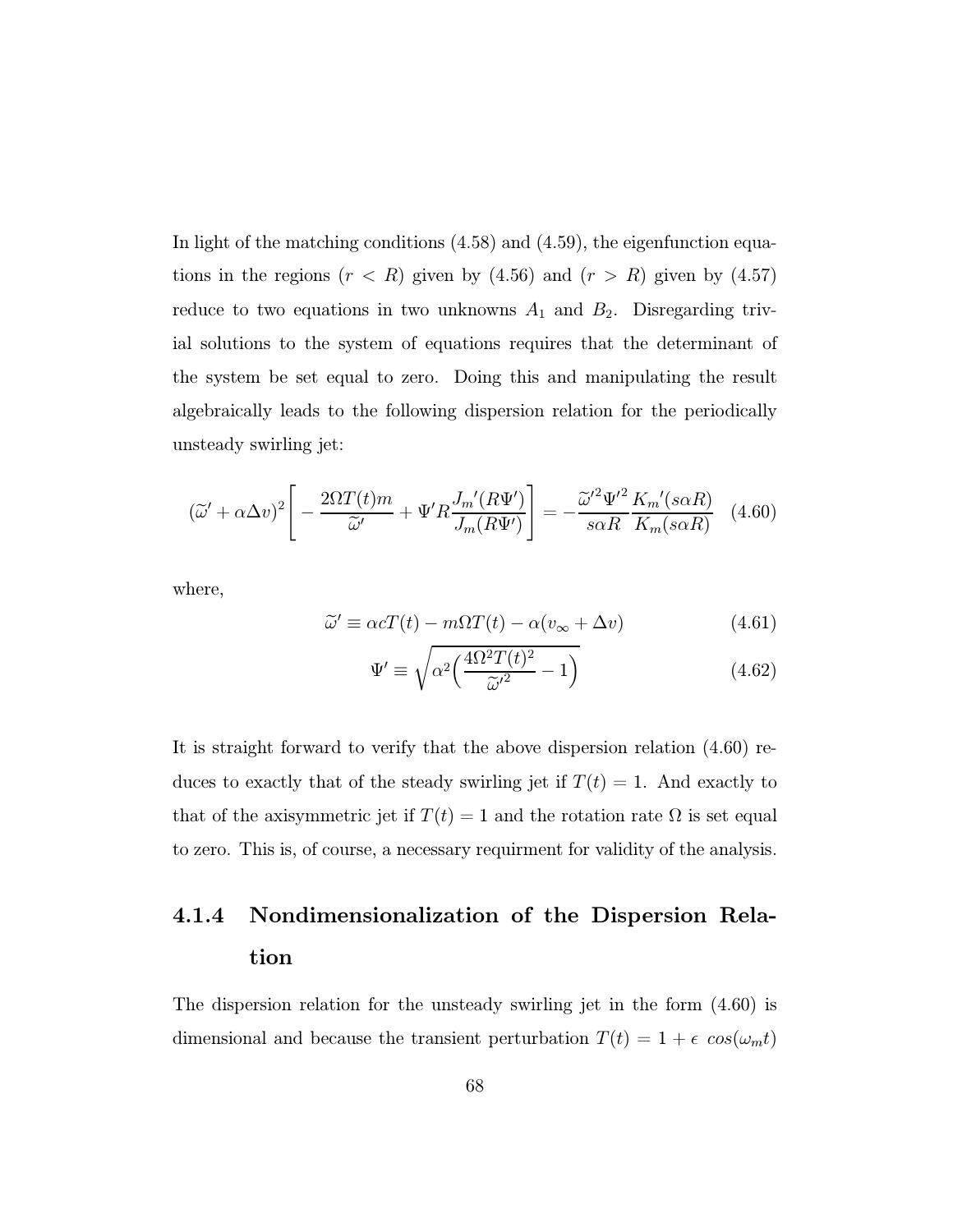In light of the matching conditions (4.58) and (4.59), the eigenfunction equations in the regions ($r < R$) given by (4.56) and ($r > R$) given by (4.57) reduce to two equations in two unknowns $A_1$ and $B_2$. Disregarding trivial solutions to the system of equations requires that the determinant of the system be set equal to zero. Doing this and manipulating the result algebraically leads to the following dispersion relation for the periodically unsteady swirling jet:

$$(\widetilde{\omega}' + \alpha\Delta v)^2 \Bigg[ -\frac{2\Omega T(t) m}{\widetilde{\omega}'} + \Psi' R \frac{J_m{}'(R\Psi')}{J_m(R\Psi')} \Bigg] = -\frac{\widetilde{\omega}'^2 \Psi'^2}{s\alpha R} \frac{K_m{}'(s\alpha R)}{K_m(s\alpha R)} \quad (4.60)$$

where,

$$\widetilde{\omega}' \equiv \alpha c T(t) - m\Omega T(t) - \alpha(v_\infty + \Delta v) \quad (4.61)$$

$$\Psi' \equiv \sqrt{\alpha^2 \Big( \frac{4\Omega^2 T(t)^2}{\widetilde{\omega}'^2} - 1 \Big)} \quad (4.62)$$

It is straight forward to verify that the above dispersion relation (4.60) reduces to exactly that of the steady swirling jet if $T(t) = 1$. And exactly to that of the axisymmetric jet if $T(t) = 1$ and the rotation rate $\Omega$ is set equal to zero. This is, of course, a necessary requirment for validity of the analysis.

### 4.1.4 Nondimensionalization of the Dispersion Relation

The dispersion relation for the unsteady swirling jet in the form (4.60) is dimensional and because the transient perturbation $T(t) = 1 + \epsilon \; cos(\omega_m t)$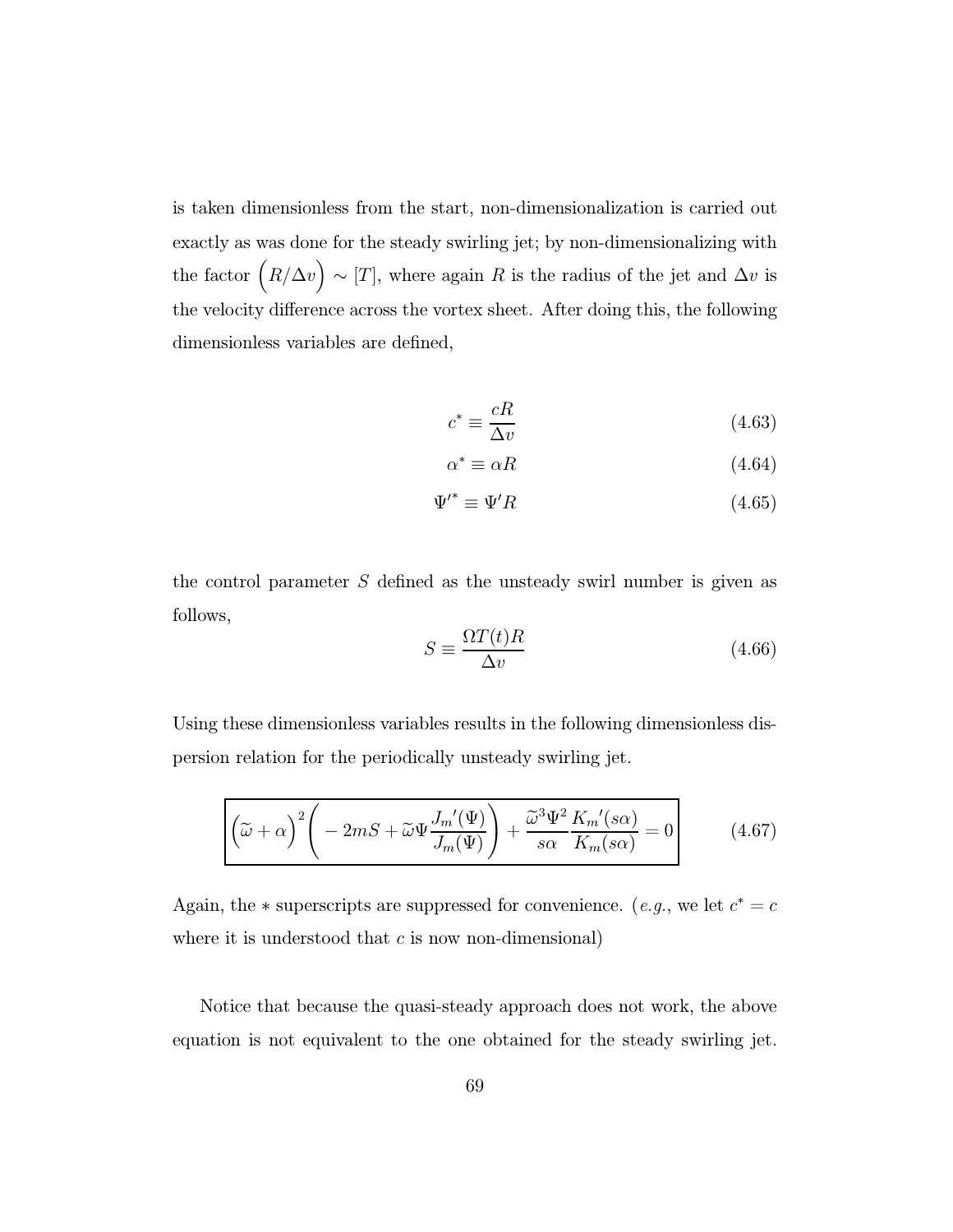is taken dimensionless from the start, non-dimensionalization is carried out exactly as was done for the steady swirling jet; by non-dimensionalizing with the factor $\Big(R/\Delta v\Big) \sim [T]$, where again $R$ is the radius of the jet and $\Delta v$ is the velocity difference across the vortex sheet. After doing this, the following dimensionless variables are defined,

$$c^* \equiv \frac{cR}{\Delta v} \tag{4.63}$$

$$\alpha^* \equiv \alpha R \tag{4.64}$$

$$\Psi'^* \equiv \Psi' R \tag{4.65}$$

the control parameter $S$ defined as the unsteady swirl number is given as follows,

$$S \equiv \frac{\Omega T(t) R}{\Delta v} \tag{4.66}$$

Using these dimensionless variables results in the following dimensionless dispersion relation for the periodically unsteady swirling jet.

$$\boxed{\Big(\widetilde{\omega} + \alpha\Big)^2 \Bigg( -2mS + \widetilde{\omega}\Psi \frac{J_m{}'(\Psi)}{J_m(\Psi)} \Bigg) + \frac{\widetilde{\omega}^3 \Psi^2}{s\alpha} \frac{K_m{}'(s\alpha)}{K_m(s\alpha)} = 0} \tag{4.67}$$

Again, the $*$ superscripts are suppressed for convenience. (*e.g.*, we let $c^* = c$ where it is understood that $c$ is now non-dimensional)

Notice that because the quasi-steady approach does not work, the above equation is not equivalent to the one obtained for the steady swirling jet.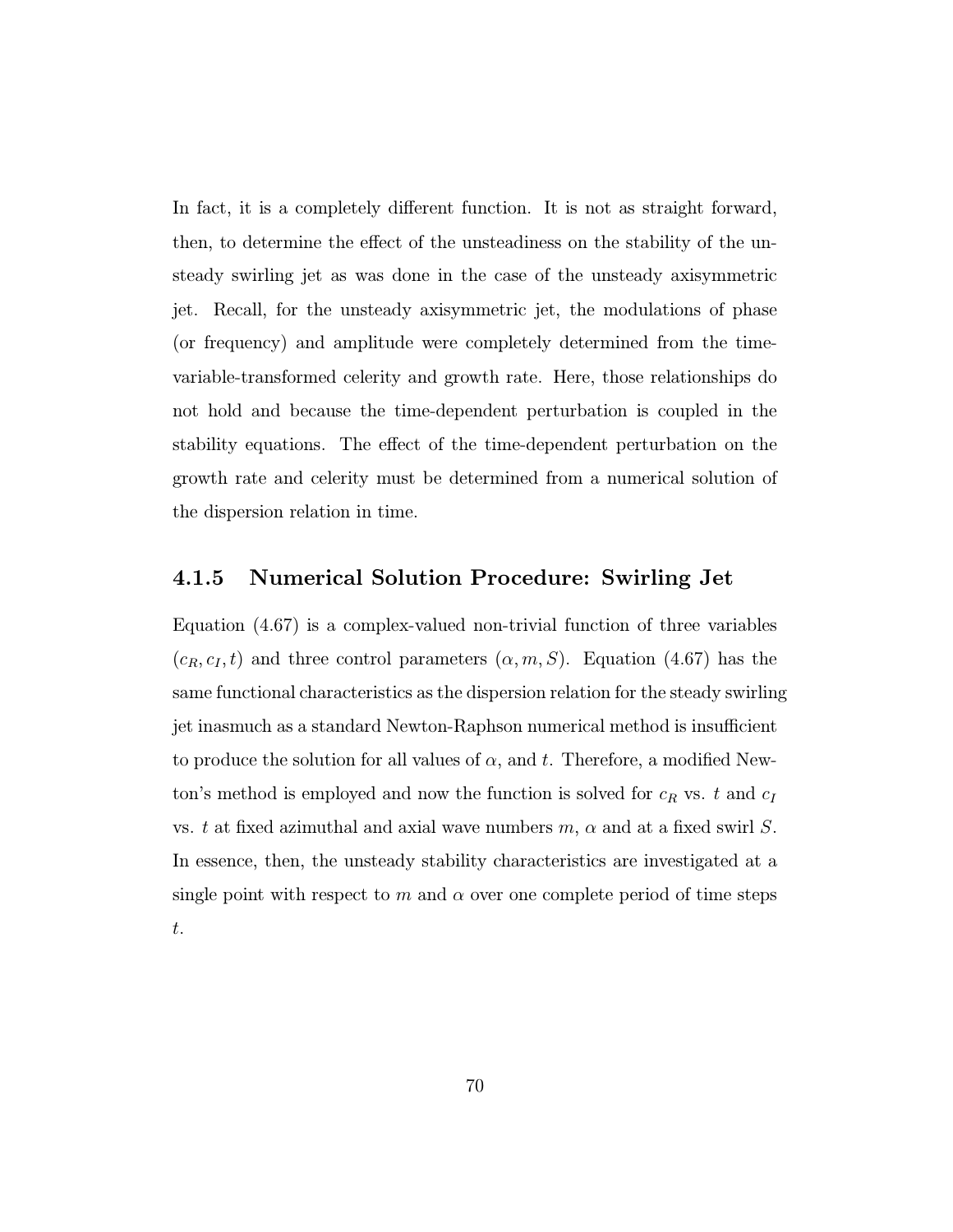In fact, it is a completely different function. It is not as straight forward, then, to determine the effect of the unsteadiness on the stability of the unsteady swirling jet as was done in the case of the unsteady axisymmetric jet. Recall, for the unsteady axisymmetric jet, the modulations of phase (or frequency) and amplitude were completely determined from the time-variable-transformed celerity and growth rate. Here, those relationships do not hold and because the time-dependent perturbation is coupled in the stability equations. The effect of the time-dependent perturbation on the growth rate and celerity must be determined from a numerical solution of the dispersion relation in time.

### 4.1.5 Numerical Solution Procedure: Swirling Jet

Equation (4.67) is a complex-valued non-trivial function of three variables $(c_R, c_I, t)$ and three control parameters $(\alpha, m, S)$. Equation (4.67) has the same functional characteristics as the dispersion relation for the steady swirling jet inasmuch as a standard Newton-Raphson numerical method is insufficient to produce the solution for all values of $\alpha$, and $t$. Therefore, a modified Newton's method is employed and now the function is solved for $c_R$ vs. $t$ and $c_I$ vs. $t$ at fixed azimuthal and axial wave numbers $m$, $\alpha$ and at a fixed swirl $S$. In essence, then, the unsteady stability characteristics are investigated at a single point with respect to $m$ and $\alpha$ over one complete period of time steps $t$.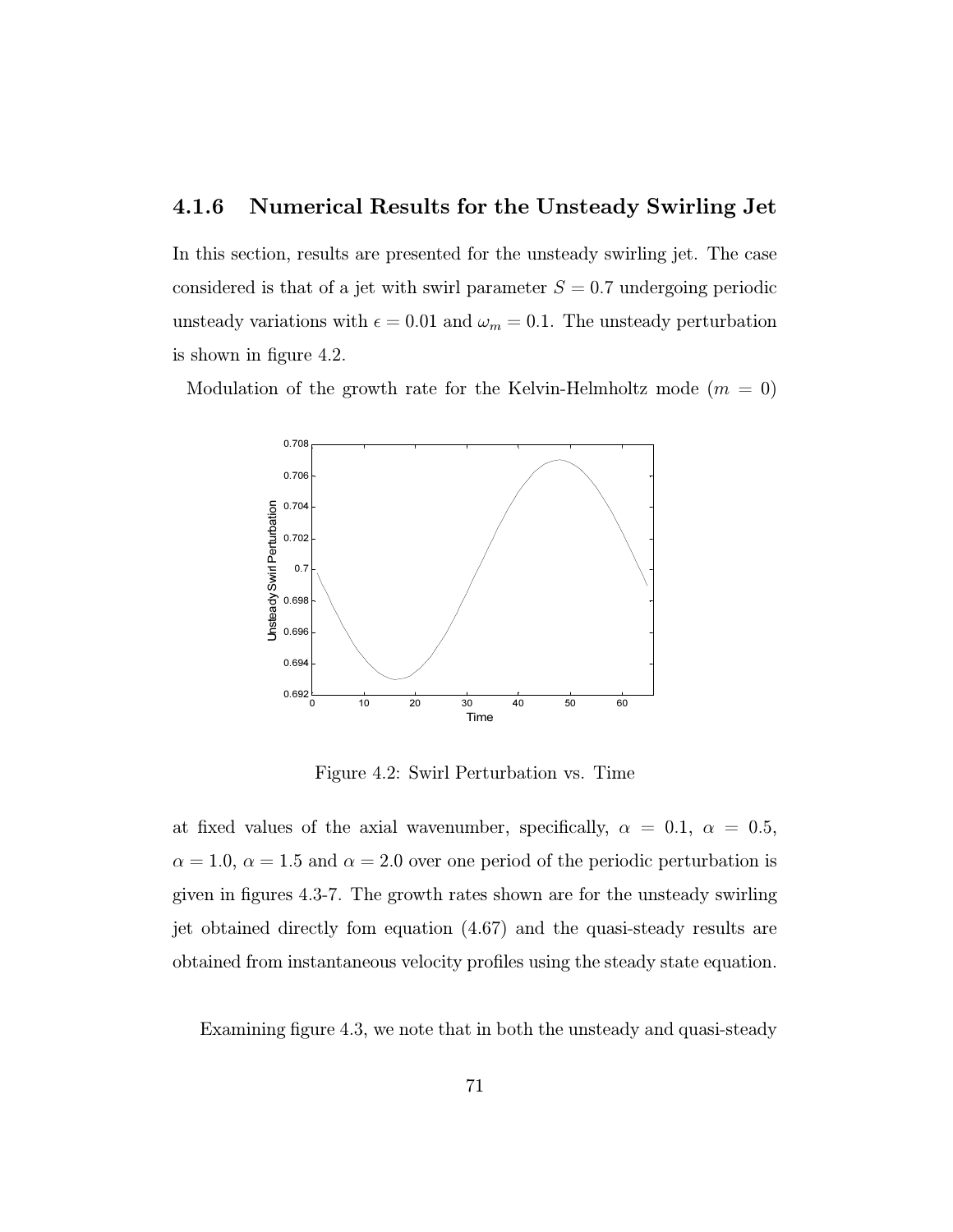### 4.1.6 Numerical Results for the Unsteady Swirling Jet

In this section, results are presented for the unsteady swirling jet. The case considered is that of a jet with swirl parameter $S = 0.7$ undergoing periodic unsteady variations with $\epsilon = 0.01$ and $\omega_m = 0.1$. The unsteady perturbation is shown in figure 4.2.

Modulation of the growth rate for the Kelvin-Helmholtz mode ($m = 0$)

Figure 4.2: Swirl Perturbation vs. Time

at fixed values of the axial wavenumber, specifically, $\alpha = 0.1$, $\alpha = 0.5$, $\alpha = 1.0$, $\alpha = 1.5$ and $\alpha = 2.0$ over one period of the periodic perturbation is given in figures 4.3-7. The growth rates shown are for the unsteady swirling jet obtained directly fom equation (4.67) and the quasi-steady results are obtained from instantaneous velocity profiles using the steady state equation.

Examining figure 4.3, we note that in both the unsteady and quasi-steady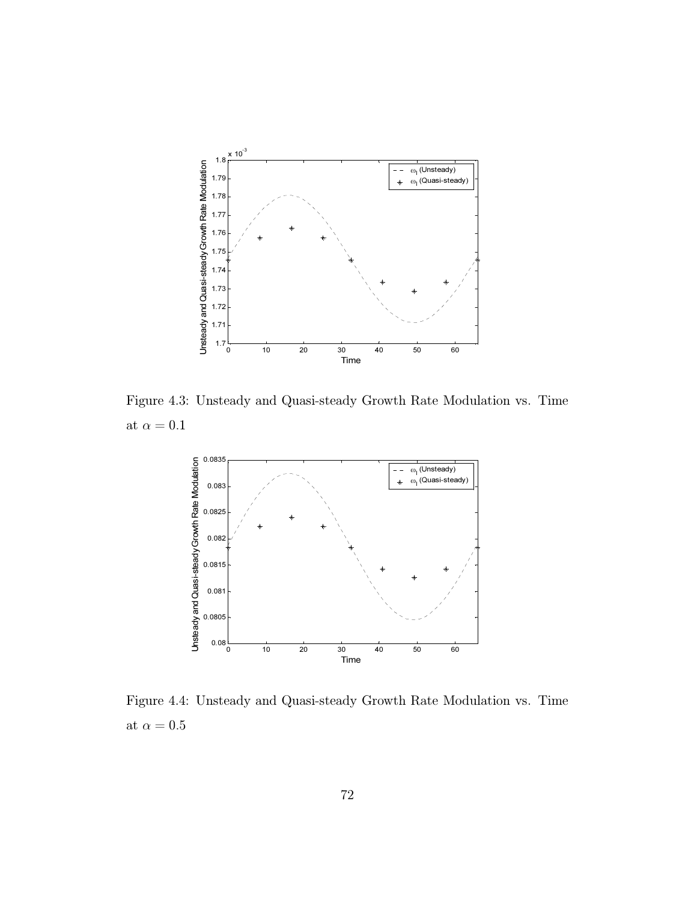Figure 4.3: Unsteady and Quasi-steady Growth Rate Modulation vs. Time at $\alpha = 0.1$

Figure 4.4: Unsteady and Quasi-steady Growth Rate Modulation vs. Time at $\alpha = 0.5$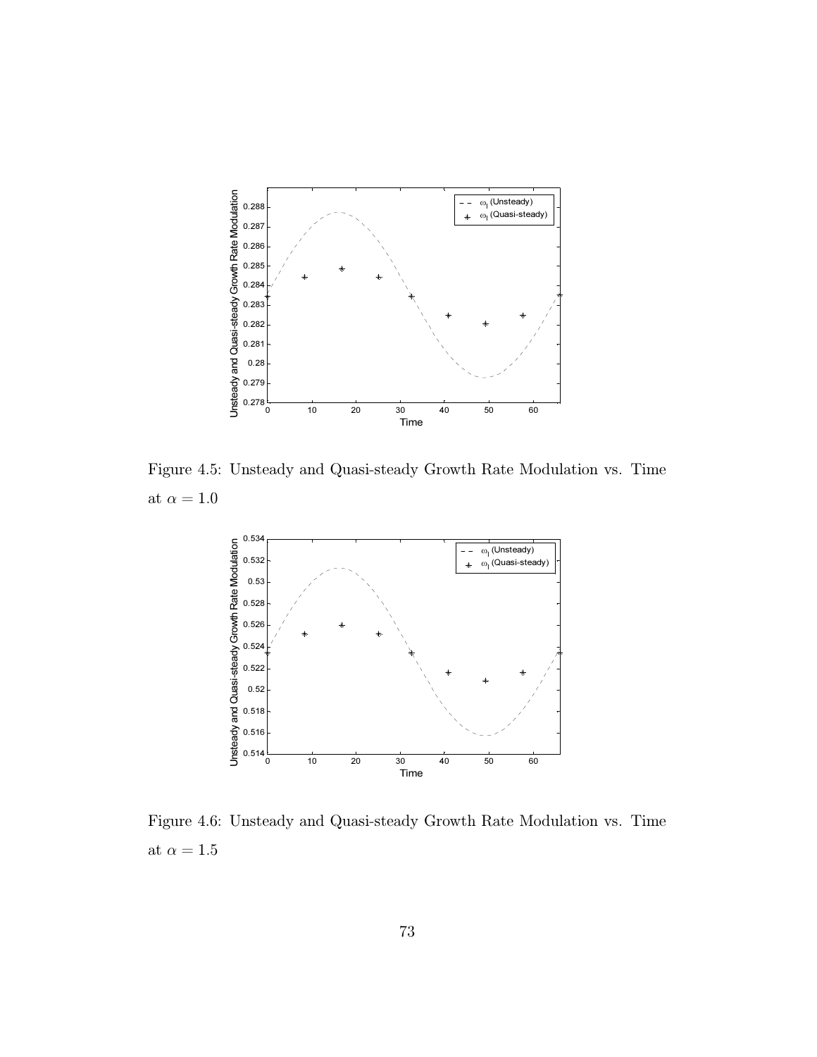Figure 4.5: Unsteady and Quasi-steady Growth Rate Modulation vs. Time at $\alpha = 1.0$

Figure 4.6: Unsteady and Quasi-steady Growth Rate Modulation vs. Time at $\alpha = 1.5$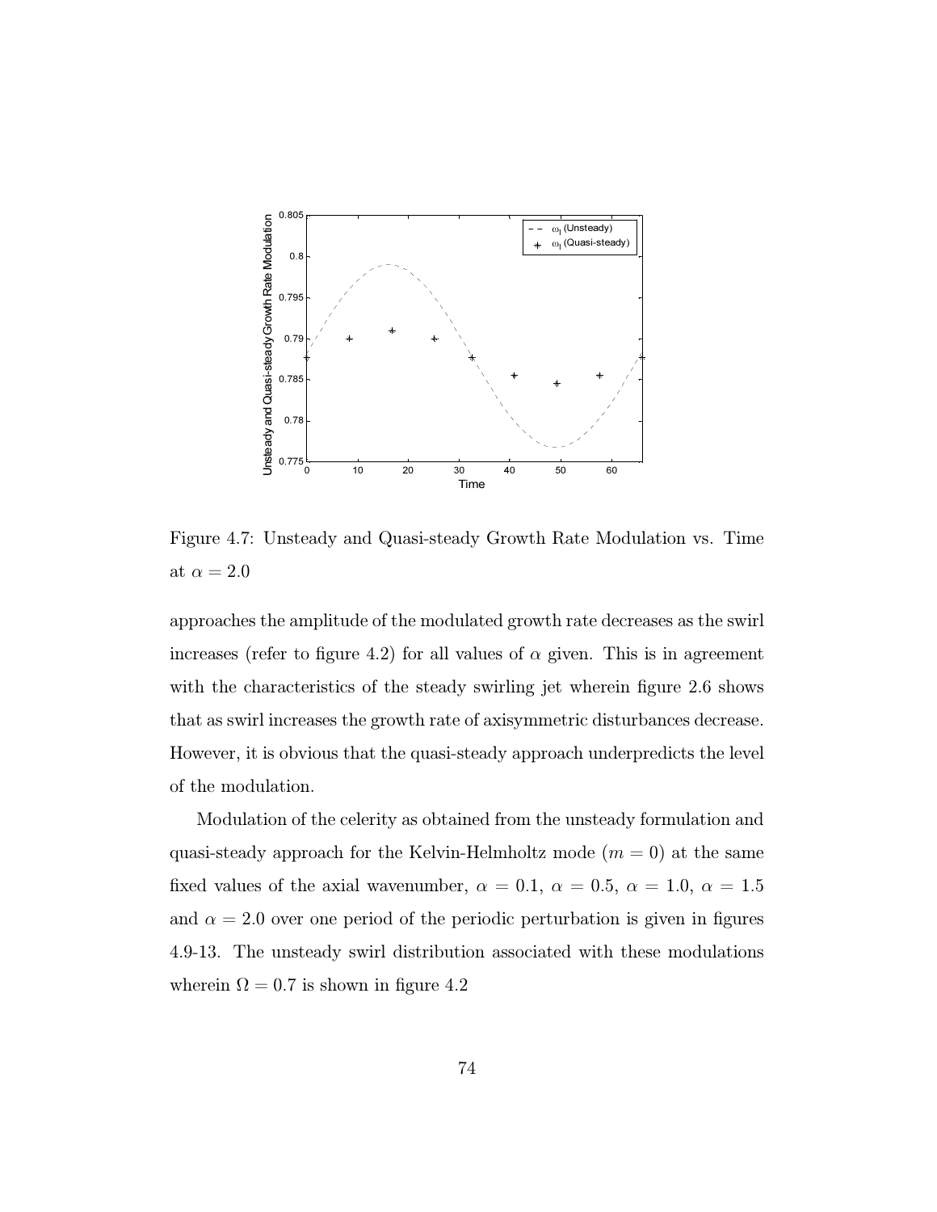Figure 4.7: Unsteady and Quasi-steady Growth Rate Modulation vs. Time at $\alpha = 2.0$

approaches the amplitude of the modulated growth rate decreases as the swirl increases (refer to figure 4.2) for all values of $\alpha$ given. This is in agreement with the characteristics of the steady swirling jet wherein figure 2.6 shows that as swirl increases the growth rate of axisymmetric disturbances decrease. However, it is obvious that the quasi-steady approach underpredicts the level of the modulation.

Modulation of the celerity as obtained from the unsteady formulation and quasi-steady approach for the Kelvin-Helmholtz mode ($m = 0$) at the same fixed values of the axial wavenumber, $\alpha = 0.1$, $\alpha = 0.5$, $\alpha = 1.0$, $\alpha = 1.5$ and $\alpha = 2.0$ over one period of the periodic perturbation is given in figures 4.9-13. The unsteady swirl distribution associated with these modulations wherein $\Omega = 0.7$ is shown in figure 4.2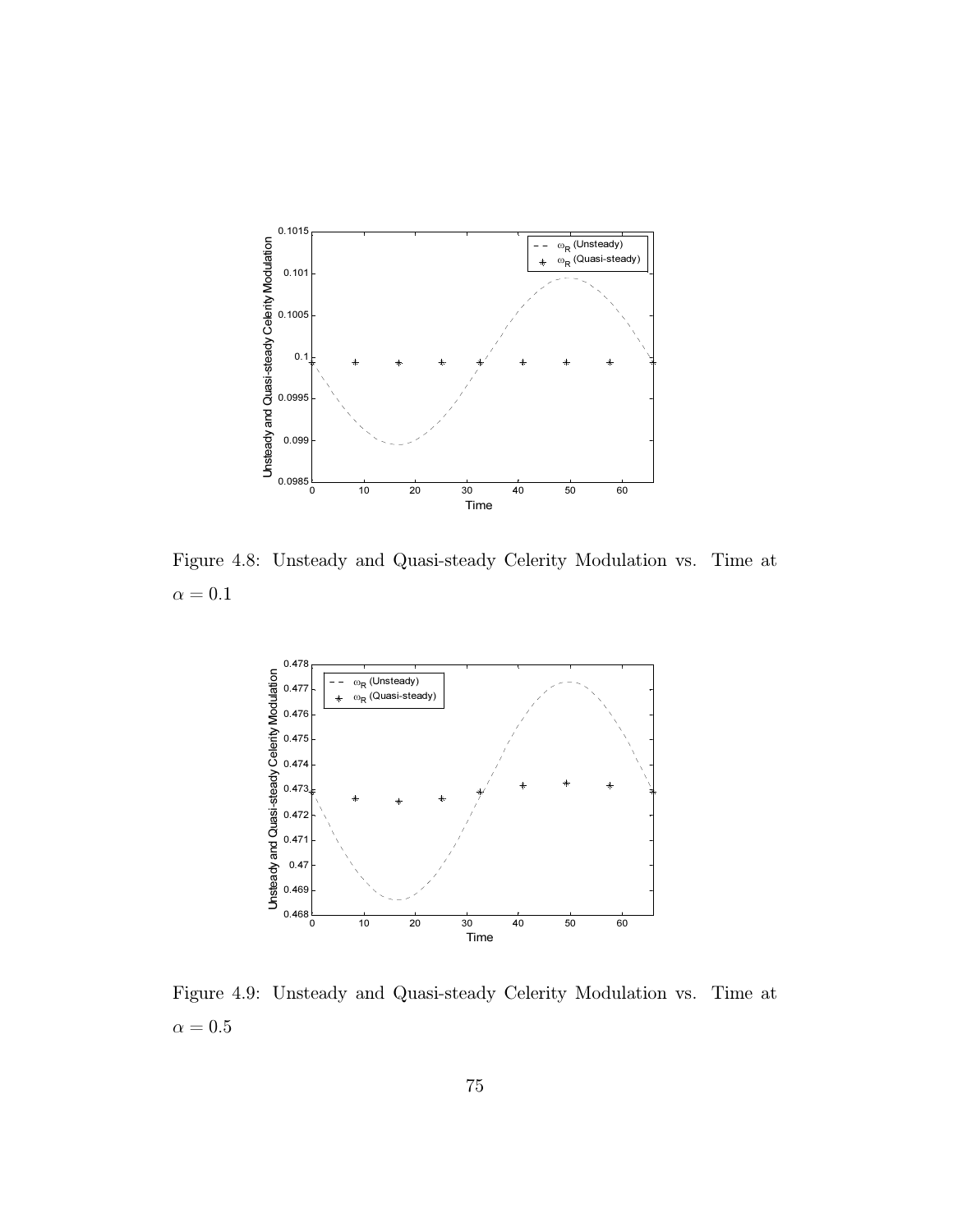Figure 4.8: Unsteady and Quasi-steady Celerity Modulation vs. Time at $\alpha = 0.1$

Figure 4.9: Unsteady and Quasi-steady Celerity Modulation vs. Time at $\alpha = 0.5$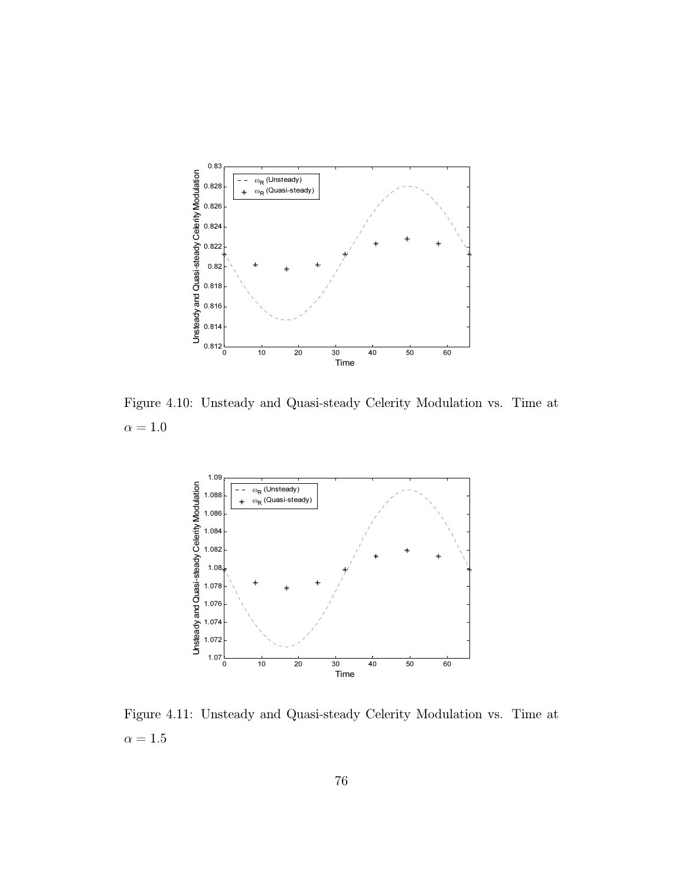Figure 4.10: Unsteady and Quasi-steady Celerity Modulation vs. Time at $\alpha = 1.0$

Figure 4.11: Unsteady and Quasi-steady Celerity Modulation vs. Time at $\alpha = 1.5$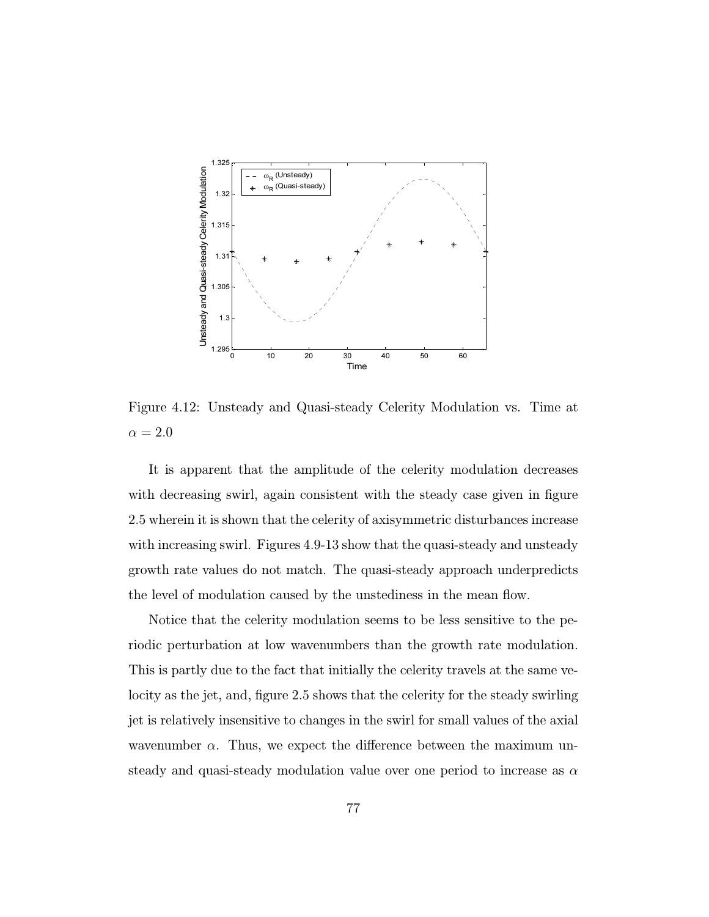Figure 4.12: Unsteady and Quasi-steady Celerity Modulation vs. Time at $\alpha = 2.0$

It is apparent that the amplitude of the celerity modulation decreases with decreasing swirl, again consistent with the steady case given in figure 2.5 wherein it is shown that the celerity of axisymmetric disturbances increase with increasing swirl. Figures 4.9-13 show that the quasi-steady and unsteady growth rate values do not match. The quasi-steady approach underpredicts the level of modulation caused by the unstediness in the mean flow.

Notice that the celerity modulation seems to be less sensitive to the periodic perturbation at low wavenumbers than the growth rate modulation. This is partly due to the fact that initially the celerity travels at the same velocity as the jet, and, figure 2.5 shows that the celerity for the steady swirling jet is relatively insensitive to changes in the swirl for small values of the axial wavenumber $\alpha$. Thus, we expect the difference between the maximum unsteady and quasi-steady modulation value over one period to increase as $\alpha$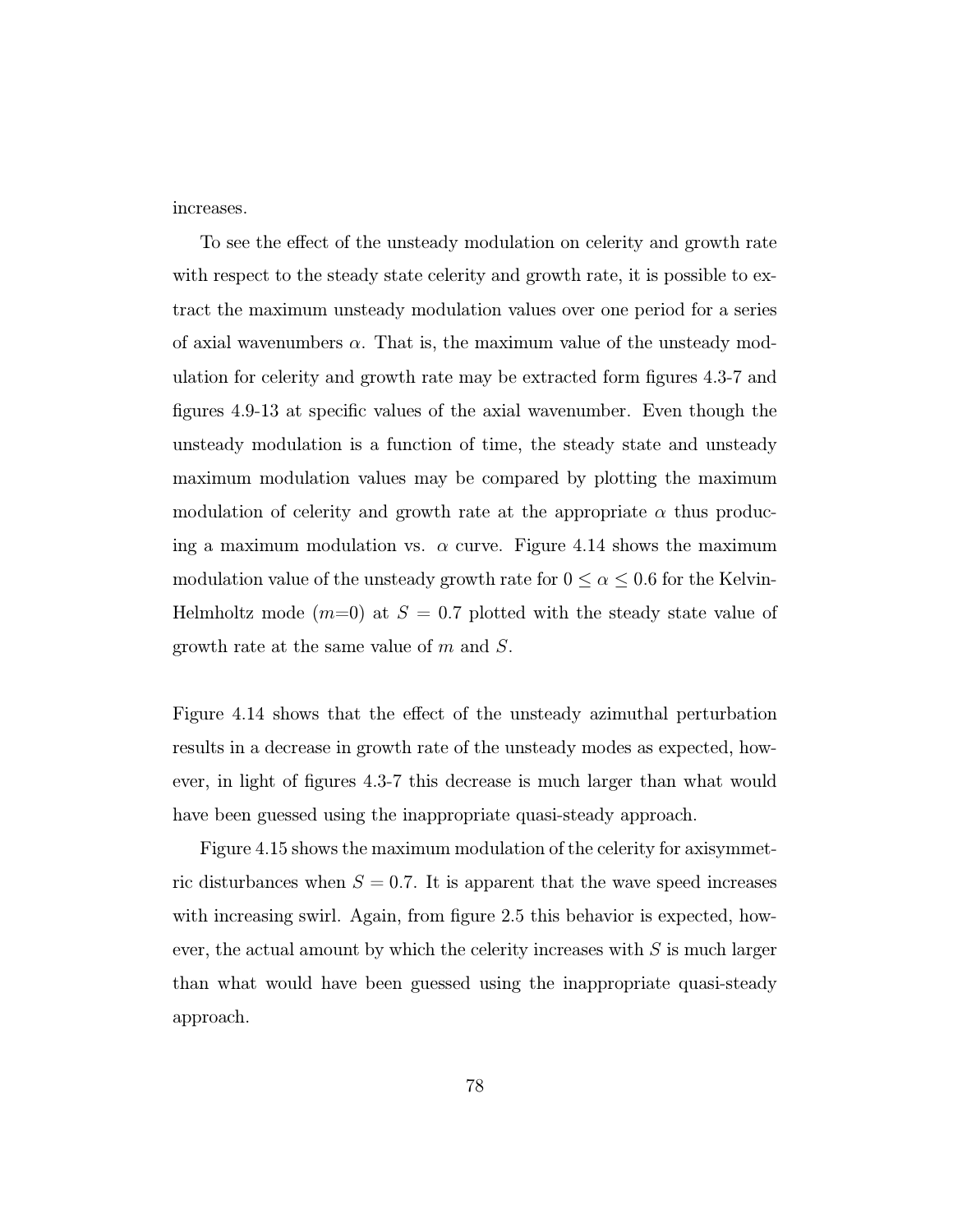increases.

To see the effect of the unsteady modulation on celerity and growth rate with respect to the steady state celerity and growth rate, it is possible to extract the maximum unsteady modulation values over one period for a series of axial wavenumbers $\alpha$. That is, the maximum value of the unsteady modulation for celerity and growth rate may be extracted form figures 4.3-7 and figures 4.9-13 at specific values of the axial wavenumber. Even though the unsteady modulation is a function of time, the steady state and unsteady maximum modulation values may be compared by plotting the maximum modulation of celerity and growth rate at the appropriate $\alpha$ thus producing a maximum modulation vs. $\alpha$ curve. Figure 4.14 shows the maximum modulation value of the unsteady growth rate for $0 \leq \alpha \leq 0.6$ for the Kelvin-Helmholtz mode ($m$=0) at $S = 0.7$ plotted with the steady state value of growth rate at the same value of $m$ and $S$.

Figure 4.14 shows that the effect of the unsteady azimuthal perturbation results in a decrease in growth rate of the unsteady modes as expected, however, in light of figures 4.3-7 this decrease is much larger than what would have been guessed using the inappropriate quasi-steady approach.

Figure 4.15 shows the maximum modulation of the celerity for axisymmetric disturbances when $S = 0.7$. It is apparent that the wave speed increases with increasing swirl. Again, from figure 2.5 this behavior is expected, however, the actual amount by which the celerity increases with $S$ is much larger than what would have been guessed using the inappropriate quasi-steady approach.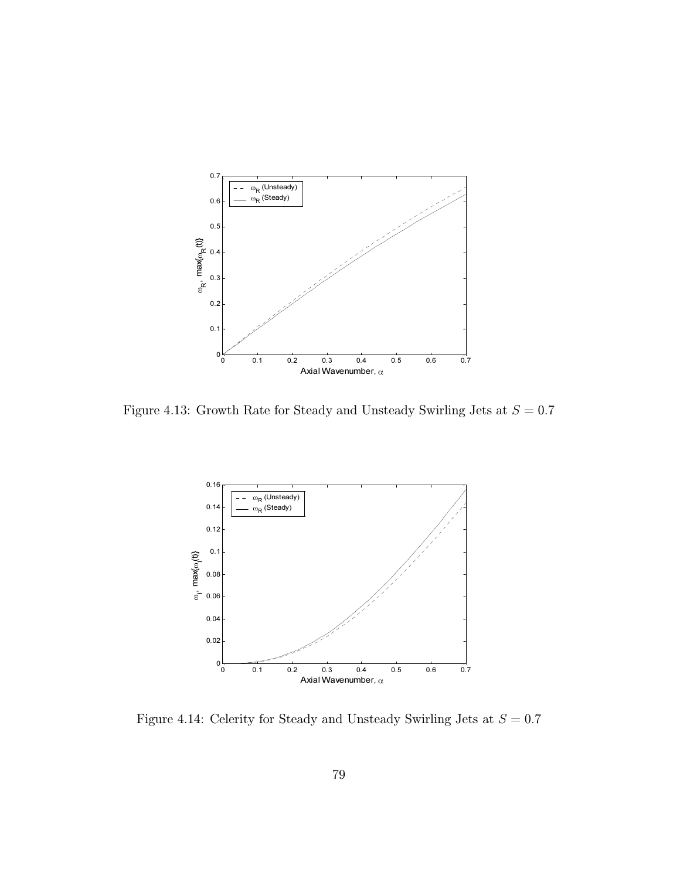Figure 4.13: Growth Rate for Steady and Unsteady Swirling Jets at $S = 0.7$

Figure 4.14: Celerity for Steady and Unsteady Swirling Jets at $S = 0.7$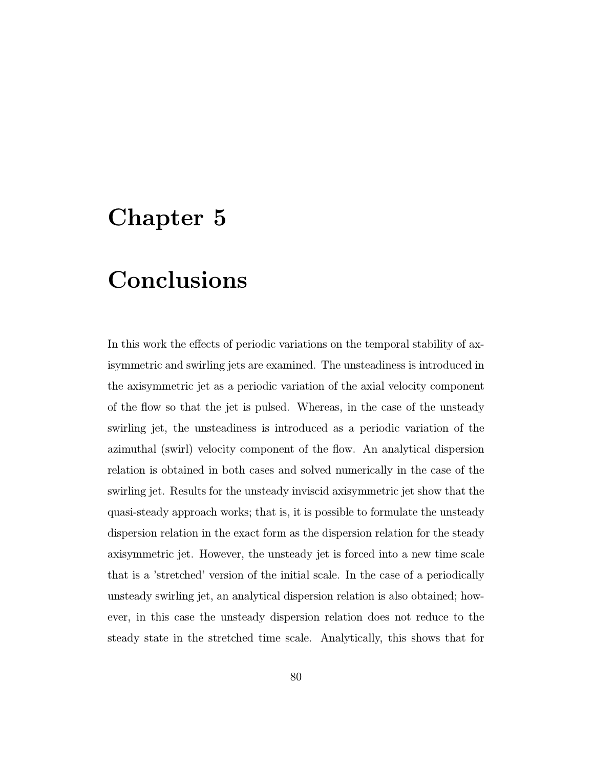# Chapter 5

# Conclusions

In this work the effects of periodic variations on the temporal stability of axisymmetric and swirling jets are examined. The unsteadiness is introduced in the axisymmetric jet as a periodic variation of the axial velocity component of the flow so that the jet is pulsed. Whereas, in the case of the unsteady swirling jet, the unsteadiness is introduced as a periodic variation of the azimuthal (swirl) velocity component of the flow. An analytical dispersion relation is obtained in both cases and solved numerically in the case of the swirling jet. Results for the unsteady inviscid axisymmetric jet show that the quasi-steady approach works; that is, it is possible to formulate the unsteady dispersion relation in the exact form as the dispersion relation for the steady axisymmetric jet. However, the unsteady jet is forced into a new time scale that is a 'stretched' version of the initial scale. In the case of a periodically unsteady swirling jet, an analytical dispersion relation is also obtained; however, in this case the unsteady dispersion relation does not reduce to the steady state in the stretched time scale. Analytically, this shows that for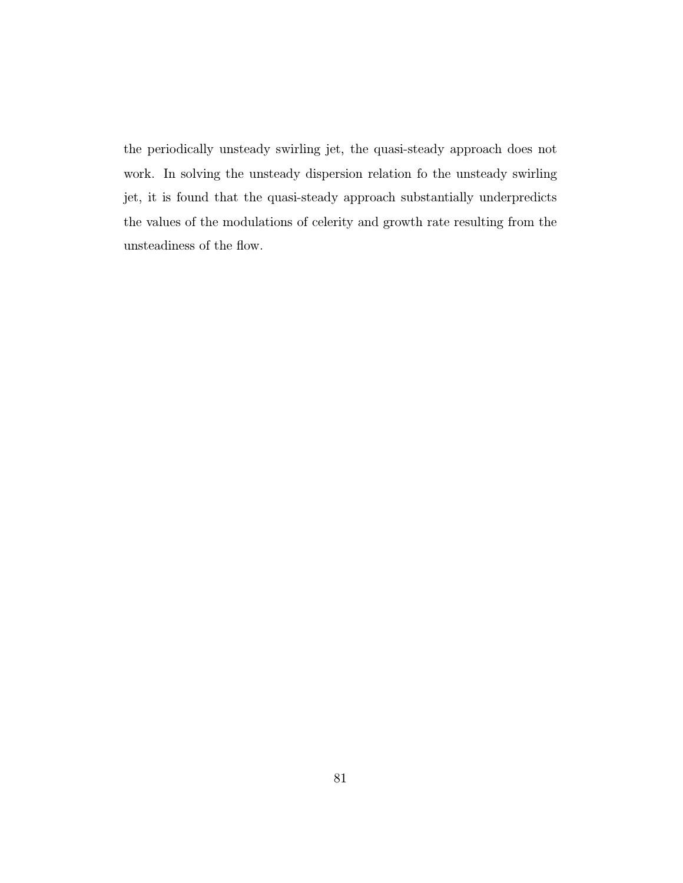the periodically unsteady swirling jet, the quasi-steady approach does not work. In solving the unsteady dispersion relation fo the unsteady swirling jet, it is found that the quasi-steady approach substantially underpredicts the values of the modulations of celerity and growth rate resulting from the unsteadiness of the flow.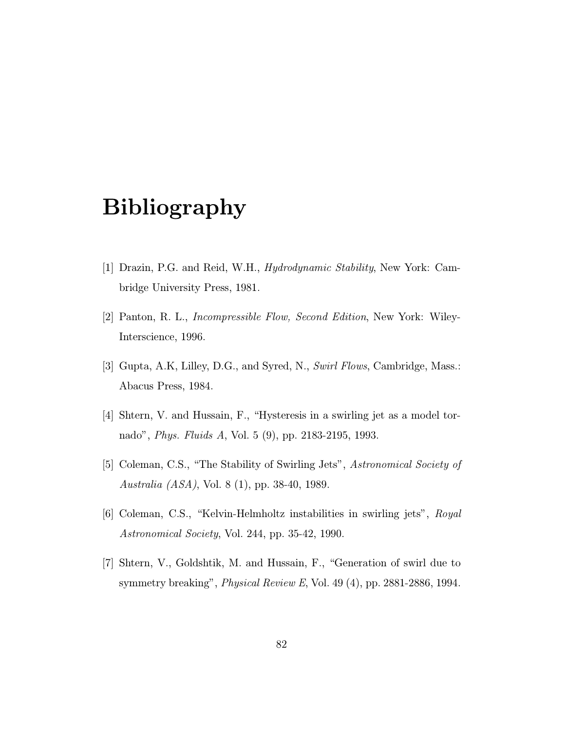# Bibliography

[1] Drazin, P.G. and Reid, W.H., *Hydrodynamic Stability*, New York: Cambridge University Press, 1981.

[2] Panton, R. L., *Incompressible Flow, Second Edition*, New York: Wiley-Interscience, 1996.

[3] Gupta, A.K, Lilley, D.G., and Syred, N., *Swirl Flows*, Cambridge, Mass.: Abacus Press, 1984.

[4] Shtern, V. and Hussain, F., "Hysteresis in a swirling jet as a model tornado", *Phys. Fluids A*, Vol. 5 (9), pp. 2183-2195, 1993.

[5] Coleman, C.S., "The Stability of Swirling Jets", *Astronomical Society of Australia (ASA)*, Vol. 8 (1), pp. 38-40, 1989.

[6] Coleman, C.S., "Kelvin-Helmholtz instabilities in swirling jets", *Royal Astronomical Society*, Vol. 244, pp. 35-42, 1990.

[7] Shtern, V., Goldshtik, M. and Hussain, F., "Generation of swirl due to symmetry breaking", *Physical Review E*, Vol. 49 (4), pp. 2881-2886, 1994.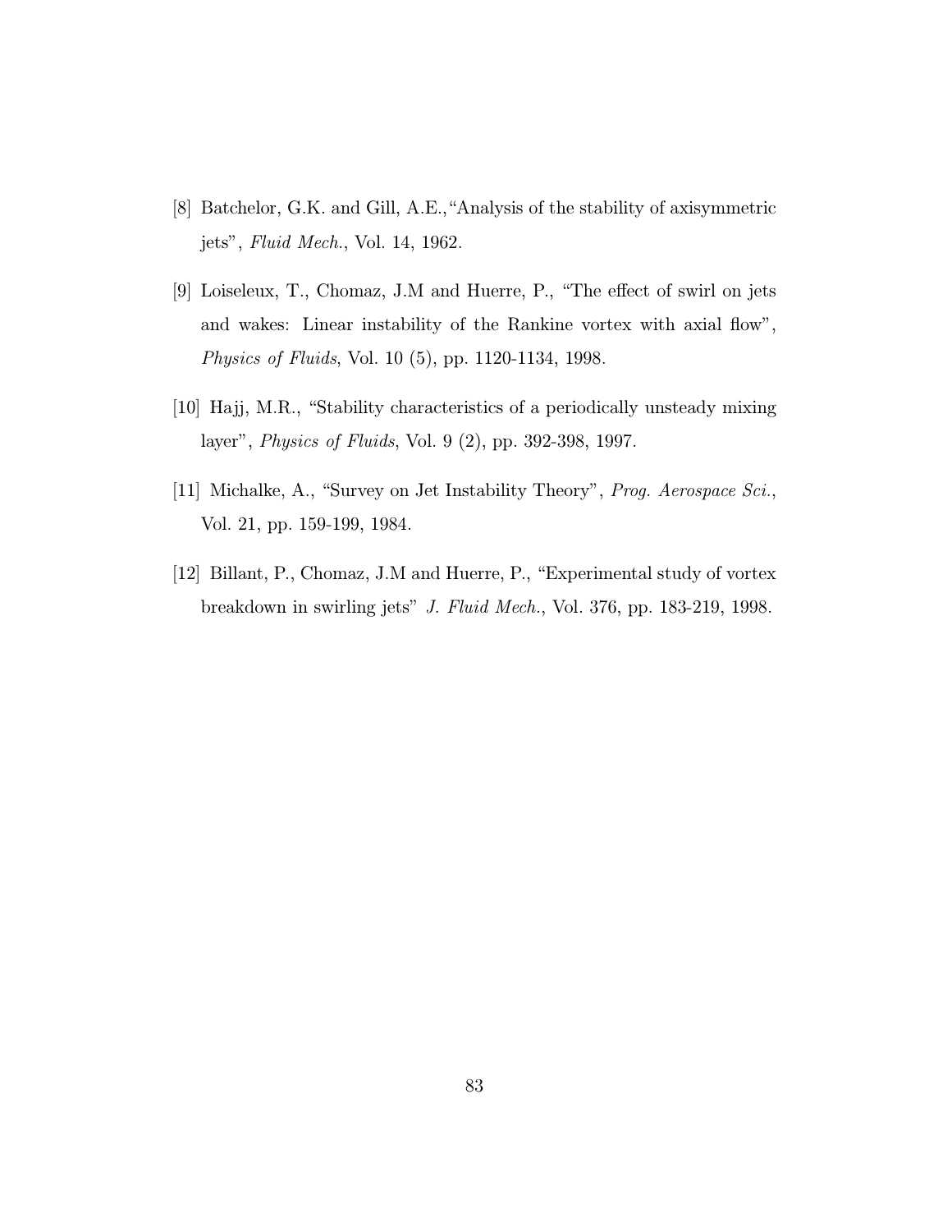[8] Batchelor, G.K. and Gill, A.E.,“Analysis of the stability of axisymmetric jets”, *Fluid Mech.*, Vol. 14, 1962.

[9] Loiseleux, T., Chomaz, J.M and Huerre, P., “The effect of swirl on jets and wakes: Linear instability of the Rankine vortex with axial flow”, *Physics of Fluids*, Vol. 10 (5), pp. 1120-1134, 1998.

[10] Hajj, M.R., “Stability characteristics of a periodically unsteady mixing layer”, *Physics of Fluids*, Vol. 9 (2), pp. 392-398, 1997.

[11] Michalke, A., “Survey on Jet Instability Theory”, *Prog. Aerospace Sci.*, Vol. 21, pp. 159-199, 1984.

[12] Billant, P., Chomaz, J.M and Huerre, P., “Experimental study of vortex breakdown in swirling jets” *J. Fluid Mech.*, Vol. 376, pp. 183-219, 1998.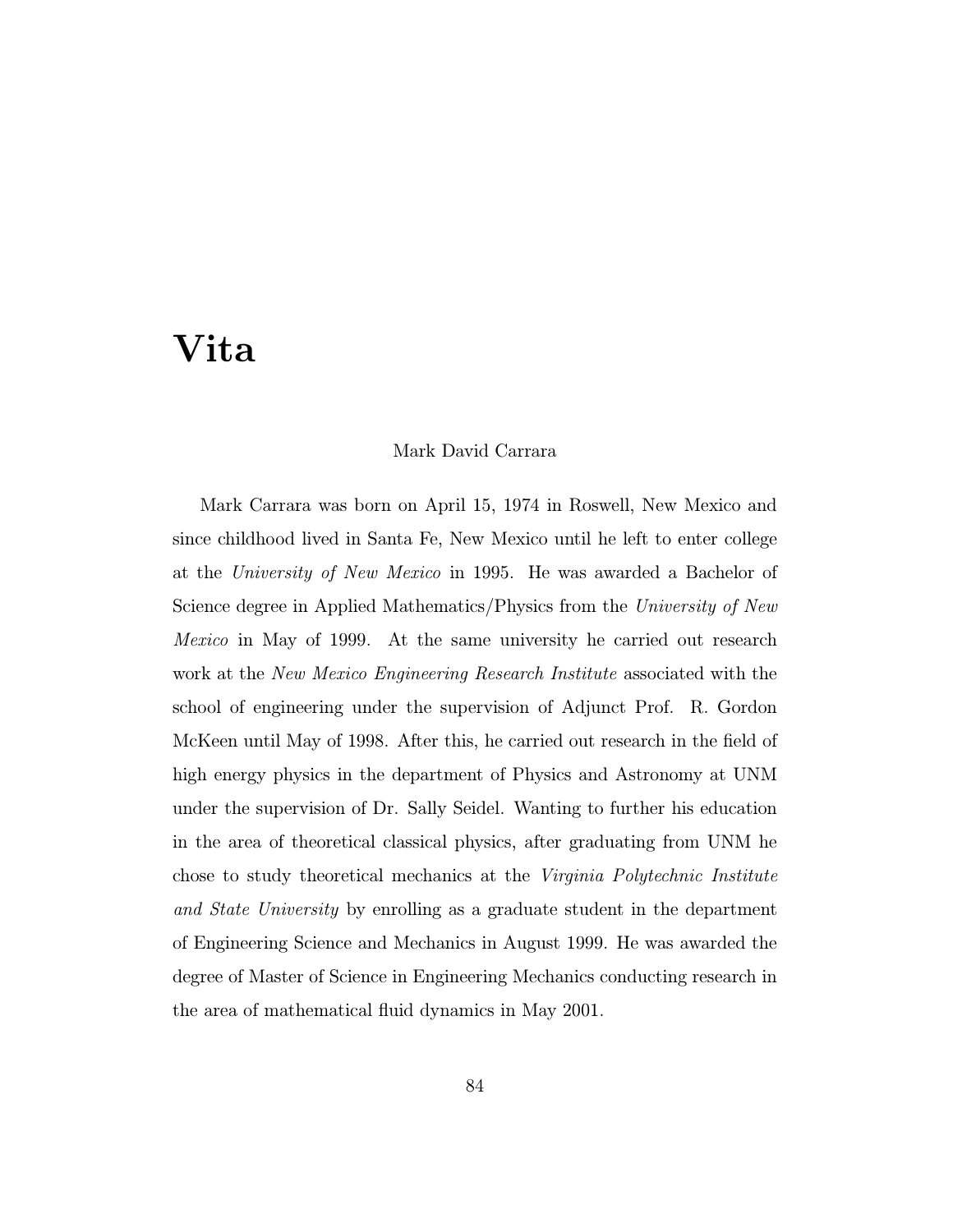# Vita

Mark David Carrara

Mark Carrara was born on April 15, 1974 in Roswell, New Mexico and since childhood lived in Santa Fe, New Mexico until he left to enter college at the *University of New Mexico* in 1995. He was awarded a Bachelor of Science degree in Applied Mathematics/Physics from the *University of New Mexico* in May of 1999. At the same university he carried out research work at the *New Mexico Engineering Research Institute* associated with the school of engineering under the supervision of Adjunct Prof. R. Gordon McKeen until May of 1998. After this, he carried out research in the field of high energy physics in the department of Physics and Astronomy at UNM under the supervision of Dr. Sally Seidel. Wanting to further his education in the area of theoretical classical physics, after graduating from UNM he chose to study theoretical mechanics at the *Virginia Polytechnic Institute and State University* by enrolling as a graduate student in the department of Engineering Science and Mechanics in August 1999. He was awarded the degree of Master of Science in Engineering Mechanics conducting research in the area of mathematical fluid dynamics in May 2001.